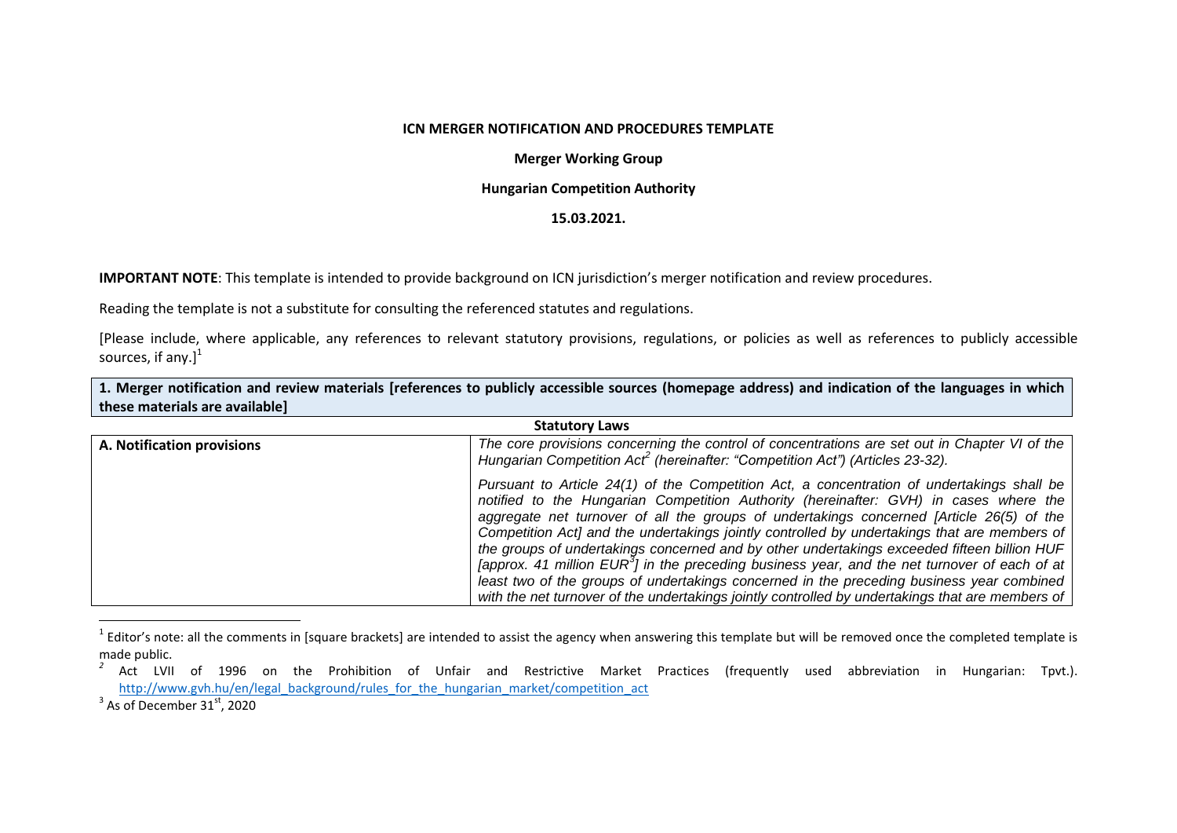**ICN MERGER NOTIFICATION AND PROCEDURES TEMPLATE**

**Merger Working Group**

**Hungarian Competition Authority**

**15.03.2021.**

**IMPORTANT NOTE**: This template is intended to provide background on ICN jurisdiction's merger notification and review procedures.

Reading the template is not a substitute for consulting the referenced statutes and regulations.

[Please include, where applicable, any references to relevant statutory provisions, regulations, or policies as well as references to publicly accessible sources, if any.][1]

| **1. Merger notification and review materials [references to publicly accessible sources (homepage address) and indication of the languages in which these materials are available]** | |
|---|---|
| **Statutory Laws** | |
| **A. Notification provisions** | *The core provisions concerning the control of concentrations are set out in Chapter VI of the Hungarian Competition Act[2] (hereinafter: "Competition Act") (Articles 23-32).*<br><br>*Pursuant to Article 24(1) of the Competition Act, a concentration of undertakings shall be notified to the Hungarian Competition Authority (hereinafter: GVH) in cases where the aggregate net turnover of all the groups of undertakings concerned [Article 26(5) of the Competition Act] and the undertakings jointly controlled by undertakings that are members of the groups of undertakings concerned and by other undertakings exceeded fifteen billion HUF [approx. 41 million EUR[3]] in the preceding business year, and the net turnover of each of at least two of the groups of undertakings concerned in the preceding business year combined with the net turnover of the undertakings jointly controlled by undertakings that are members of* |

[1] Editor's note: all the comments in [square brackets] are intended to assist the agency when answering this template but will be removed once the completed template is made public.

[2] Act LVII of 1996 on the Prohibition of Unfair and Restrictive Market Practices (frequently used abbreviation in Hungarian: Tpvt.). http://www.gvh.hu/en/legal_background/rules_for_the_hungarian_market/competition_act

[3] As of December 31st, 2020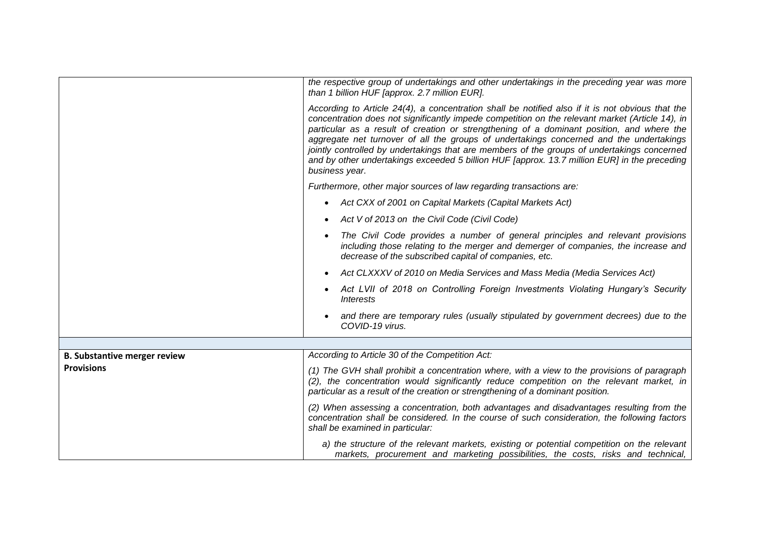| | |
|---|---|
| | *the respective group of undertakings and other undertakings in the preceding year was more than 1 billion HUF [approx. 2.7 million EUR].*<br><br>*According to Article 24(4), a concentration shall be notified also if it is not obvious that the concentration does not significantly impede competition on the relevant market (Article 14), in particular as a result of creation or strengthening of a dominant position, and where the aggregate net turnover of all the groups of undertakings concerned and the undertakings jointly controlled by undertakings that are members of the groups of undertakings concerned and by other undertakings exceeded 5 billion HUF [approx. 13.7 million EUR] in the preceding business year.*<br><br>*Furthermore, other major sources of law regarding transactions are:*<br><br>• *Act CXX of 2001 on Capital Markets (Capital Markets Act)*<br>• *Act V of 2013 on the Civil Code (Civil Code)*<br>• *The Civil Code provides a number of general principles and relevant provisions including those relating to the merger and demerger of companies, the increase and decrease of the subscribed capital of companies, etc.*<br>• *Act CLXXXV of 2010 on Media Services and Mass Media (Media Services Act)*<br>• *Act LVII of 2018 on Controlling Foreign Investments Violating Hungary's Security Interests*<br>• *and there are temporary rules (usually stipulated by government decrees) due to the COVID-19 virus.* |
| | |
| **B. Substantive merger review Provisions** | *According to Article 30 of the Competition Act:*<br><br>*(1) The GVH shall prohibit a concentration where, with a view to the provisions of paragraph (2), the concentration would significantly reduce competition on the relevant market, in particular as a result of the creation or strengthening of a dominant position.*<br><br>*(2) When assessing a concentration, both advantages and disadvantages resulting from the concentration shall be considered. In the course of such consideration, the following factors shall be examined in particular:*<br><br>*a) the structure of the relevant markets, existing or potential competition on the relevant markets, procurement and marketing possibilities, the costs, risks and technical,* |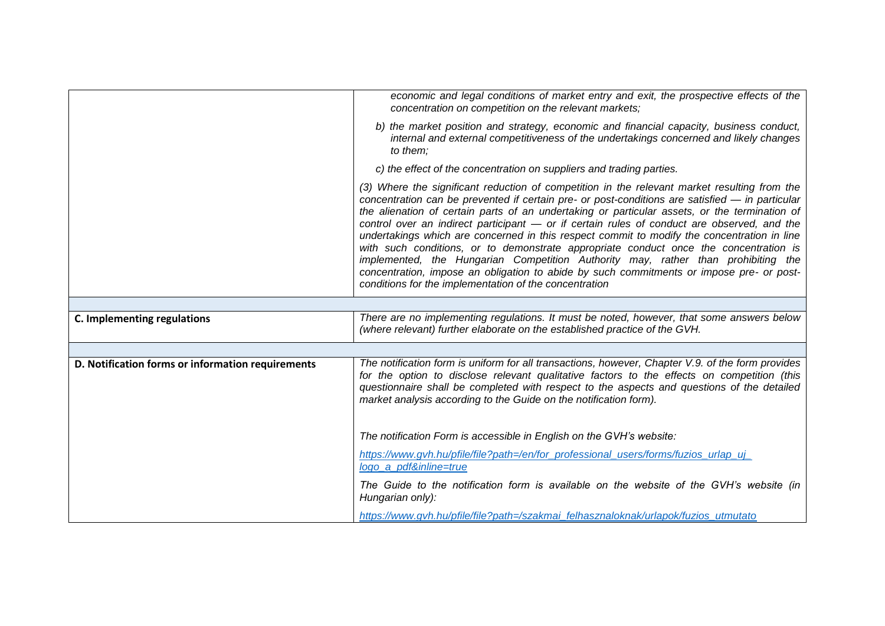| | |
|---|---|
| | *economic and legal conditions of market entry and exit, the prospective effects of the concentration on competition on the relevant markets;* <br><br> *b) the market position and strategy, economic and financial capacity, business conduct, internal and external competitiveness of the undertakings concerned and likely changes to them;* <br><br> *c) the effect of the concentration on suppliers and trading parties.* <br><br> *(3) Where the significant reduction of competition in the relevant market resulting from the concentration can be prevented if certain pre- or post-conditions are satisfied — in particular the alienation of certain parts of an undertaking or particular assets, or the termination of control over an indirect participant — or if certain rules of conduct are observed, and the undertakings which are concerned in this respect commit to modify the concentration in line with such conditions, or to demonstrate appropriate conduct once the concentration is implemented, the Hungarian Competition Authority may, rather than prohibiting the concentration, impose an obligation to abide by such commitments or impose pre- or post-conditions for the implementation of the concentration* |
| | |
| **C. Implementing regulations** | *There are no implementing regulations. It must be noted, however, that some answers below (where relevant) further elaborate on the established practice of the GVH.* |
| | |
| **D. Notification forms or information requirements** | *The notification form is uniform for all transactions, however, Chapter V.9. of the form provides for the option to disclose relevant qualitative factors to the effects on competition (this questionnaire shall be completed with respect to the aspects and questions of the detailed market analysis according to the Guide on the notification form).* <br><br> *The notification Form is accessible in English on the GVH's website:* <br><br> *https://www.gvh.hu/pfile/file?path=/en/for_professional_users/forms/fuzios_urlap_uj_logo_a_pdf&inline=true* <br><br> *The Guide to the notification form is available on the website of the GVH's website (in Hungarian only):* <br><br> *https://www.gvh.hu/pfile/file?path=/szakmai_felhasznaloknak/urlapok/fuzios_utmutato* |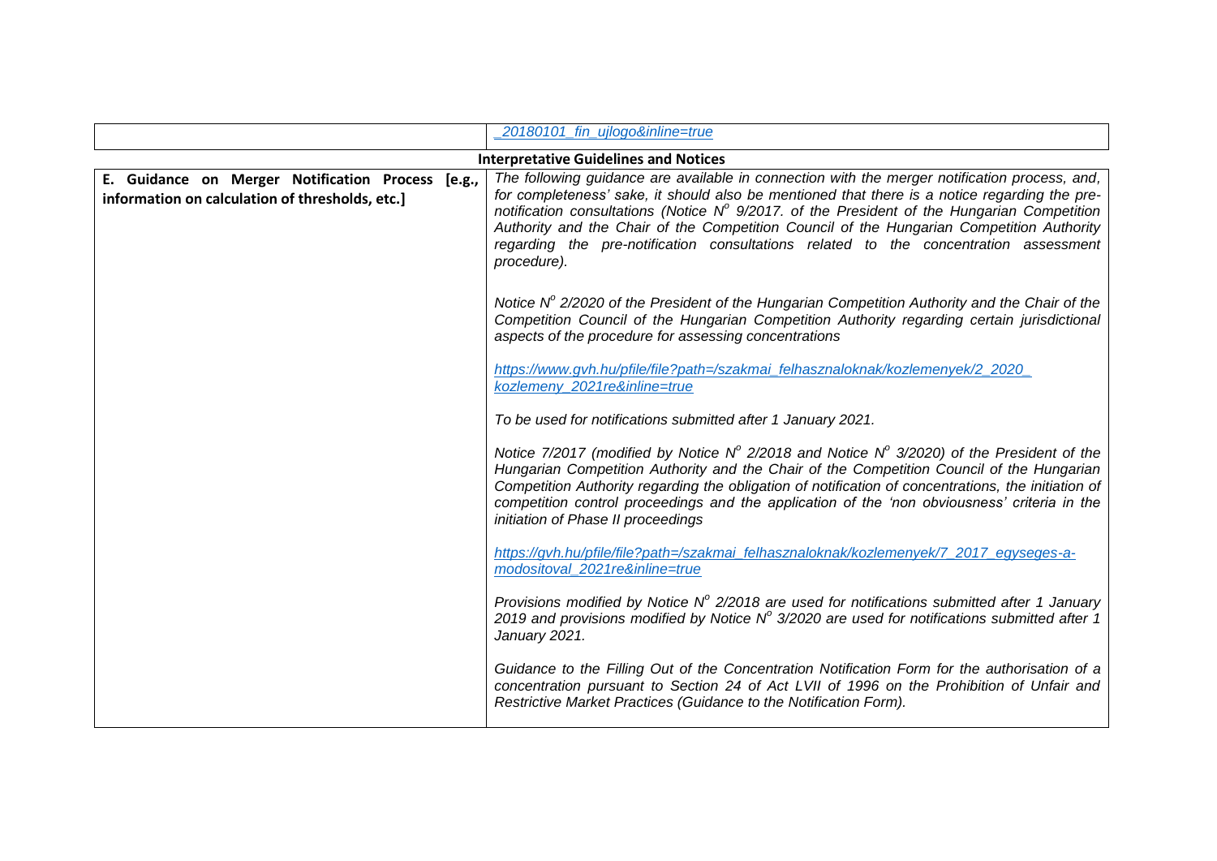| | |
|---|---|
| | _20180101_fin_ujlogo&inline=true |
| **Interpretative Guidelines and Notices** | |
| **E. Guidance on Merger Notification Process [e.g., information on calculation of thresholds, etc.]** | *The following guidance are available in connection with the merger notification process, and, for completeness' sake, it should also be mentioned that there is a notice regarding the pre-notification consultations (Notice N° 9/2017. of the President of the Hungarian Competition Authority and the Chair of the Competition Council of the Hungarian Competition Authority regarding the pre-notification consultations related to the concentration assessment procedure).*<br><br>*Notice N° 2/2020 of the President of the Hungarian Competition Authority and the Chair of the Competition Council of the Hungarian Competition Authority regarding certain jurisdictional aspects of the procedure for assessing concentrations*<br><br>*https://www.gvh.hu/pfile/file?path=/szakmai_felhasznaloknak/kozlemenyek/2_2020_kozlemeny_2021re&inline=true*<br><br>*To be used for notifications submitted after 1 January 2021.*<br><br>*Notice 7/2017 (modified by Notice N° 2/2018 and Notice N° 3/2020) of the President of the Hungarian Competition Authority and the Chair of the Competition Council of the Hungarian Competition Authority regarding the obligation of notification of concentrations, the initiation of competition control proceedings and the application of the 'non obviousness' criteria in the initiation of Phase II proceedings*<br><br>*https://gvh.hu/pfile/file?path=/szakmai_felhasznaloknak/kozlemenyek/7_2017_egyseges-a-modositoval_2021re&inline=true*<br><br>*Provisions modified by Notice N° 2/2018 are used for notifications submitted after 1 January 2019 and provisions modified by Notice N° 3/2020 are used for notifications submitted after 1 January 2021.*<br><br>*Guidance to the Filling Out of the Concentration Notification Form for the authorisation of a concentration pursuant to Section 24 of Act LVII of 1996 on the Prohibition of Unfair and Restrictive Market Practices (Guidance to the Notification Form).* |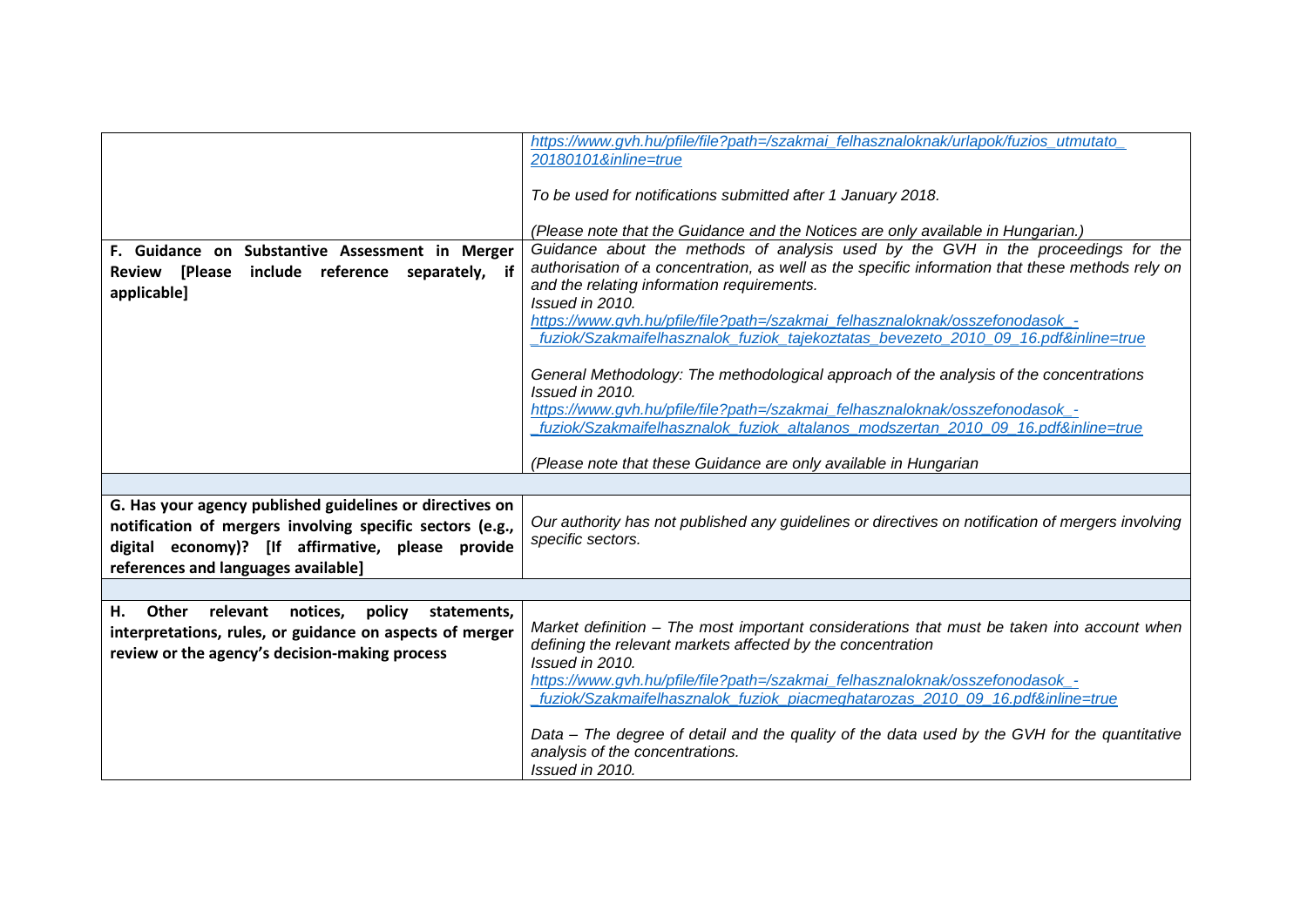| | |
|---|---|
| | *https://www.gvh.hu/pfile/file?path=/szakmai_felhasznaloknak/urlapok/fuzios_utmutato_20180101&inline=true*<br><br>*To be used for notifications submitted after 1 January 2018.*<br><br>*(Please note that the Guidance and the Notices are only available in Hungarian.)* |
| **F. Guidance on Substantive Assessment in Merger Review [Please include reference separately, if applicable]** | *Guidance about the methods of analysis used by the GVH in the proceedings for the authorisation of a concentration, as well as the specific information that these methods rely on and the relating information requirements.*<br>*Issued in 2010.*<br>*https://www.gvh.hu/pfile/file?path=/szakmai_felhasznaloknak/osszefonodasok_-_fuziok/Szakmaifelhasznalok_fuziok_tajekoztatas_bevezeto_2010_09_16.pdf&inline=true*<br><br>*General Methodology: The methodological approach of the analysis of the concentrations*<br>*Issued in 2010.*<br>*https://www.gvh.hu/pfile/file?path=/szakmai_felhasznaloknak/osszefonodasok_-_fuziok/Szakmaifelhasznalok_fuziok_altalanos_modszertan_2010_09_16.pdf&inline=true*<br><br>*(Please note that these Guidance are only available in Hungarian* |
| | |
| **G. Has your agency published guidelines or directives on notification of mergers involving specific sectors (e.g., digital economy)? [If affirmative, please provide references and languages available]** | *Our authority has not published any guidelines or directives on notification of mergers involving specific sectors.* |
| | |
| **H. Other relevant notices, policy statements, interpretations, rules, or guidance on aspects of merger review or the agency's decision-making process** | *Market definition – The most important considerations that must be taken into account when defining the relevant markets affected by the concentration*<br>*Issued in 2010.*<br>*https://www.gvh.hu/pfile/file?path=/szakmai_felhasznaloknak/osszefonodasok_-_fuziok/Szakmaifelhasznalok_fuziok_piacmeghatarozas_2010_09_16.pdf&inline=true*<br><br>*Data – The degree of detail and the quality of the data used by the GVH for the quantitative analysis of the concentrations.*<br>*Issued in 2010.* |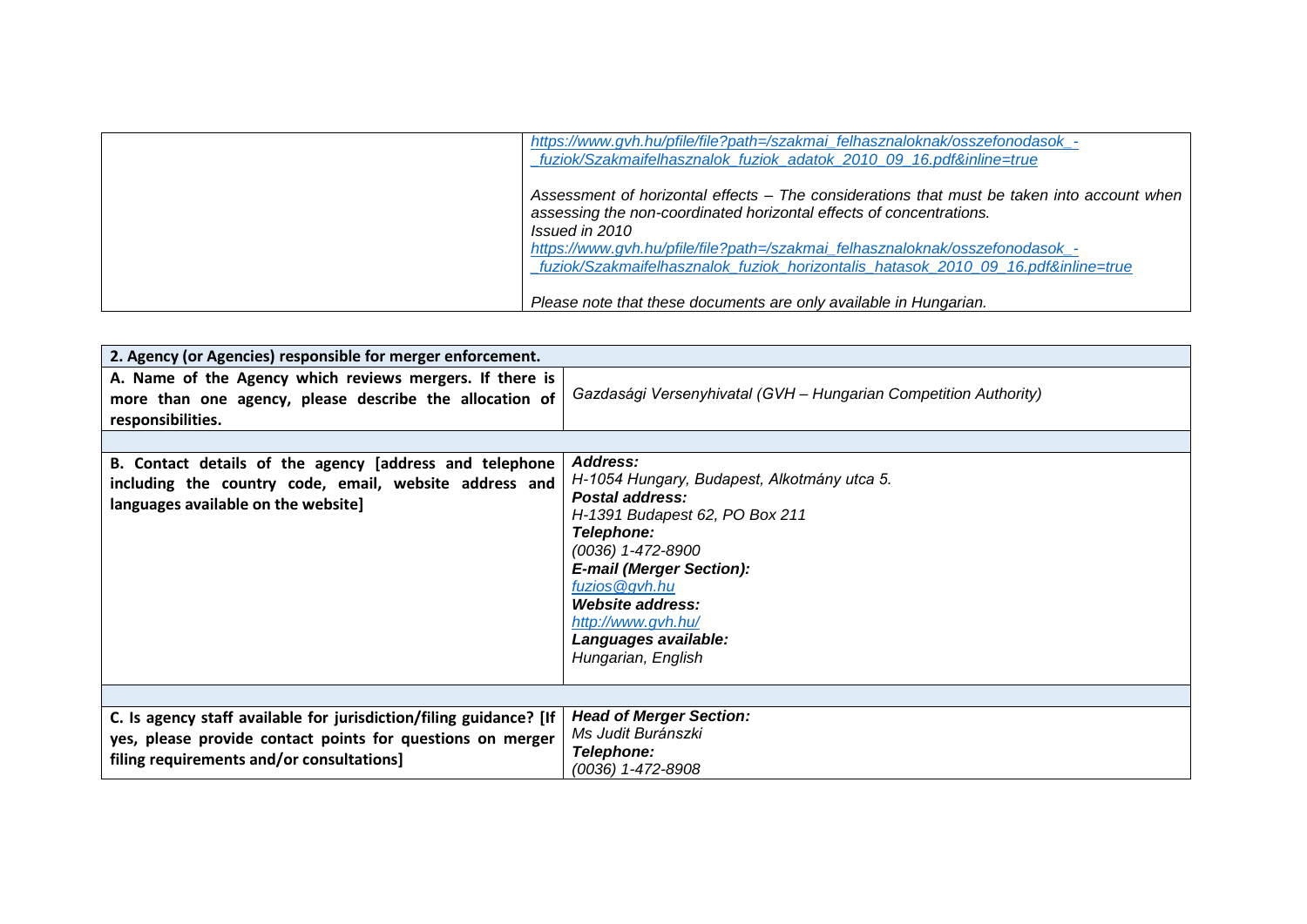| | |
|---|---|
| | *https://www.gvh.hu/pfile/file?path=/szakmai_felhasznaloknak/osszefonodasok_-_fuziok/Szakmaifelhasznalok_fuziok_adatok_2010_09_16.pdf&inline=true*<br><br>*Assessment of horizontal effects – The considerations that must be taken into account when assessing the non-coordinated horizontal effects of concentrations.*<br>*Issued in 2010*<br>*https://www.gvh.hu/pfile/file?path=/szakmai_felhasznaloknak/osszefonodasok_-_fuziok/Szakmaifelhasznalok_fuziok_horizontalis_hatasok_2010_09_16.pdf&inline=true*<br><br>*Please note that these documents are only available in Hungarian.* |

| **2. Agency (or Agencies) responsible for merger enforcement.** | |
|---|---|
| **A. Name of the Agency which reviews mergers. If there is more than one agency, please describe the allocation of responsibilities.** | *Gazdasági Versenyhivatal (GVH – Hungarian Competition Authority)* |
| | |
| **B. Contact details of the agency [address and telephone including the country code, email, website address and languages available on the website]** | ***Address:***<br>*H-1054 Hungary, Budapest, Alkotmány utca 5.*<br>***Postal address:***<br>*H-1391 Budapest 62, PO Box 211*<br>***Telephone:***<br>*(0036) 1-472-8900*<br>***E-mail (Merger Section):***<br>*fuzios@gvh.hu*<br>***Website address:***<br>*http://www.gvh.hu/*<br>***Languages available:***<br>*Hungarian, English* |
| | |
| **C. Is agency staff available for jurisdiction/filing guidance? [If yes, please provide contact points for questions on merger filing requirements and/or consultations]** | ***Head of Merger Section:***<br>*Ms Judit Buránszki*<br>***Telephone:***<br>*(0036) 1-472-8908* |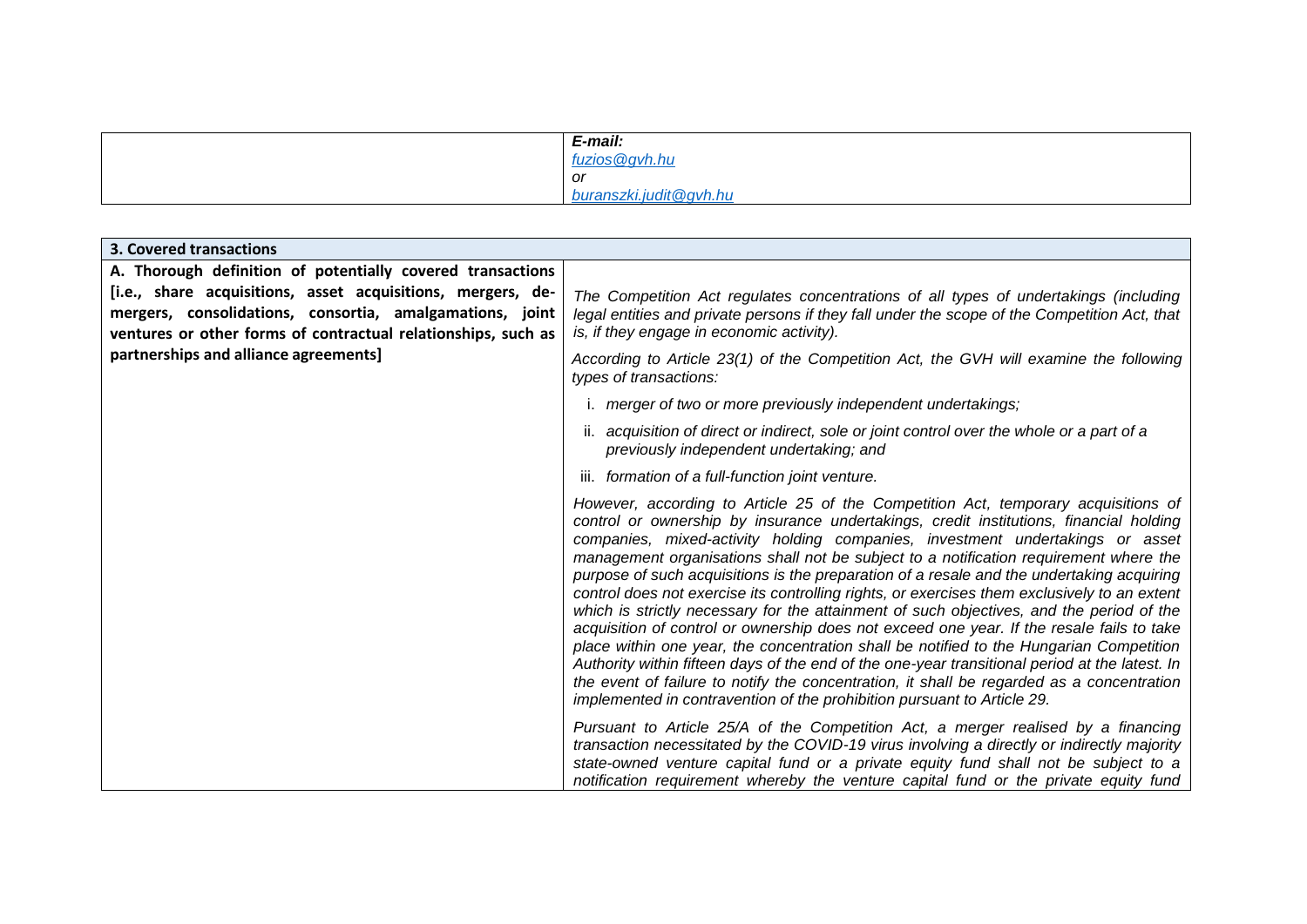| | *E-mail:* *fuzios@gvh.hu* *or* *buranszki.judit@gvh.hu* |
|---|---|

| **3. Covered transactions** | |
|---|---|
| **A. Thorough definition of potentially covered transactions [i.e., share acquisitions, asset acquisitions, mergers, de-mergers, consolidations, consortia, amalgamations, joint ventures or other forms of contractual relationships, such as partnerships and alliance agreements]** | *The Competition Act regulates concentrations of all types of undertakings (including legal entities and private persons if they fall under the scope of the Competition Act, that is, if they engage in economic activity).* *According to Article 23(1) of the Competition Act, the GVH will examine the following types of transactions:* i. *merger of two or more previously independent undertakings;* ii. *acquisition of direct or indirect, sole or joint control over the whole or a part of a previously independent undertaking; and* iii. *formation of a full-function joint venture.* *However, according to Article 25 of the Competition Act, temporary acquisitions of control or ownership by insurance undertakings, credit institutions, financial holding companies, mixed-activity holding companies, investment undertakings or asset management organisations shall not be subject to a notification requirement where the purpose of such acquisitions is the preparation of a resale and the undertaking acquiring control does not exercise its controlling rights, or exercises them exclusively to an extent which is strictly necessary for the attainment of such objectives, and the period of the acquisition of control or ownership does not exceed one year. If the resale fails to take place within one year, the concentration shall be notified to the Hungarian Competition Authority within fifteen days of the end of the one-year transitional period at the latest. In the event of failure to notify the concentration, it shall be regarded as a concentration implemented in contravention of the prohibition pursuant to Article 29.* *Pursuant to Article 25/A of the Competition Act, a merger realised by a financing transaction necessitated by the COVID-19 virus involving a directly or indirectly majority state-owned venture capital fund or a private equity fund shall not be subject to a notification requirement whereby the venture capital fund or the private equity fund* |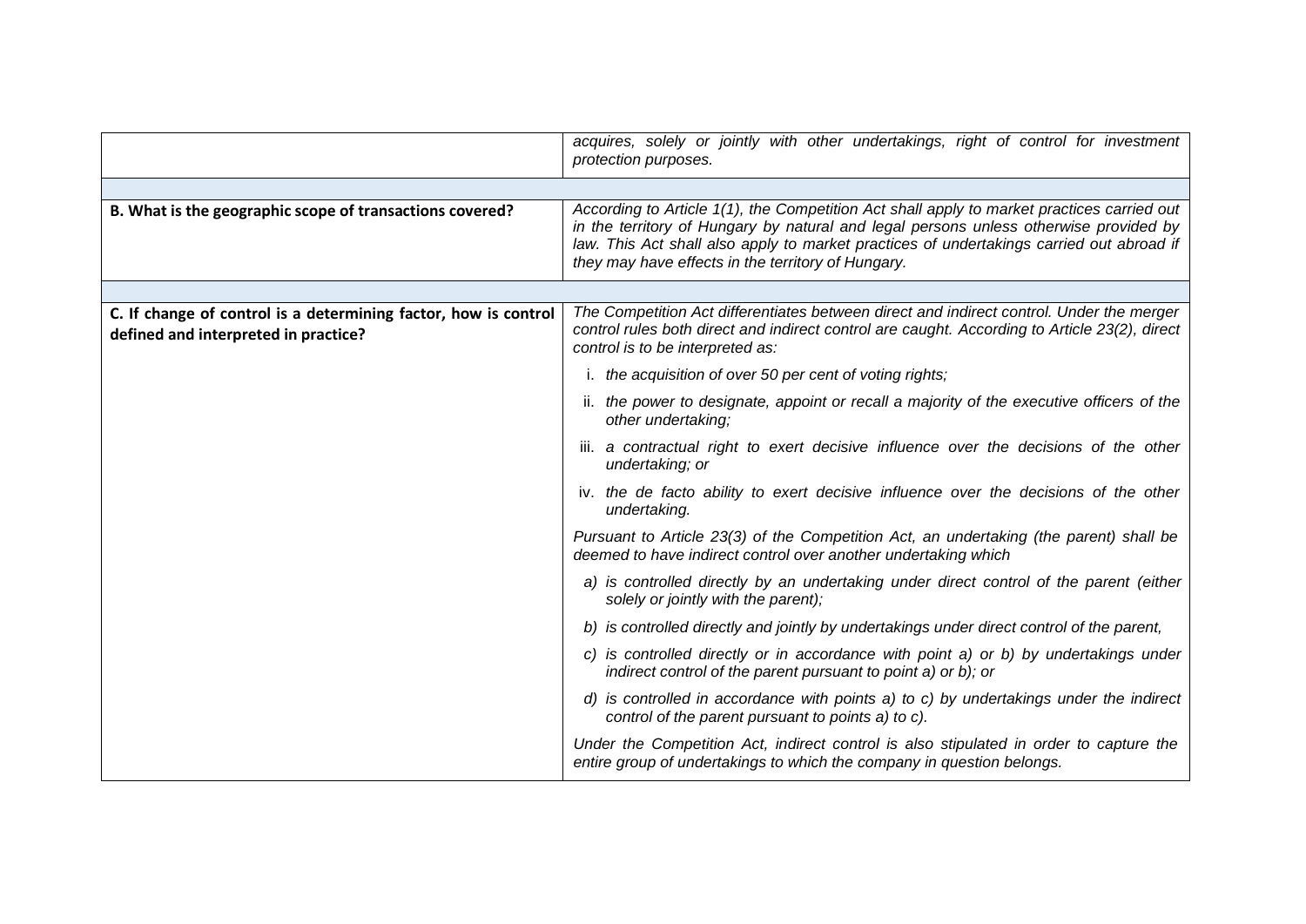| | |
|---|---|
| | *acquires, solely or jointly with other undertakings, right of control for investment protection purposes.* |
| | |
| **B. What is the geographic scope of transactions covered?** | *According to Article 1(1), the Competition Act shall apply to market practices carried out in the territory of Hungary by natural and legal persons unless otherwise provided by law. This Act shall also apply to market practices of undertakings carried out abroad if they may have effects in the territory of Hungary.* |
| | |
| **C. If change of control is a determining factor, how is control defined and interpreted in practice?** | *The Competition Act differentiates between direct and indirect control. Under the merger control rules both direct and indirect control are caught. According to Article 23(2), direct control is to be interpreted as:*<br><br>i. *the acquisition of over 50 per cent of voting rights;*<br><br>ii. *the power to designate, appoint or recall a majority of the executive officers of the other undertaking;*<br><br>iii. *a contractual right to exert decisive influence over the decisions of the other undertaking; or*<br><br>iv. *the de facto ability to exert decisive influence over the decisions of the other undertaking.*<br><br>*Pursuant to Article 23(3) of the Competition Act, an undertaking (the parent) shall be deemed to have indirect control over another undertaking which*<br><br>*a) is controlled directly by an undertaking under direct control of the parent (either solely or jointly with the parent);*<br><br>*b) is controlled directly and jointly by undertakings under direct control of the parent,*<br><br>*c) is controlled directly or in accordance with point a) or b) by undertakings under indirect control of the parent pursuant to point a) or b); or*<br><br>*d) is controlled in accordance with points a) to c) by undertakings under the indirect control of the parent pursuant to points a) to c).*<br><br>*Under the Competition Act, indirect control is also stipulated in order to capture the entire group of undertakings to which the company in question belongs.* |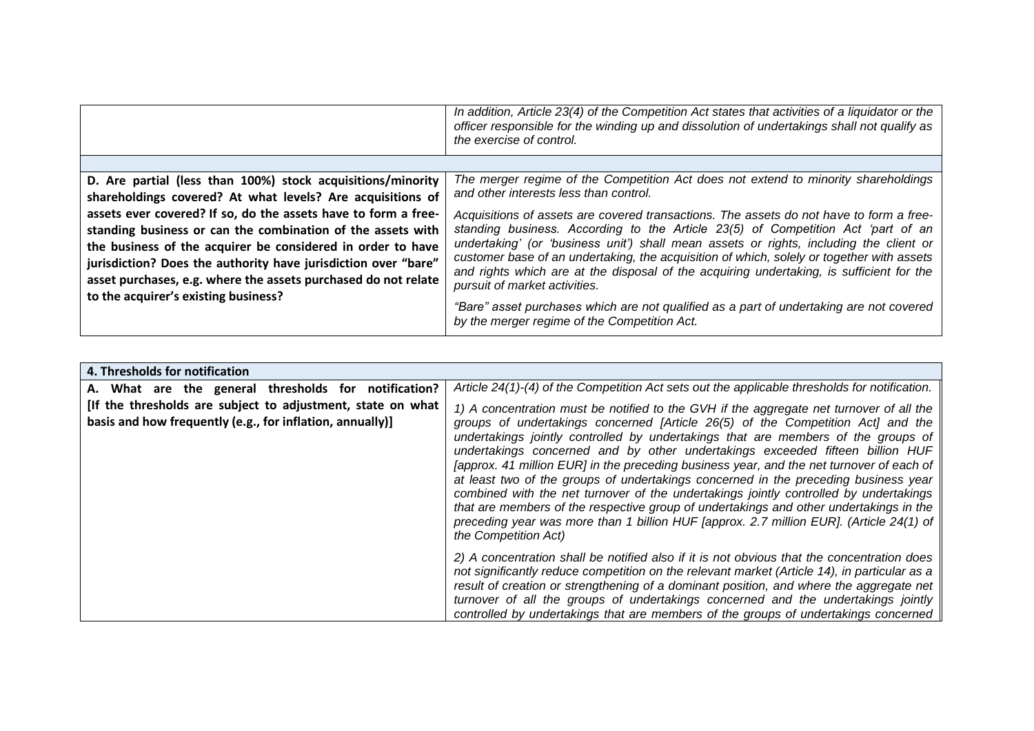| | |
|---|---|
| | *In addition, Article 23(4) of the Competition Act states that activities of a liquidator or the officer responsible for the winding up and dissolution of undertakings shall not qualify as the exercise of control.* |

| | |
|---|---|
| **D. Are partial (less than 100%) stock acquisitions/minority shareholdings covered? At what levels? Are acquisitions of assets ever covered? If so, do the assets have to form a free-standing business or can the combination of the assets with the business of the acquirer be considered in order to have jurisdiction? Does the authority have jurisdiction over "bare" asset purchases, e.g. where the assets purchased do not relate to the acquirer's existing business?** | *The merger regime of the Competition Act does not extend to minority shareholdings and other interests less than control.*<br><br>*Acquisitions of assets are covered transactions. The assets do not have to form a free-standing business. According to the Article 23(5) of Competition Act 'part of an undertaking' (or 'business unit') shall mean assets or rights, including the client or customer base of an undertaking, the acquisition of which, solely or together with assets and rights which are at the disposal of the acquiring undertaking, is sufficient for the pursuit of market activities.*<br><br>*"Bare" asset purchases which are not qualified as a part of undertaking are not covered by the merger regime of the Competition Act.* |

| **4. Thresholds for notification** | |
|---|---|
| **A. What are the general thresholds for notification? [If the thresholds are subject to adjustment, state on what basis and how frequently (e.g., for inflation, annually)]** | *Article 24(1)-(4) of the Competition Act sets out the applicable thresholds for notification.*<br><br>*1) A concentration must be notified to the GVH if the aggregate net turnover of all the groups of undertakings concerned [Article 26(5) of the Competition Act] and the undertakings jointly controlled by undertakings that are members of the groups of undertakings concerned and by other undertakings exceeded fifteen billion HUF [approx. 41 million EUR] in the preceding business year, and the net turnover of each of at least two of the groups of undertakings concerned in the preceding business year combined with the net turnover of the undertakings jointly controlled by undertakings that are members of the respective group of undertakings and other undertakings in the preceding year was more than 1 billion HUF [approx. 2.7 million EUR]. (Article 24(1) of the Competition Act)*<br><br>*2) A concentration shall be notified also if it is not obvious that the concentration does not significantly reduce competition on the relevant market (Article 14), in particular as a result of creation or strengthening of a dominant position, and where the aggregate net turnover of all the groups of undertakings concerned and the undertakings jointly controlled by undertakings that are members of the groups of undertakings concerned* |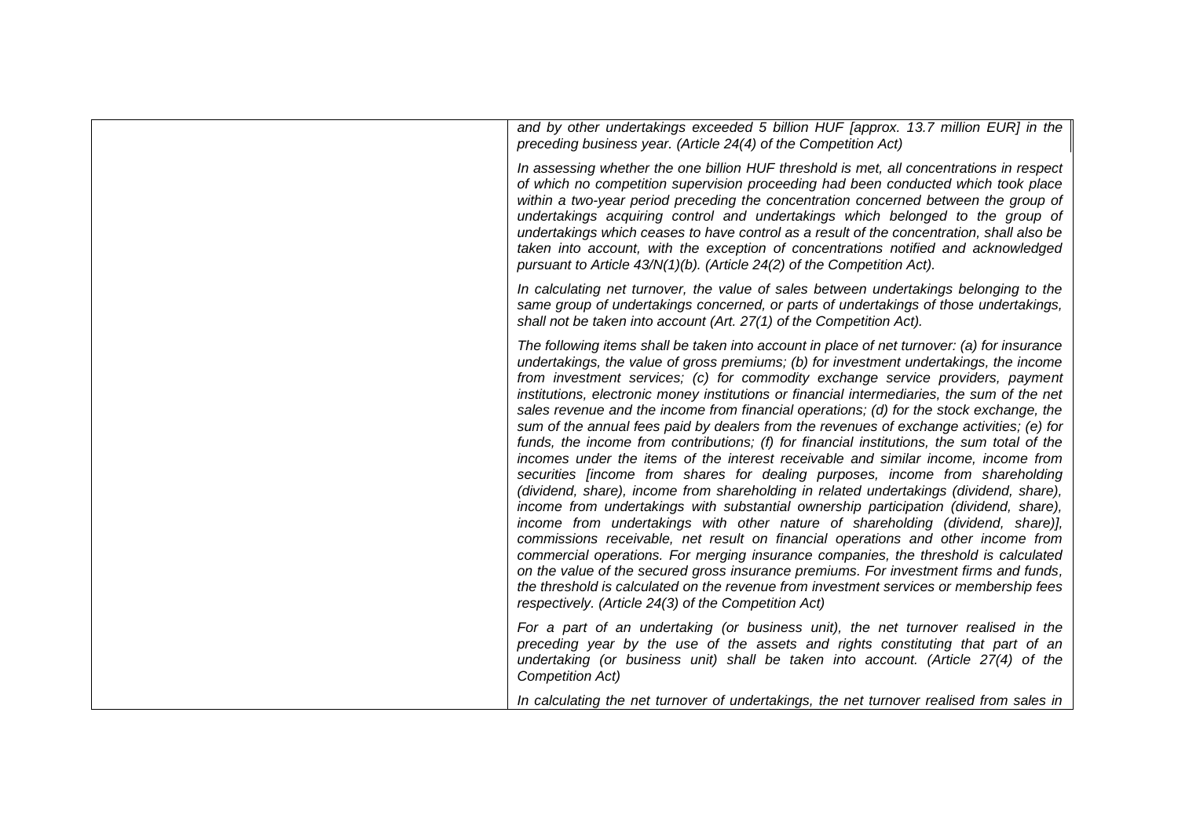| | |
|---|---|
| | *and by other undertakings exceeded 5 billion HUF [approx. 13.7 million EUR] in the preceding business year. (Article 24(4) of the Competition Act)*<br><br>*In assessing whether the one billion HUF threshold is met, all concentrations in respect of which no competition supervision proceeding had been conducted which took place within a two-year period preceding the concentration concerned between the group of undertakings acquiring control and undertakings which belonged to the group of undertakings which ceases to have control as a result of the concentration, shall also be taken into account, with the exception of concentrations notified and acknowledged pursuant to Article 43/N(1)(b). (Article 24(2) of the Competition Act).*<br><br>*In calculating net turnover, the value of sales between undertakings belonging to the same group of undertakings concerned, or parts of undertakings of those undertakings, shall not be taken into account (Art. 27(1) of the Competition Act).*<br><br>*The following items shall be taken into account in place of net turnover: (a) for insurance undertakings, the value of gross premiums; (b) for investment undertakings, the income from investment services; (c) for commodity exchange service providers, payment institutions, electronic money institutions or financial intermediaries, the sum of the net sales revenue and the income from financial operations; (d) for the stock exchange, the sum of the annual fees paid by dealers from the revenues of exchange activities; (e) for funds, the income from contributions; (f) for financial institutions, the sum total of the incomes under the items of the interest receivable and similar income, income from securities [income from shares for dealing purposes, income from shareholding (dividend, share), income from shareholding in related undertakings (dividend, share), income from undertakings with substantial ownership participation (dividend, share), income from undertakings with other nature of shareholding (dividend, share)], commissions receivable, net result on financial operations and other income from commercial operations. For merging insurance companies, the threshold is calculated on the value of the secured gross insurance premiums. For investment firms and funds, the threshold is calculated on the revenue from investment services or membership fees respectively. (Article 24(3) of the Competition Act)*<br><br>*For a part of an undertaking (or business unit), the net turnover realised in the preceding year by the use of the assets and rights constituting that part of an undertaking (or business unit) shall be taken into account. (Article 27(4) of the Competition Act)*<br><br>*In calculating the net turnover of undertakings, the net turnover realised from sales in* |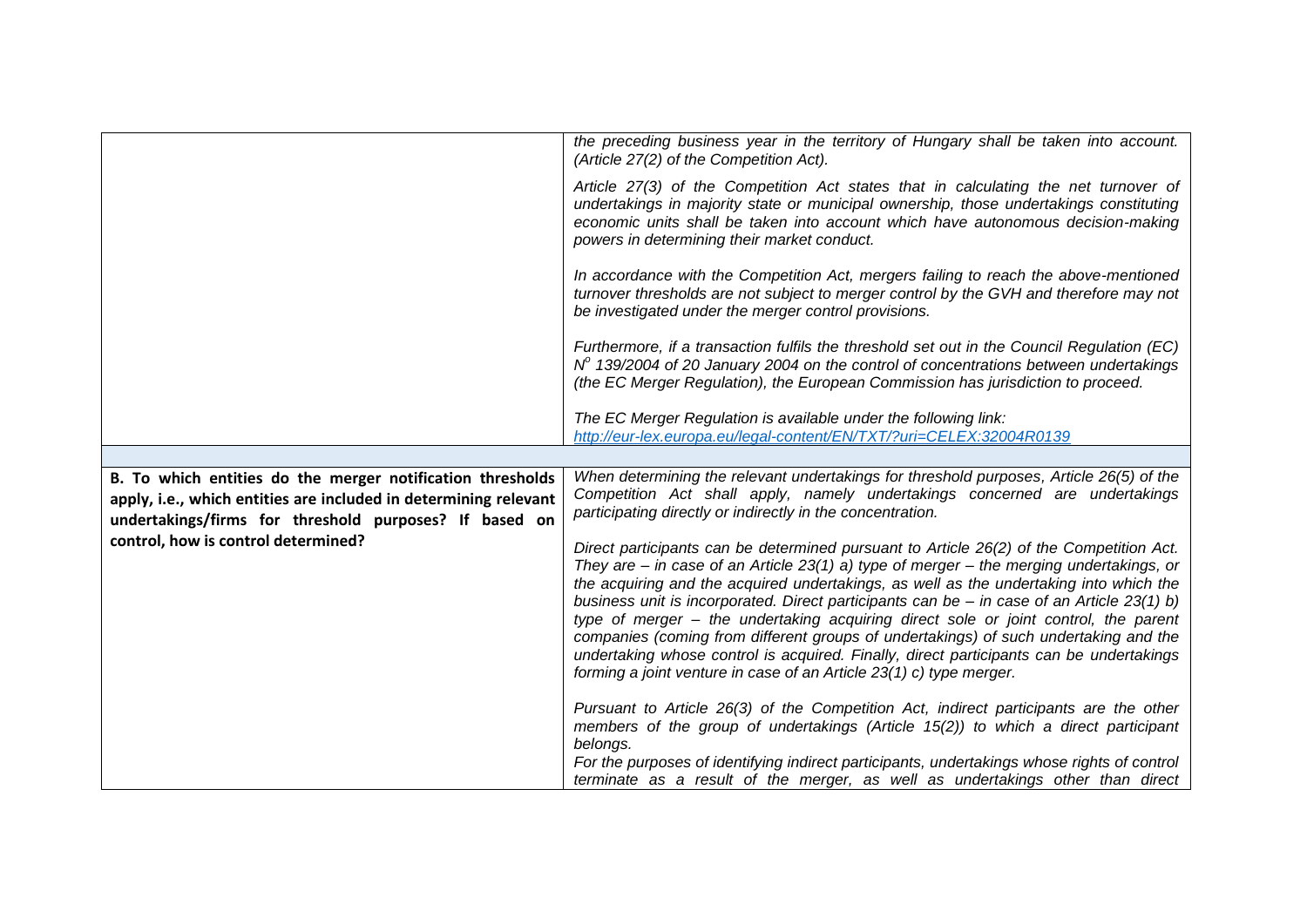| | |
|---|---|
| | *the preceding business year in the territory of Hungary shall be taken into account. (Article 27(2) of the Competition Act).*<br><br>*Article 27(3) of the Competition Act states that in calculating the net turnover of undertakings in majority state or municipal ownership, those undertakings constituting economic units shall be taken into account which have autonomous decision-making powers in determining their market conduct.*<br><br>*In accordance with the Competition Act, mergers failing to reach the above-mentioned turnover thresholds are not subject to merger control by the GVH and therefore may not be investigated under the merger control provisions.*<br><br>*Furthermore, if a transaction fulfils the threshold set out in the Council Regulation (EC) N° 139/2004 of 20 January 2004 on the control of concentrations between undertakings (the EC Merger Regulation), the European Commission has jurisdiction to proceed.*<br><br>*The EC Merger Regulation is available under the following link:* *[http://eur-lex.europa.eu/legal-content/EN/TXT/?uri=CELEX:32004R0139](http://eur-lex.europa.eu/legal-content/EN/TXT/?uri=CELEX:32004R0139)* |
| | |
| **B. To which entities do the merger notification thresholds apply, i.e., which entities are included in determining relevant undertakings/firms for threshold purposes? If based on control, how is control determined?** | *When determining the relevant undertakings for threshold purposes, Article 26(5) of the Competition Act shall apply, namely undertakings concerned are undertakings participating directly or indirectly in the concentration.*<br><br>*Direct participants can be determined pursuant to Article 26(2) of the Competition Act. They are – in case of an Article 23(1) a) type of merger – the merging undertakings, or the acquiring and the acquired undertakings, as well as the undertaking into which the business unit is incorporated. Direct participants can be – in case of an Article 23(1) b) type of merger – the undertaking acquiring direct sole or joint control, the parent companies (coming from different groups of undertakings) of such undertaking and the undertaking whose control is acquired. Finally, direct participants can be undertakings forming a joint venture in case of an Article 23(1) c) type merger.*<br><br>*Pursuant to Article 26(3) of the Competition Act, indirect participants are the other members of the group of undertakings (Article 15(2)) to which a direct participant belongs.*<br>*For the purposes of identifying indirect participants, undertakings whose rights of control terminate as a result of the merger, as well as undertakings other than direct* |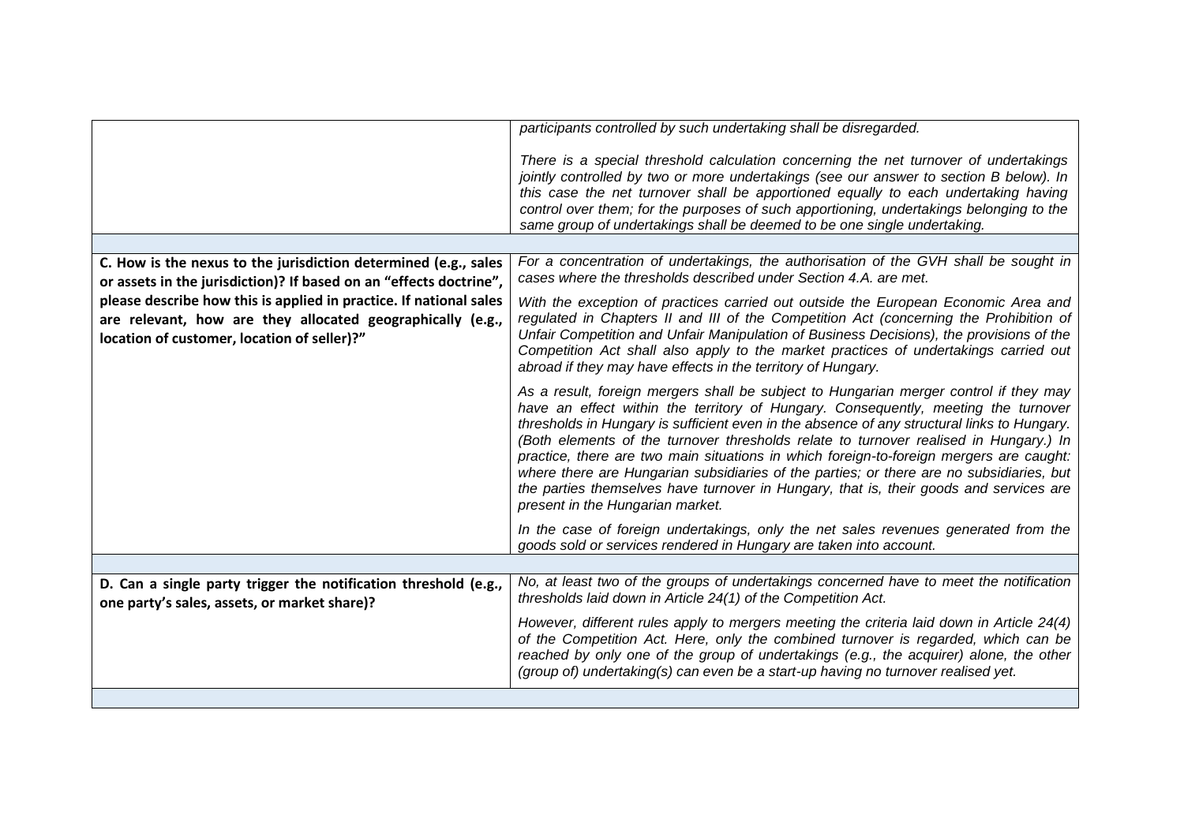| | |
|---|---|
| | *participants controlled by such undertaking shall be disregarded.*<br><br>*There is a special threshold calculation concerning the net turnover of undertakings jointly controlled by two or more undertakings (see our answer to section B below). In this case the net turnover shall be apportioned equally to each undertaking having control over them; for the purposes of such apportioning, undertakings belonging to the same group of undertakings shall be deemed to be one single undertaking.* |
| | |
| **C. How is the nexus to the jurisdiction determined (e.g., sales or assets in the jurisdiction)? If based on an "effects doctrine", please describe how this is applied in practice. If national sales are relevant, how are they allocated geographically (e.g., location of customer, location of seller)?"** | *For a concentration of undertakings, the authorisation of the GVH shall be sought in cases where the thresholds described under Section 4.A. are met.*<br><br>*With the exception of practices carried out outside the European Economic Area and regulated in Chapters II and III of the Competition Act (concerning the Prohibition of Unfair Competition and Unfair Manipulation of Business Decisions), the provisions of the Competition Act shall also apply to the market practices of undertakings carried out abroad if they may have effects in the territory of Hungary.*<br><br>*As a result, foreign mergers shall be subject to Hungarian merger control if they may have an effect within the territory of Hungary. Consequently, meeting the turnover thresholds in Hungary is sufficient even in the absence of any structural links to Hungary. (Both elements of the turnover thresholds relate to turnover realised in Hungary.) In practice, there are two main situations in which foreign-to-foreign mergers are caught: where there are Hungarian subsidiaries of the parties; or there are no subsidiaries, but the parties themselves have turnover in Hungary, that is, their goods and services are present in the Hungarian market.*<br><br>*In the case of foreign undertakings, only the net sales revenues generated from the goods sold or services rendered in Hungary are taken into account.* |
| | |
| **D. Can a single party trigger the notification threshold (e.g., one party's sales, assets, or market share)?** | *No, at least two of the groups of undertakings concerned have to meet the notification thresholds laid down in Article 24(1) of the Competition Act.*<br><br>*However, different rules apply to mergers meeting the criteria laid down in Article 24(4) of the Competition Act. Here, only the combined turnover is regarded, which can be reached by only one of the group of undertakings (e.g., the acquirer) alone, the other (group of) undertaking(s) can even be a start-up having no turnover realised yet.* |
| | |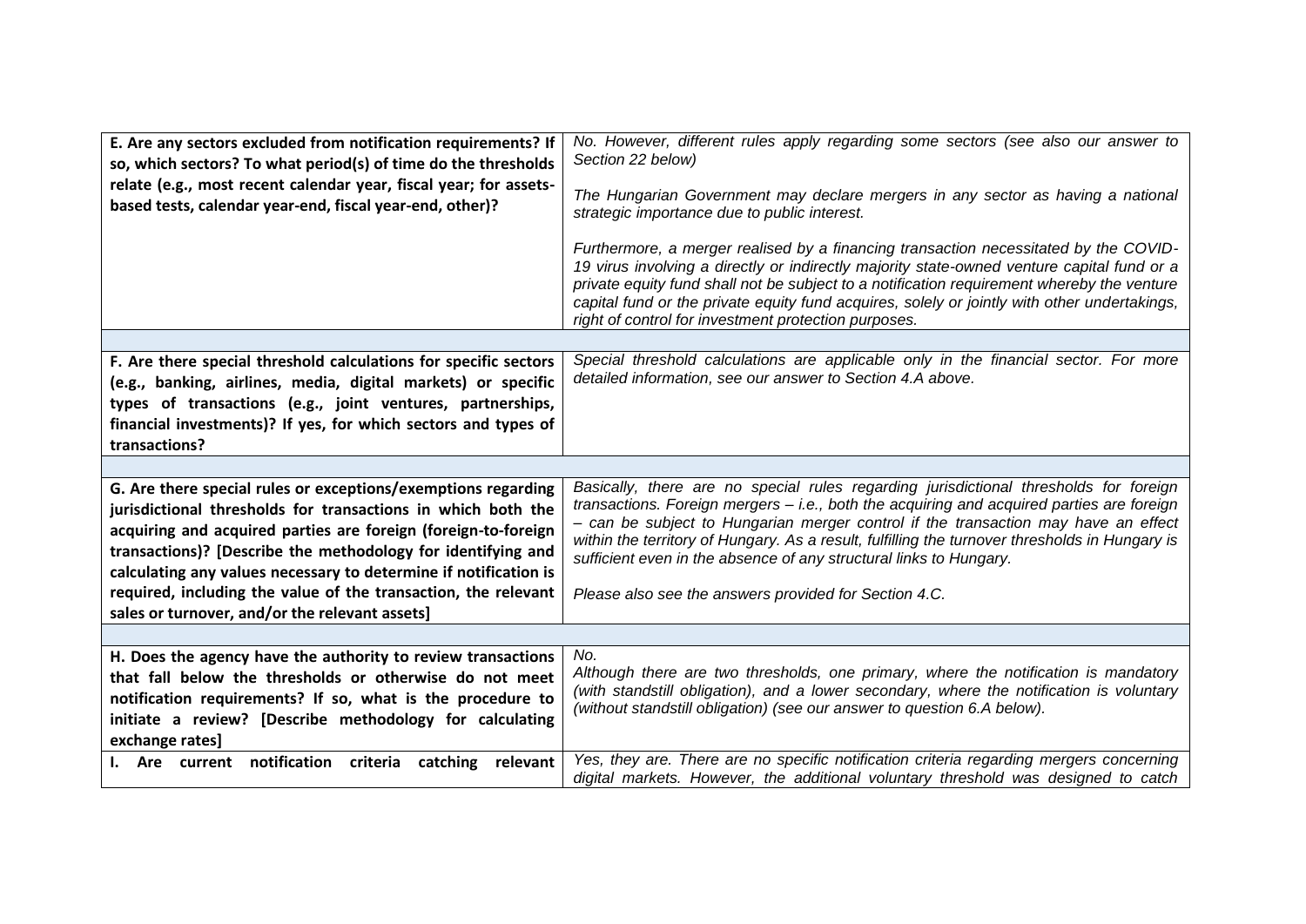| | |
|---|---|
| **E. Are any sectors excluded from notification requirements? If so, which sectors? To what period(s) of time do the thresholds relate (e.g., most recent calendar year, fiscal year; for assets-based tests, calendar year-end, fiscal year-end, other)?** | *No. However, different rules apply regarding some sectors (see also our answer to Section 22 below)*<br><br>*The Hungarian Government may declare mergers in any sector as having a national strategic importance due to public interest.*<br><br>*Furthermore, a merger realised by a financing transaction necessitated by the COVID-19 virus involving a directly or indirectly majority state-owned venture capital fund or a private equity fund shall not be subject to a notification requirement whereby the venture capital fund or the private equity fund acquires, solely or jointly with other undertakings, right of control for investment protection purposes.* |
| | |
| **F. Are there special threshold calculations for specific sectors (e.g., banking, airlines, media, digital markets) or specific types of transactions (e.g., joint ventures, partnerships, financial investments)? If yes, for which sectors and types of transactions?** | *Special threshold calculations are applicable only in the financial sector. For more detailed information, see our answer to Section 4.A above.* |
| | |
| **G. Are there special rules or exceptions/exemptions regarding jurisdictional thresholds for transactions in which both the acquiring and acquired parties are foreign (foreign-to-foreign transactions)? [Describe the methodology for identifying and calculating any values necessary to determine if notification is required, including the value of the transaction, the relevant sales or turnover, and/or the relevant assets]** | *Basically, there are no special rules regarding jurisdictional thresholds for foreign transactions. Foreign mergers – i.e., both the acquiring and acquired parties are foreign – can be subject to Hungarian merger control if the transaction may have an effect within the territory of Hungary. As a result, fulfilling the turnover thresholds in Hungary is sufficient even in the absence of any structural links to Hungary.*<br><br>*Please also see the answers provided for Section 4.C.* |
| | |
| **H. Does the agency have the authority to review transactions that fall below the thresholds or otherwise do not meet notification requirements? If so, what is the procedure to initiate a review? [Describe methodology for calculating exchange rates]** | *No.*<br>*Although there are two thresholds, one primary, where the notification is mandatory (with standstill obligation), and a lower secondary, where the notification is voluntary (without standstill obligation) (see our answer to question 6.A below).* |
| **I. Are current notification criteria catching relevant** | *Yes, they are. There are no specific notification criteria regarding mergers concerning digital markets. However, the additional voluntary threshold was designed to catch* |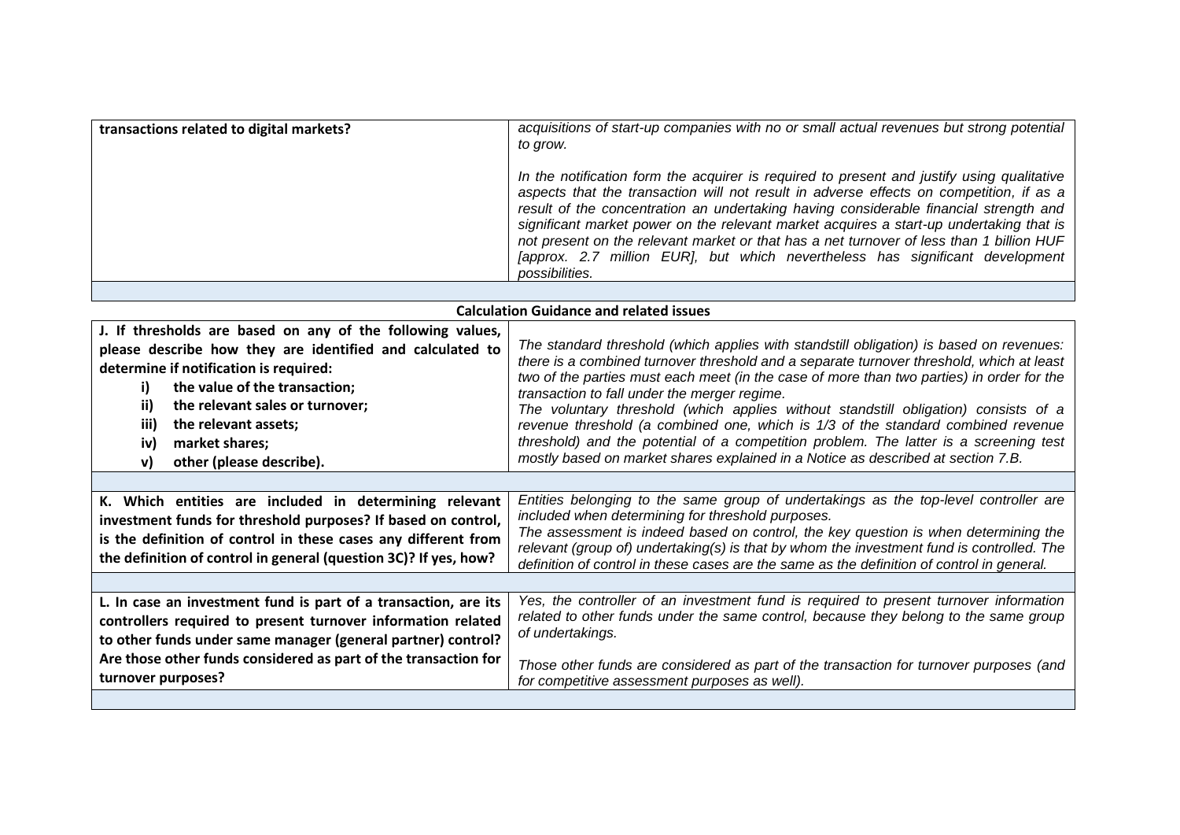| | |
|---|---|
| **transactions related to digital markets?** | *acquisitions of start-up companies with no or small actual revenues but strong potential to grow.*<br><br>*In the notification form the acquirer is required to present and justify using qualitative aspects that the transaction will not result in adverse effects on competition, if as a result of the concentration an undertaking having considerable financial strength and significant market power on the relevant market acquires a start-up undertaking that is not present on the relevant market or that has a net turnover of less than 1 billion HUF [approx. 2.7 million EUR], but which nevertheless has significant development possibilities.* |

**Calculation Guidance and related issues**

| | |
|---|---|
| **J. If thresholds are based on any of the following values, please describe how they are identified and calculated to determine if notification is required:**<br>**i) the value of the transaction;**<br>**ii) the relevant sales or turnover;**<br>**iii) the relevant assets;**<br>**iv) market shares;**<br>**v) other (please describe).** | *The standard threshold (which applies with standstill obligation) is based on revenues: there is a combined turnover threshold and a separate turnover threshold, which at least two of the parties must each meet (in the case of more than two parties) in order for the transaction to fall under the merger regime.*<br>*The voluntary threshold (which applies without standstill obligation) consists of a revenue threshold (a combined one, which is 1/3 of the standard combined revenue threshold) and the potential of a competition problem. The latter is a screening test mostly based on market shares explained in a Notice as described at section 7.B.* |
| **K. Which entities are included in determining relevant investment funds for threshold purposes? If based on control, is the definition of control in these cases any different from the definition of control in general (question 3C)? If yes, how?** | *Entities belonging to the same group of undertakings as the top-level controller are included when determining for threshold purposes.*<br>*The assessment is indeed based on control, the key question is when determining the relevant (group of) undertaking(s) is that by whom the investment fund is controlled. The definition of control in these cases are the same as the definition of control in general.* |
| **L. In case an investment fund is part of a transaction, are its controllers required to present turnover information related to other funds under same manager (general partner) control? Are those other funds considered as part of the transaction for turnover purposes?** | *Yes, the controller of an investment fund is required to present turnover information related to other funds under the same control, because they belong to the same group of undertakings.*<br><br>*Those other funds are considered as part of the transaction for turnover purposes (and for competitive assessment purposes as well).* |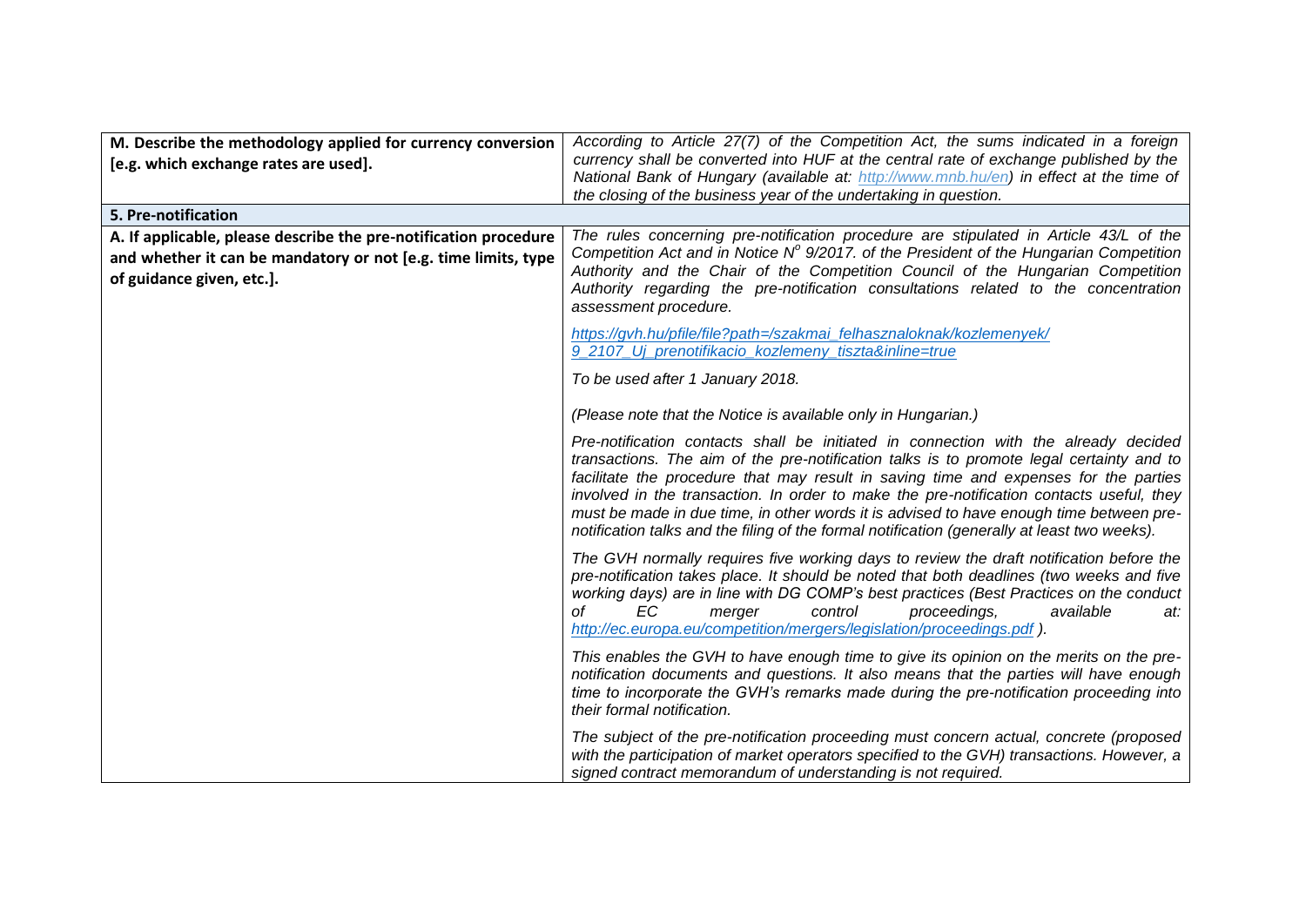| M. Describe the methodology applied for currency conversion [e.g. which exchange rates are used]. | *According to Article 27(7) of the Competition Act, the sums indicated in a foreign currency shall be converted into HUF at the central rate of exchange published by the National Bank of Hungary (available at: [http://www.mnb.hu/en](http://www.mnb.hu/en)) in effect at the time of the closing of the business year of the undertaking in question.* |
|---|---|
| **5. Pre-notification** | |
| **A. If applicable, please describe the pre-notification procedure and whether it can be mandatory or not [e.g. time limits, type of guidance given, etc.].** | *The rules concerning pre-notification procedure are stipulated in Article 43/L of the Competition Act and in Notice N° 9/2017. of the President of the Hungarian Competition Authority and the Chair of the Competition Council of the Hungarian Competition Authority regarding the pre-notification consultations related to the concentration assessment procedure.*<br><br>*[https://gvh.hu/pfile/file?path=/szakmai_felhasznaloknak/kozlemenyek/9_2107_Uj_prenotifikacio_kozlemeny_tiszta&inline=true](https://gvh.hu/pfile/file?path=/szakmai_felhasznaloknak/kozlemenyek/9_2107_Uj_prenotifikacio_kozlemeny_tiszta&inline=true)*<br><br>*To be used after 1 January 2018.*<br><br>*(Please note that the Notice is available only in Hungarian.)*<br><br>*Pre-notification contacts shall be initiated in connection with the already decided transactions. The aim of the pre-notification talks is to promote legal certainty and to facilitate the procedure that may result in saving time and expenses for the parties involved in the transaction. In order to make the pre-notification contacts useful, they must be made in due time, in other words it is advised to have enough time between pre-notification talks and the filing of the formal notification (generally at least two weeks).*<br><br>*The GVH normally requires five working days to review the draft notification before the pre-notification takes place. It should be noted that both deadlines (two weeks and five working days) are in line with DG COMP's best practices (Best Practices on the conduct of EC merger control proceedings, available at: [http://ec.europa.eu/competition/mergers/legislation/proceedings.pdf](http://ec.europa.eu/competition/mergers/legislation/proceedings.pdf) ).*<br><br>*This enables the GVH to have enough time to give its opinion on the merits on the pre-notification documents and questions. It also means that the parties will have enough time to incorporate the GVH's remarks made during the pre-notification proceeding into their formal notification.*<br><br>*The subject of the pre-notification proceeding must concern actual, concrete (proposed with the participation of market operators specified to the GVH) transactions. However, a signed contract memorandum of understanding is not required.* |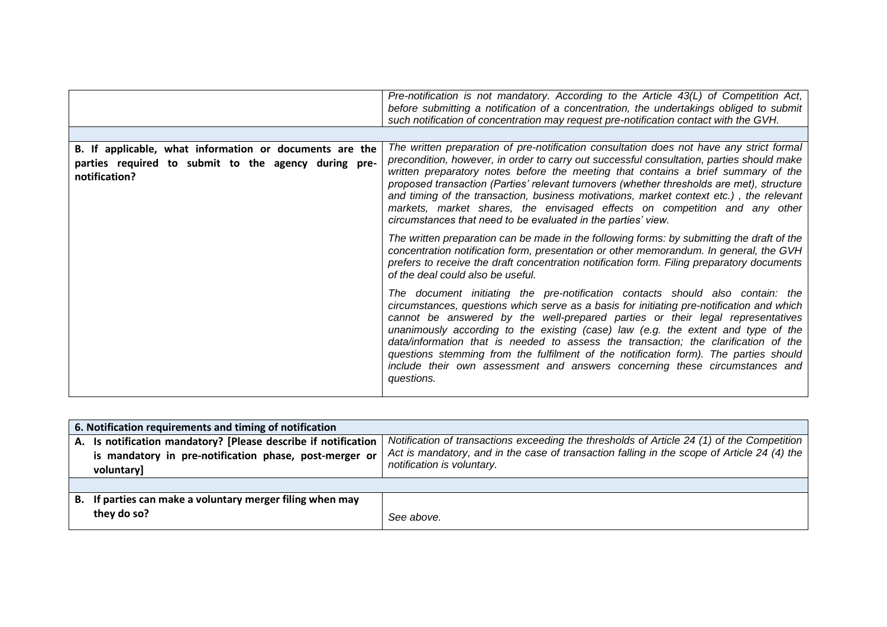| | |
|---|---|
| | *Pre-notification is not mandatory. According to the Article 43(L) of Competition Act, before submitting a notification of a concentration, the undertakings obliged to submit such notification of concentration may request pre-notification contact with the GVH.* |
| | |
| **B. If applicable, what information or documents are the parties required to submit to the agency during pre-notification?** | *The written preparation of pre-notification consultation does not have any strict formal precondition, however, in order to carry out successful consultation, parties should make written preparatory notes before the meeting that contains a brief summary of the proposed transaction (Parties' relevant turnovers (whether thresholds are met), structure and timing of the transaction, business motivations, market context etc.) , the relevant markets, market shares, the envisaged effects on competition and any other circumstances that need to be evaluated in the parties' view.*<br><br>*The written preparation can be made in the following forms: by submitting the draft of the concentration notification form, presentation or other memorandum. In general, the GVH prefers to receive the draft concentration notification form. Filing preparatory documents of the deal could also be useful.*<br><br>*The document initiating the pre-notification contacts should also contain: the circumstances, questions which serve as a basis for initiating pre-notification and which cannot be answered by the well-prepared parties or their legal representatives unanimously according to the existing (case) law (e.g. the extent and type of the data/information that is needed to assess the transaction; the clarification of the questions stemming from the fulfilment of the notification form). The parties should include their own assessment and answers concerning these circumstances and questions.* |

| **6. Notification requirements and timing of notification** | |
|---|---|
| **A. Is notification mandatory? [Please describe if notification is mandatory in pre-notification phase, post-merger or voluntary]** | *Notification of transactions exceeding the thresholds of Article 24 (1) of the Competition Act is mandatory, and in the case of transaction falling in the scope of Article 24 (4) the notification is voluntary.* |
| | |
| **B. If parties can make a voluntary merger filing when may they do so?** | *See above.* |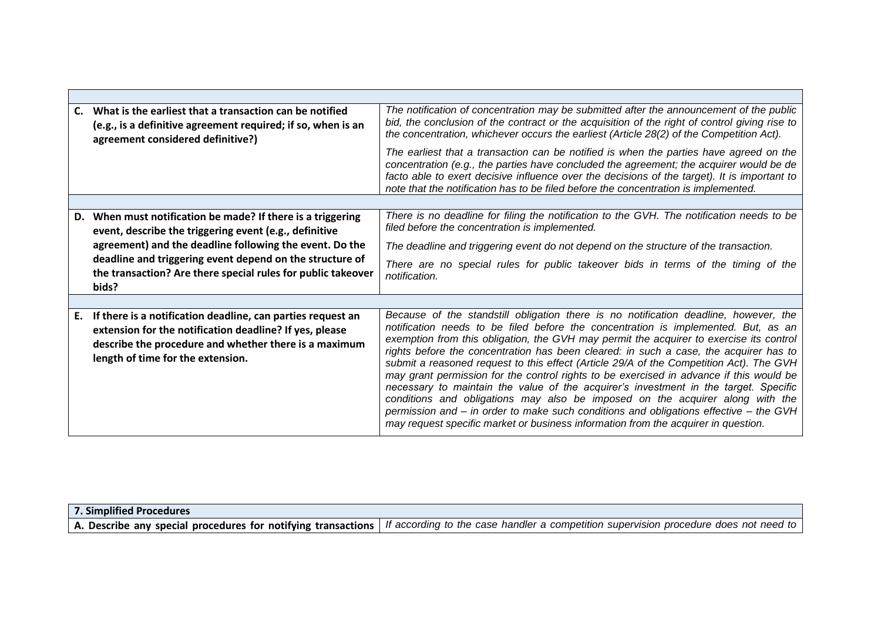| | |
|---|---|
| **C. What is the earliest that a transaction can be notified (e.g., is a definitive agreement required; if so, when is an agreement considered definitive?)** | *The notification of concentration may be submitted after the announcement of the public bid, the conclusion of the contract or the acquisition of the right of control giving rise to the concentration, whichever occurs the earliest (Article 28(2) of the Competition Act).*<br><br>*The earliest that a transaction can be notified is when the parties have agreed on the concentration (e.g., the parties have concluded the agreement; the acquirer would be de facto able to exert decisive influence over the decisions of the target). It is important to note that the notification has to be filed before the concentration is implemented.* |
| **D. When must notification be made? If there is a triggering event, describe the triggering event (e.g., definitive agreement) and the deadline following the event. Do the deadline and triggering event depend on the structure of the transaction? Are there special rules for public takeover bids?** | *There is no deadline for filing the notification to the GVH. The notification needs to be filed before the concentration is implemented.*<br><br>*The deadline and triggering event do not depend on the structure of the transaction.*<br><br>*There are no special rules for public takeover bids in terms of the timing of the notification.* |
| **E. If there is a notification deadline, can parties request an extension for the notification deadline? If yes, please describe the procedure and whether there is a maximum length of time for the extension.** | *Because of the standstill obligation there is no notification deadline, however, the notification needs to be filed before the concentration is implemented. But, as an exemption from this obligation, the GVH may permit the acquirer to exercise its control rights before the concentration has been cleared: in such a case, the acquirer has to submit a reasoned request to this effect (Article 29/A of the Competition Act). The GVH may grant permission for the control rights to be exercised in advance if this would be necessary to maintain the value of the acquirer's investment in the target. Specific conditions and obligations may also be imposed on the acquirer along with the permission and – in order to make such conditions and obligations effective – the GVH may request specific market or business information from the acquirer in question.* |

| **7. Simplified Procedures** | |
|---|---|
| **A. Describe any special procedures for notifying transactions** | *If according to the case handler a competition supervision procedure does not need to* |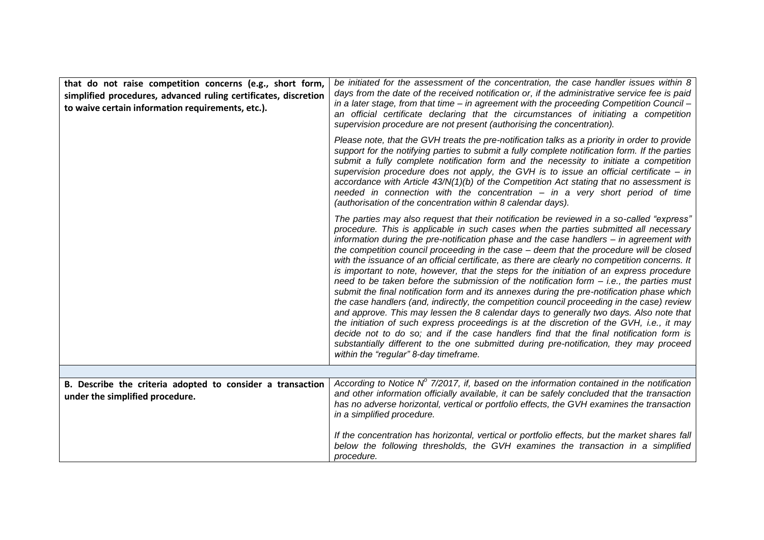| | |
|---|---|
| **that do not raise competition concerns (e.g., short form, simplified procedures, advanced ruling certificates, discretion to waive certain information requirements, etc.).** | *be initiated for the assessment of the concentration, the case handler issues within 8 days from the date of the received notification or, if the administrative service fee is paid in a later stage, from that time – in agreement with the proceeding Competition Council – an official certificate declaring that the circumstances of initiating a competition supervision procedure are not present (authorising the concentration).*<br><br>*Please note, that the GVH treats the pre-notification talks as a priority in order to provide support for the notifying parties to submit a fully complete notification form. If the parties submit a fully complete notification form and the necessity to initiate a competition supervision procedure does not apply, the GVH is to issue an official certificate – in accordance with Article 43/N(1)(b) of the Competition Act stating that no assessment is needed in connection with the concentration – in a very short period of time (authorisation of the concentration within 8 calendar days).*<br><br>*The parties may also request that their notification be reviewed in a so-called "express" procedure. This is applicable in such cases when the parties submitted all necessary information during the pre-notification phase and the case handlers – in agreement with the competition council proceeding in the case – deem that the procedure will be closed with the issuance of an official certificate, as there are clearly no competition concerns. It is important to note, however, that the steps for the initiation of an express procedure need to be taken before the submission of the notification form – i.e., the parties must submit the final notification form and its annexes during the pre-notification phase which the case handlers (and, indirectly, the competition council proceeding in the case) review and approve. This may lessen the 8 calendar days to generally two days. Also note that the initiation of such express proceedings is at the discretion of the GVH, i.e., it may decide not to do so; and if the case handlers find that the final notification form is substantially different to the one submitted during pre-notification, they may proceed within the "regular" 8-day timeframe.* |
| | |
| **B. Describe the criteria adopted to consider a transaction under the simplified procedure.** | *According to Notice N° 7/2017, if, based on the information contained in the notification and other information officially available, it can be safely concluded that the transaction has no adverse horizontal, vertical or portfolio effects, the GVH examines the transaction in a simplified procedure.*<br><br>*If the concentration has horizontal, vertical or portfolio effects, but the market shares fall below the following thresholds, the GVH examines the transaction in a simplified procedure.* |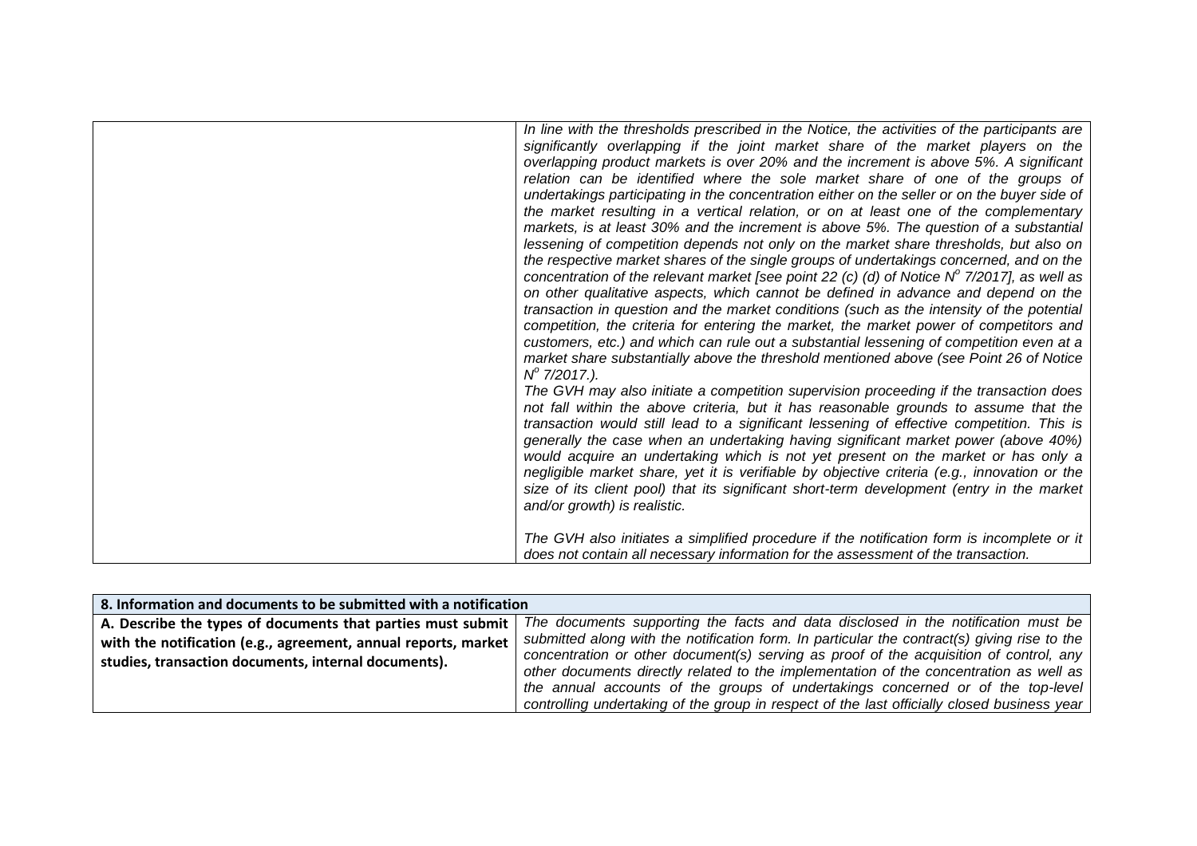| | |
|---|---|
| | *In line with the thresholds prescribed in the Notice, the activities of the participants are significantly overlapping if the joint market share of the market players on the overlapping product markets is over 20% and the increment is above 5%. A significant relation can be identified where the sole market share of one of the groups of undertakings participating in the concentration either on the seller or on the buyer side of the market resulting in a vertical relation, or on at least one of the complementary markets, is at least 30% and the increment is above 5%. The question of a substantial lessening of competition depends not only on the market share thresholds, but also on the respective market shares of the single groups of undertakings concerned, and on the concentration of the relevant market [see point 22 (c) (d) of Notice N° 7/2017], as well as on other qualitative aspects, which cannot be defined in advance and depend on the transaction in question and the market conditions (such as the intensity of the potential competition, the criteria for entering the market, the market power of competitors and customers, etc.) and which can rule out a substantial lessening of competition even at a market share substantially above the threshold mentioned above (see Point 26 of Notice N° 7/2017.).*<br>*The GVH may also initiate a competition supervision proceeding if the transaction does not fall within the above criteria, but it has reasonable grounds to assume that the transaction would still lead to a significant lessening of effective competition. This is generally the case when an undertaking having significant market power (above 40%) would acquire an undertaking which is not yet present on the market or has only a negligible market share, yet it is verifiable by objective criteria (e.g., innovation or the size of its client pool) that its significant short-term development (entry in the market and/or growth) is realistic.*<br><br>*The GVH also initiates a simplified procedure if the notification form is incomplete or it does not contain all necessary information for the assessment of the transaction.* |

| **8. Information and documents to be submitted with a notification** | |
|---|---|
| **A. Describe the types of documents that parties must submit with the notification (e.g., agreement, annual reports, market studies, transaction documents, internal documents).** | *The documents supporting the facts and data disclosed in the notification must be submitted along with the notification form. In particular the contract(s) giving rise to the concentration or other document(s) serving as proof of the acquisition of control, any other documents directly related to the implementation of the concentration as well as the annual accounts of the groups of undertakings concerned or of the top-level controlling undertaking of the group in respect of the last officially closed business year* |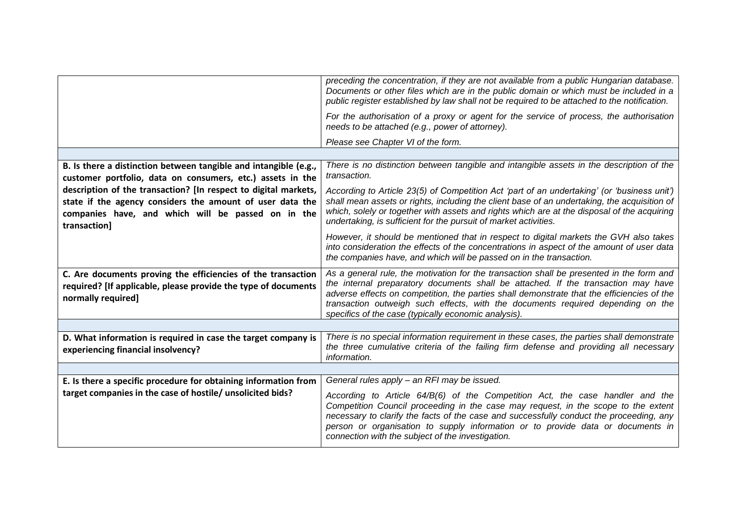| | |
|---|---|
| | *preceding the concentration, if they are not available from a public Hungarian database. Documents or other files which are in the public domain or which must be included in a public register established by law shall not be required to be attached to the notification.*<br><br>*For the authorisation of a proxy or agent for the service of process, the authorisation needs to be attached (e.g., power of attorney).*<br><br>*Please see Chapter VI of the form.* |
| | |
| **B. Is there a distinction between tangible and intangible (e.g., customer portfolio, data on consumers, etc.) assets in the description of the transaction? [In respect to digital markets, state if the agency considers the amount of user data the companies have, and which will be passed on in the transaction]** | *There is no distinction between tangible and intangible assets in the description of the transaction.*<br><br>*According to Article 23(5) of Competition Act 'part of an undertaking' (or 'business unit') shall mean assets or rights, including the client base of an undertaking, the acquisition of which, solely or together with assets and rights which are at the disposal of the acquiring undertaking, is sufficient for the pursuit of market activities.*<br><br>*However, it should be mentioned that in respect to digital markets the GVH also takes into consideration the effects of the concentrations in aspect of the amount of user data the companies have, and which will be passed on in the transaction.* |
| **C. Are documents proving the efficiencies of the transaction required? [If applicable, please provide the type of documents normally required]** | *As a general rule, the motivation for the transaction shall be presented in the form and the internal preparatory documents shall be attached. If the transaction may have adverse effects on competition, the parties shall demonstrate that the efficiencies of the transaction outweigh such effects, with the documents required depending on the specifics of the case (typically economic analysis).* |
| | |
| **D. What information is required in case the target company is experiencing financial insolvency?** | *There is no special information requirement in these cases, the parties shall demonstrate the three cumulative criteria of the failing firm defense and providing all necessary information.* |
| | |
| **E. Is there a specific procedure for obtaining information from target companies in the case of hostile/ unsolicited bids?** | *General rules apply – an RFI may be issued.*<br><br>*According to Article 64/B(6) of the Competition Act, the case handler and the Competition Council proceeding in the case may request, in the scope to the extent necessary to clarify the facts of the case and successfully conduct the proceeding, any person or organisation to supply information or to provide data or documents in connection with the subject of the investigation.* |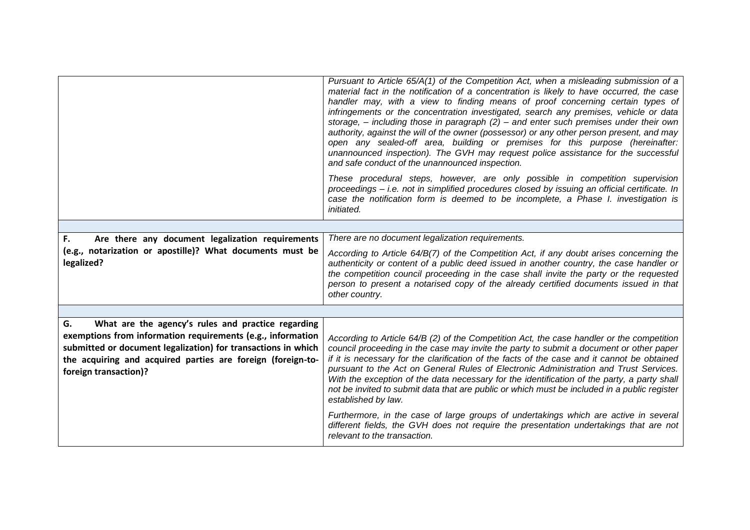| | |
|---|---|
| | *Pursuant to Article 65/A(1) of the Competition Act, when a misleading submission of a material fact in the notification of a concentration is likely to have occurred, the case handler may, with a view to finding means of proof concerning certain types of infringements or the concentration investigated, search any premises, vehicle or data storage, – including those in paragraph (2) – and enter such premises under their own authority, against the will of the owner (possessor) or any other person present, and may open any sealed-off area, building or premises for this purpose (hereinafter: unannounced inspection). The GVH may request police assistance for the successful and safe conduct of the unannounced inspection.*<br><br>*These procedural steps, however, are only possible in competition supervision proceedings – i.e. not in simplified procedures closed by issuing an official certificate. In case the notification form is deemed to be incomplete, a Phase I. investigation is initiated.* |
| | |
| **F. Are there any document legalization requirements (e.g., notarization or apostille)? What documents must be legalized?** | *There are no document legalization requirements.*<br><br>*According to Article 64/B(7) of the Competition Act, if any doubt arises concerning the authenticity or content of a public deed issued in another country, the case handler or the competition council proceeding in the case shall invite the party or the requested person to present a notarised copy of the already certified documents issued in that other country.* |
| | |
| **G. What are the agency's rules and practice regarding exemptions from information requirements (e.g., information submitted or document legalization) for transactions in which the acquiring and acquired parties are foreign (foreign-to-foreign transaction)?** | *According to Article 64/B (2) of the Competition Act, the case handler or the competition council proceeding in the case may invite the party to submit a document or other paper if it is necessary for the clarification of the facts of the case and it cannot be obtained pursuant to the Act on General Rules of Electronic Administration and Trust Services. With the exception of the data necessary for the identification of the party, a party shall not be invited to submit data that are public or which must be included in a public register established by law.*<br><br>*Furthermore, in the case of large groups of undertakings which are active in several different fields, the GVH does not require the presentation undertakings that are not relevant to the transaction.* |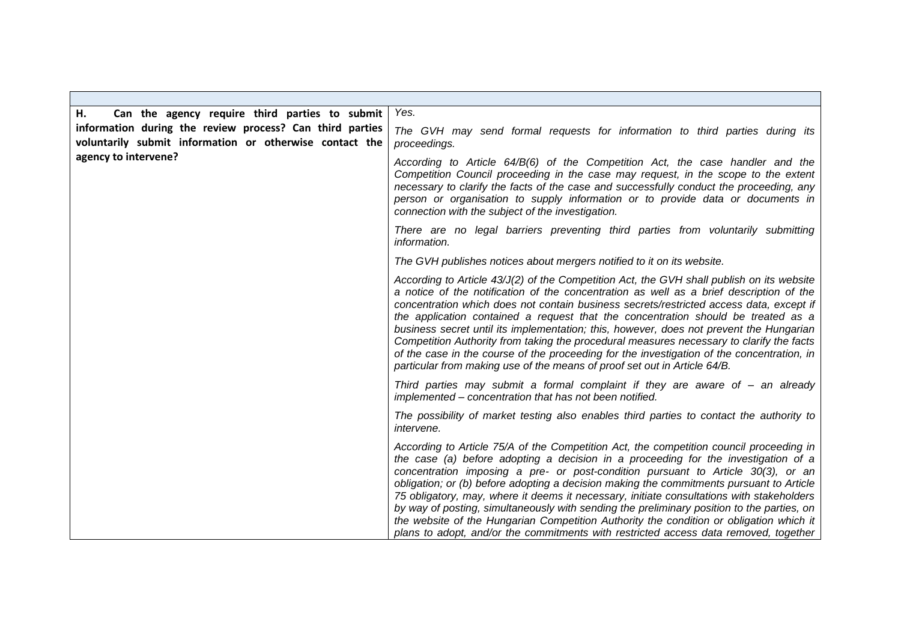| | |
|---|---|
| **H. Can the agency require third parties to submit information during the review process? Can third parties voluntarily submit information or otherwise contact the agency to intervene?** | *Yes.*<br><br>*The GVH may send formal requests for information to third parties during its proceedings.*<br><br>*According to Article 64/B(6) of the Competition Act, the case handler and the Competition Council proceeding in the case may request, in the scope to the extent necessary to clarify the facts of the case and successfully conduct the proceeding, any person or organisation to supply information or to provide data or documents in connection with the subject of the investigation.*<br><br>*There are no legal barriers preventing third parties from voluntarily submitting information.*<br><br>*The GVH publishes notices about mergers notified to it on its website.*<br><br>*According to Article 43/J(2) of the Competition Act, the GVH shall publish on its website a notice of the notification of the concentration as well as a brief description of the concentration which does not contain business secrets/restricted access data, except if the application contained a request that the concentration should be treated as a business secret until its implementation; this, however, does not prevent the Hungarian Competition Authority from taking the procedural measures necessary to clarify the facts of the case in the course of the proceeding for the investigation of the concentration, in particular from making use of the means of proof set out in Article 64/B.*<br><br>*Third parties may submit a formal complaint if they are aware of – an already implemented – concentration that has not been notified.*<br><br>*The possibility of market testing also enables third parties to contact the authority to intervene.*<br><br>*According to Article 75/A of the Competition Act, the competition council proceeding in the case (a) before adopting a decision in a proceeding for the investigation of a concentration imposing a pre- or post-condition pursuant to Article 30(3), or an obligation; or (b) before adopting a decision making the commitments pursuant to Article 75 obligatory, may, where it deems it necessary, initiate consultations with stakeholders by way of posting, simultaneously with sending the preliminary position to the parties, on the website of the Hungarian Competition Authority the condition or obligation which it plans to adopt, and/or the commitments with restricted access data removed, together* |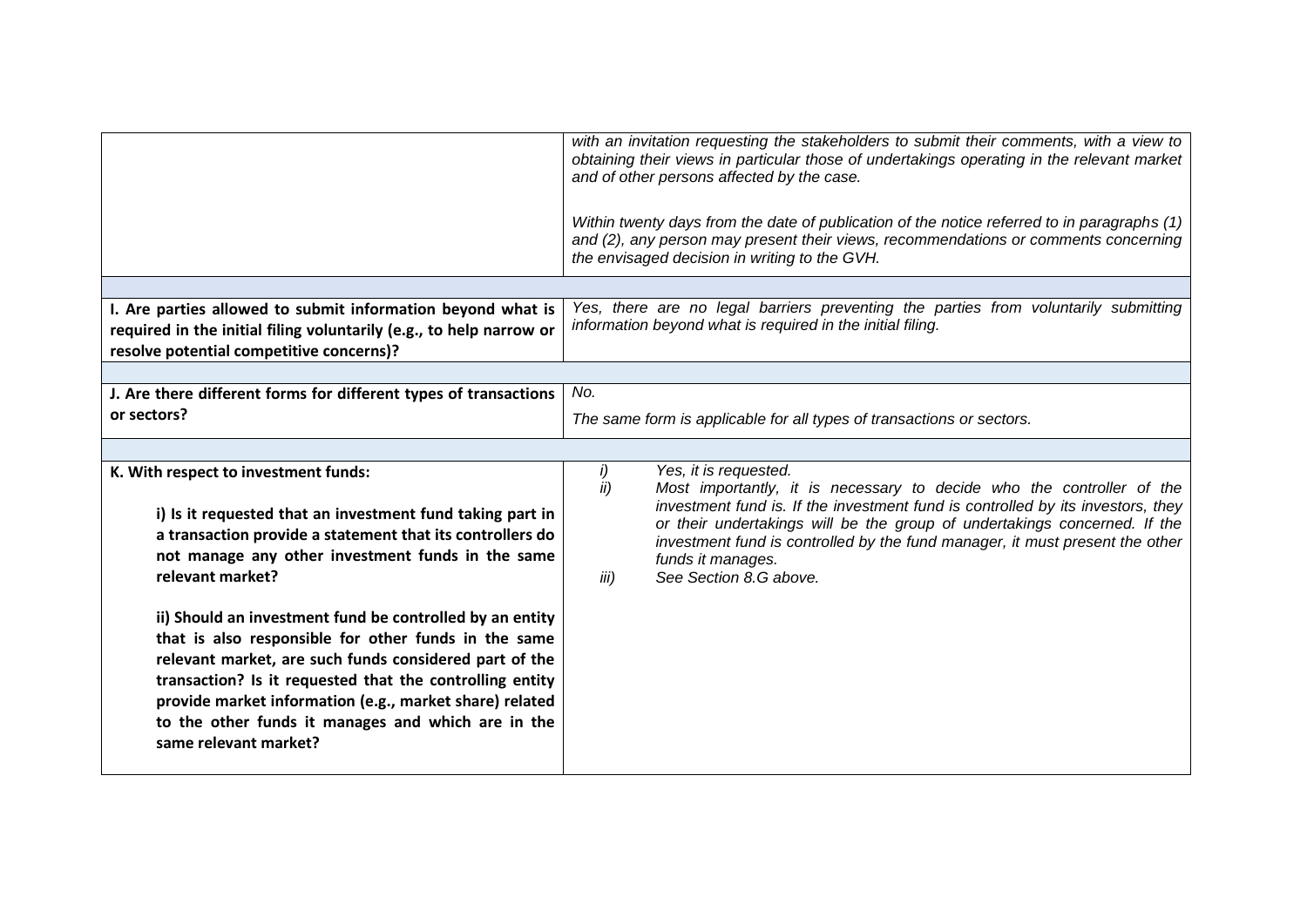| | |
|---|---|
| | *with an invitation requesting the stakeholders to submit their comments, with a view to obtaining their views in particular those of undertakings operating in the relevant market and of other persons affected by the case.*<br><br>*Within twenty days from the date of publication of the notice referred to in paragraphs (1) and (2), any person may present their views, recommendations or comments concerning the envisaged decision in writing to the GVH.* |
| | |
| **I. Are parties allowed to submit information beyond what is required in the initial filing voluntarily (e.g., to help narrow or resolve potential competitive concerns)?** | *Yes, there are no legal barriers preventing the parties from voluntarily submitting information beyond what is required in the initial filing.* |
| | |
| **J. Are there different forms for different types of transactions or sectors?** | *No.*<br><br>*The same form is applicable for all types of transactions or sectors.* |
| | |
| **K. With respect to investment funds:**<br><br>**i) Is it requested that an investment fund taking part in a transaction provide a statement that its controllers do not manage any other investment funds in the same relevant market?**<br><br>**ii) Should an investment fund be controlled by an entity that is also responsible for other funds in the same relevant market, are such funds considered part of the transaction? Is it requested that the controlling entity provide market information (e.g., market share) related to the other funds it manages and which are in the same relevant market?** | *i) Yes, it is requested.*<br>*ii) Most importantly, it is necessary to decide who the controller of the investment fund is. If the investment fund is controlled by its investors, they or their undertakings will be the group of undertakings concerned. If the investment fund is controlled by the fund manager, it must present the other funds it manages.*<br>*iii) See Section 8.G above.* |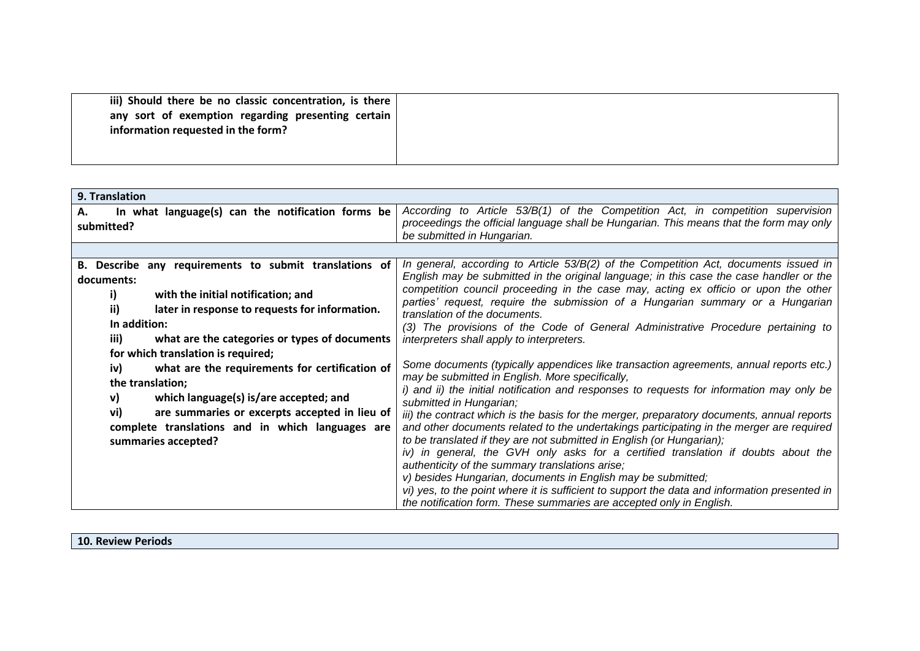| **iii) Should there be no classic concentration, is there any sort of exemption regarding presenting certain information requested in the form?** | |
|---|---|

| **9. Translation** | |
|---|---|
| **A. In what language(s) can the notification forms be submitted?** | *According to Article 53/B(1) of the Competition Act, in competition supervision proceedings the official language shall be Hungarian. This means that the form may only be submitted in Hungarian.* |
| | |
| **B. Describe any requirements to submit translations of documents:**<br>**i) with the initial notification; and**<br>**ii) later in response to requests for information.**<br>**In addition:**<br>**iii) what are the categories or types of documents for which translation is required;**<br>**iv) what are the requirements for certification of the translation;**<br>**v) which language(s) is/are accepted; and**<br>**vi) are summaries or excerpts accepted in lieu of complete translations and in which languages are summaries accepted?** | *In general, according to Article 53/B(2) of the Competition Act, documents issued in English may be submitted in the original language; in this case the case handler or the competition council proceeding in the case may, acting ex officio or upon the other parties' request, require the submission of a Hungarian summary or a Hungarian translation of the documents.*<br>*(3) The provisions of the Code of General Administrative Procedure pertaining to interpreters shall apply to interpreters.*<br><br>*Some documents (typically appendices like transaction agreements, annual reports etc.) may be submitted in English. More specifically,*<br>*i) and ii) the initial notification and responses to requests for information may only be submitted in Hungarian;*<br>*iii) the contract which is the basis for the merger, preparatory documents, annual reports and other documents related to the undertakings participating in the merger are required to be translated if they are not submitted in English (or Hungarian);*<br>*iv) in general, the GVH only asks for a certified translation if doubts about the authenticity of the summary translations arise;*<br>*v) besides Hungarian, documents in English may be submitted;*<br>*vi) yes, to the point where it is sufficient to support the data and information presented in the notification form. These summaries are accepted only in English.* |

| **10. Review Periods** |
|---|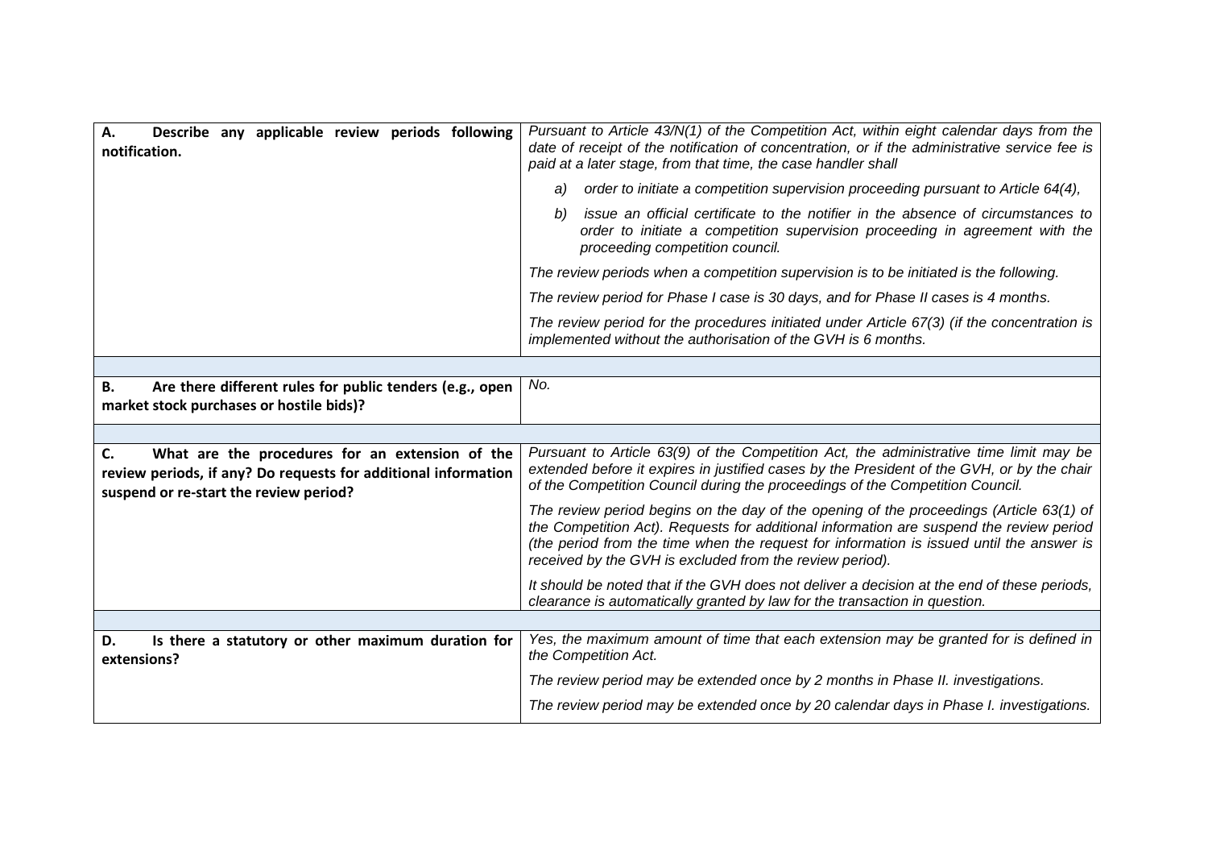| **A. Describe any applicable review periods following notification.** | *Pursuant to Article 43/N(1) of the Competition Act, within eight calendar days from the date of receipt of the notification of concentration, or if the administrative service fee is paid at a later stage, from that time, the case handler shall*<br>*a) order to initiate a competition supervision proceeding pursuant to Article 64(4),*<br>*b) issue an official certificate to the notifier in the absence of circumstances to order to initiate a competition supervision proceeding in agreement with the proceeding competition council.*<br>*The review periods when a competition supervision is to be initiated is the following.*<br>*The review period for Phase I case is 30 days, and for Phase II cases is 4 months.*<br>*The review period for the procedures initiated under Article 67(3) (if the concentration is implemented without the authorisation of the GVH is 6 months.* |
|---|---|
| | |
| **B. Are there different rules for public tenders (e.g., open market stock purchases or hostile bids)?** | *No.* |
| | |
| **C. What are the procedures for an extension of the review periods, if any? Do requests for additional information suspend or re-start the review period?** | *Pursuant to Article 63(9) of the Competition Act, the administrative time limit may be extended before it expires in justified cases by the President of the GVH, or by the chair of the Competition Council during the proceedings of the Competition Council.*<br>*The review period begins on the day of the opening of the proceedings (Article 63(1) of the Competition Act). Requests for additional information are suspend the review period (the period from the time when the request for information is issued until the answer is received by the GVH is excluded from the review period).*<br>*It should be noted that if the GVH does not deliver a decision at the end of these periods, clearance is automatically granted by law for the transaction in question.* |
| | |
| **D. Is there a statutory or other maximum duration for extensions?** | *Yes, the maximum amount of time that each extension may be granted for is defined in the Competition Act.*<br>*The review period may be extended once by 2 months in Phase II. investigations.*<br>*The review period may be extended once by 20 calendar days in Phase I. investigations.* |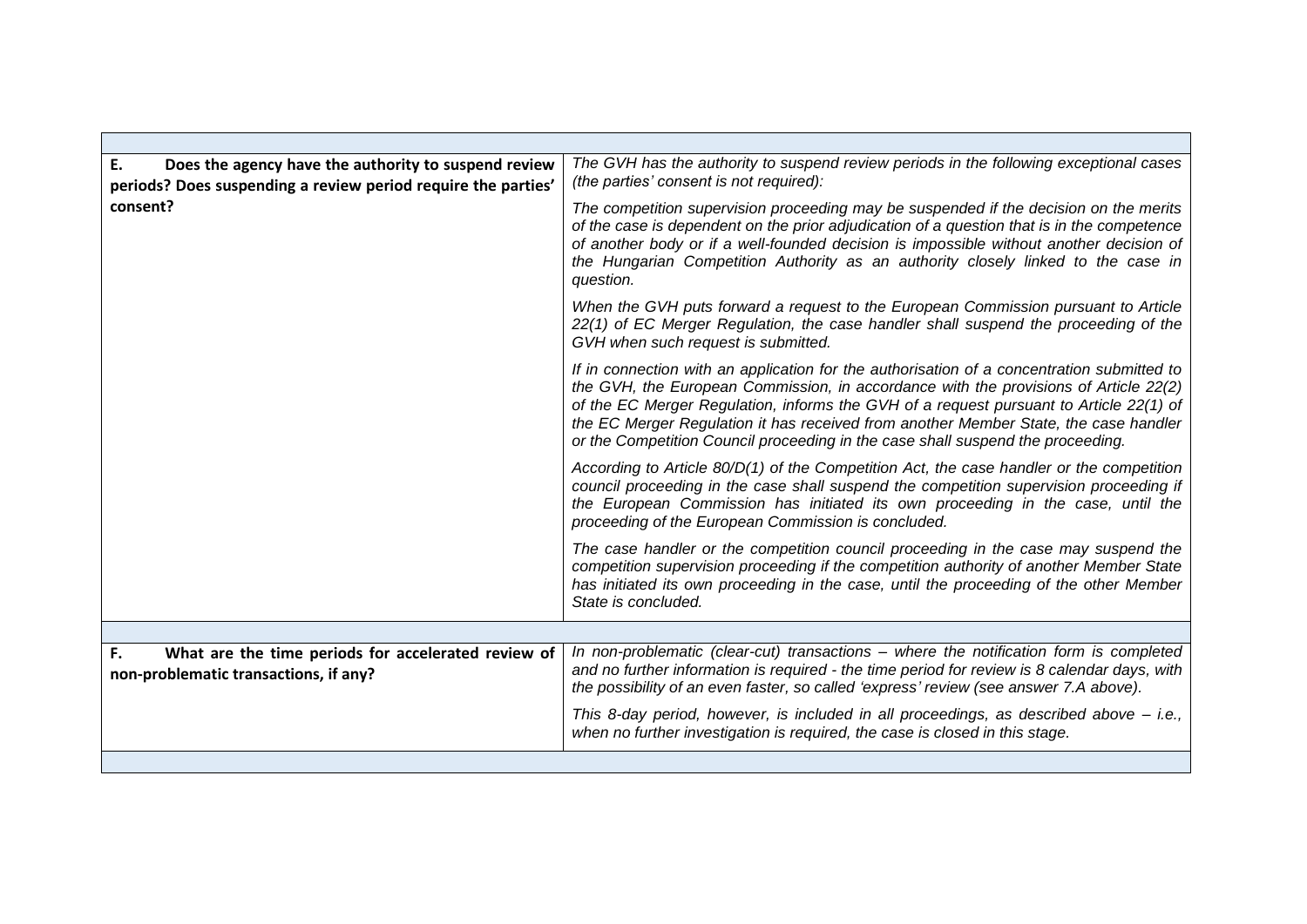| | |
|---|---|
| **E. Does the agency have the authority to suspend review periods? Does suspending a review period require the parties' consent?** | *The GVH has the authority to suspend review periods in the following exceptional cases (the parties' consent is not required):*<br><br>*The competition supervision proceeding may be suspended if the decision on the merits of the case is dependent on the prior adjudication of a question that is in the competence of another body or if a well-founded decision is impossible without another decision of the Hungarian Competition Authority as an authority closely linked to the case in question.*<br><br>*When the GVH puts forward a request to the European Commission pursuant to Article 22(1) of EC Merger Regulation, the case handler shall suspend the proceeding of the GVH when such request is submitted.*<br><br>*If in connection with an application for the authorisation of a concentration submitted to the GVH, the European Commission, in accordance with the provisions of Article 22(2) of the EC Merger Regulation, informs the GVH of a request pursuant to Article 22(1) of the EC Merger Regulation it has received from another Member State, the case handler or the Competition Council proceeding in the case shall suspend the proceeding.*<br><br>*According to Article 80/D(1) of the Competition Act, the case handler or the competition council proceeding in the case shall suspend the competition supervision proceeding if the European Commission has initiated its own proceeding in the case, until the proceeding of the European Commission is concluded.*<br><br>*The case handler or the competition council proceeding in the case may suspend the competition supervision proceeding if the competition authority of another Member State has initiated its own proceeding in the case, until the proceeding of the other Member State is concluded.* |
| **F. What are the time periods for accelerated review of non-problematic transactions, if any?** | *In non-problematic (clear-cut) transactions – where the notification form is completed and no further information is required - the time period for review is 8 calendar days, with the possibility of an even faster, so called 'express' review (see answer 7.A above).*<br><br>*This 8-day period, however, is included in all proceedings, as described above – i.e., when no further investigation is required, the case is closed in this stage.* |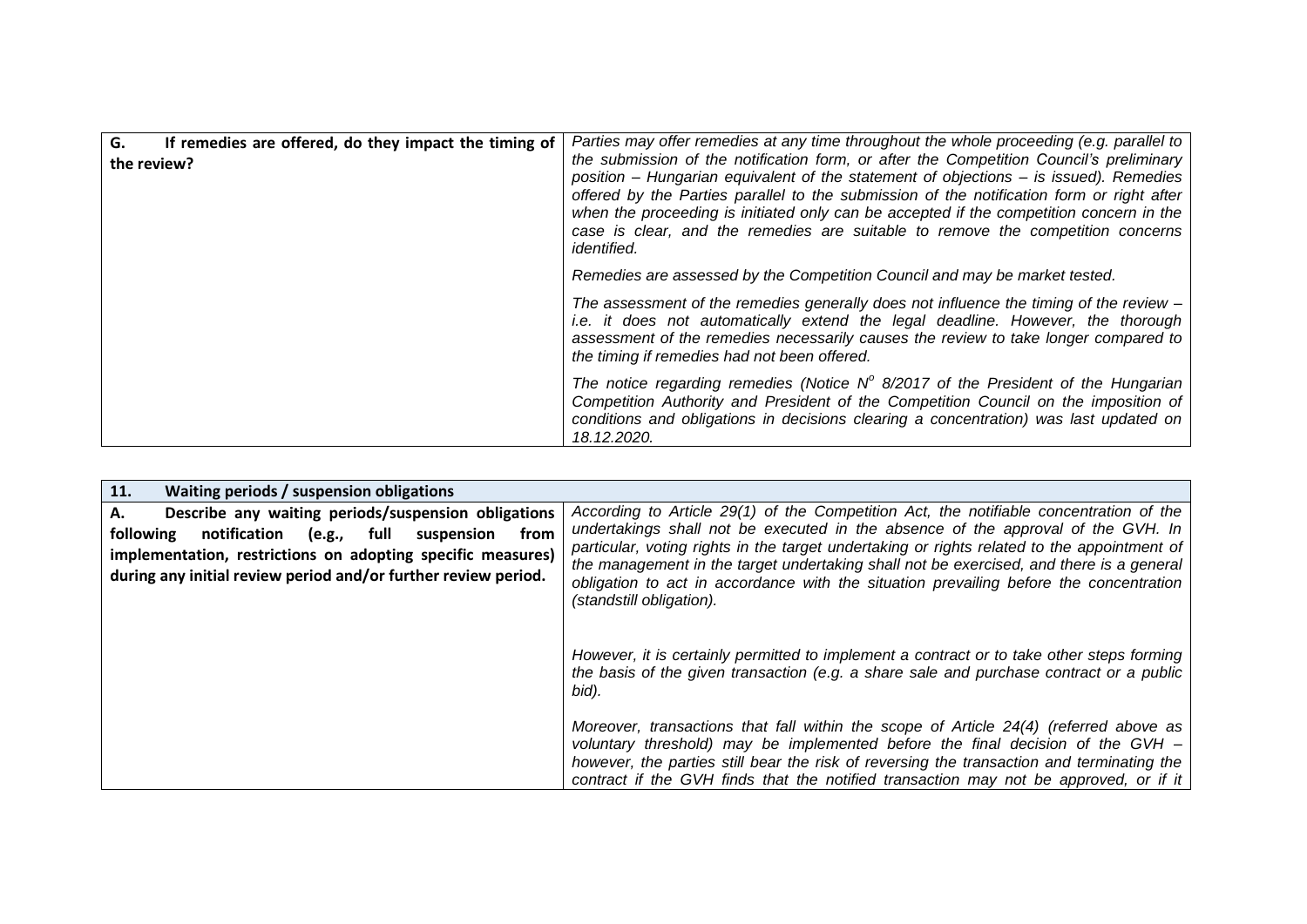| **G. If remedies are offered, do they impact the timing of the review?** | *Parties may offer remedies at any time throughout the whole proceeding (e.g. parallel to the submission of the notification form, or after the Competition Council's preliminary position – Hungarian equivalent of the statement of objections – is issued). Remedies offered by the Parties parallel to the submission of the notification form or right after when the proceeding is initiated only can be accepted if the competition concern in the case is clear, and the remedies are suitable to remove the competition concerns identified.*<br><br>*Remedies are assessed by the Competition Council and may be market tested.*<br><br>*The assessment of the remedies generally does not influence the timing of the review – i.e. it does not automatically extend the legal deadline. However, the thorough assessment of the remedies necessarily causes the review to take longer compared to the timing if remedies had not been offered.*<br><br>*The notice regarding remedies (Notice N° 8/2017 of the President of the Hungarian Competition Authority and President of the Competition Council on the imposition of conditions and obligations in decisions clearing a concentration) was last updated on 18.12.2020.* |
|---|---|

| **11. Waiting periods / suspension obligations** | |
|---|---|
| **A. Describe any waiting periods/suspension obligations following notification (e.g., full suspension from implementation, restrictions on adopting specific measures) during any initial review period and/or further review period.** | *According to Article 29(1) of the Competition Act, the notifiable concentration of the undertakings shall not be executed in the absence of the approval of the GVH. In particular, voting rights in the target undertaking or rights related to the appointment of the management in the target undertaking shall not be exercised, and there is a general obligation to act in accordance with the situation prevailing before the concentration (standstill obligation).*<br><br>*However, it is certainly permitted to implement a contract or to take other steps forming the basis of the given transaction (e.g. a share sale and purchase contract or a public bid).*<br><br>*Moreover, transactions that fall within the scope of Article 24(4) (referred above as voluntary threshold) may be implemented before the final decision of the GVH – however, the parties still bear the risk of reversing the transaction and terminating the contract if the GVH finds that the notified transaction may not be approved, or if it* |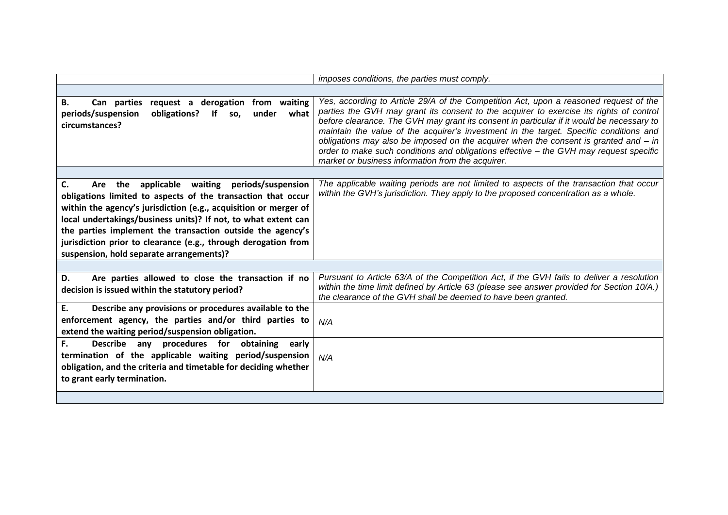| | |
|---|---|
| | *imposes conditions, the parties must comply.* |
| | |
| **B. Can parties request a derogation from waiting periods/suspension obligations? If so, under what circumstances?** | *Yes, according to Article 29/A of the Competition Act, upon a reasoned request of the parties the GVH may grant its consent to the acquirer to exercise its rights of control before clearance. The GVH may grant its consent in particular if it would be necessary to maintain the value of the acquirer's investment in the target. Specific conditions and obligations may also be imposed on the acquirer when the consent is granted and – in order to make such conditions and obligations effective – the GVH may request specific market or business information from the acquirer.* |
| | |
| **C. Are the applicable waiting periods/suspension obligations limited to aspects of the transaction that occur within the agency's jurisdiction (e.g., acquisition or merger of local undertakings/business units)? If not, to what extent can the parties implement the transaction outside the agency's jurisdiction prior to clearance (e.g., through derogation from suspension, hold separate arrangements)?** | *The applicable waiting periods are not limited to aspects of the transaction that occur within the GVH's jurisdiction. They apply to the proposed concentration as a whole.* |
| | |
| **D. Are parties allowed to close the transaction if no decision is issued within the statutory period?** | *Pursuant to Article 63/A of the Competition Act, if the GVH fails to deliver a resolution within the time limit defined by Article 63 (please see answer provided for Section 10/A.) the clearance of the GVH shall be deemed to have been granted.* |
| **E. Describe any provisions or procedures available to the enforcement agency, the parties and/or third parties to extend the waiting period/suspension obligation.** | *N/A* |
| **F. Describe any procedures for obtaining early termination of the applicable waiting period/suspension obligation, and the criteria and timetable for deciding whether to grant early termination.** | *N/A* |
| | |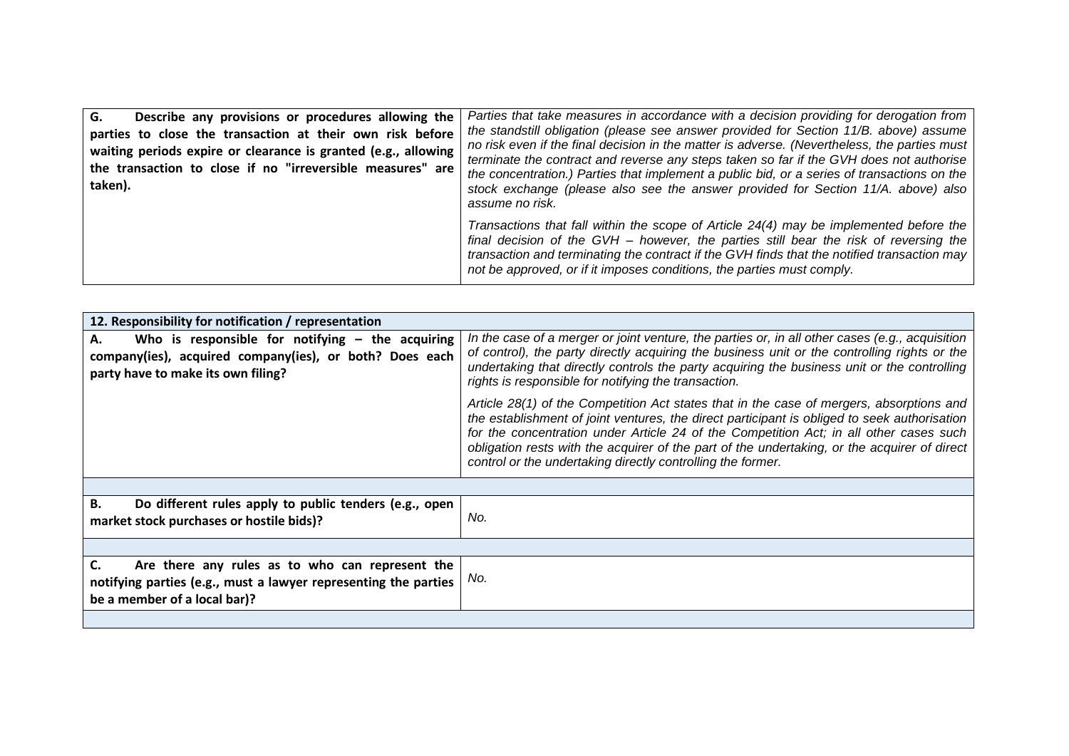| | |
|---|---|
| **G. Describe any provisions or procedures allowing the parties to close the transaction at their own risk before waiting periods expire or clearance is granted (e.g., allowing the transaction to close if no "irreversible measures" are taken).** | *Parties that take measures in accordance with a decision providing for derogation from the standstill obligation (please see answer provided for Section 11/B. above) assume no risk even if the final decision in the matter is adverse. (Nevertheless, the parties must terminate the contract and reverse any steps taken so far if the GVH does not authorise the concentration.) Parties that implement a public bid, or a series of transactions on the stock exchange (please also see the answer provided for Section 11/A. above) also assume no risk.*<br><br>*Transactions that fall within the scope of Article 24(4) may be implemented before the final decision of the GVH – however, the parties still bear the risk of reversing the transaction and terminating the contract if the GVH finds that the notified transaction may not be approved, or if it imposes conditions, the parties must comply.* |

| **12. Responsibility for notification / representation** | |
|---|---|
| **A. Who is responsible for notifying – the acquiring company(ies), acquired company(ies), or both? Does each party have to make its own filing?** | *In the case of a merger or joint venture, the parties or, in all other cases (e.g., acquisition of control), the party directly acquiring the business unit or the controlling rights or the undertaking that directly controls the party acquiring the business unit or the controlling rights is responsible for notifying the transaction.*<br><br>*Article 28(1) of the Competition Act states that in the case of mergers, absorptions and the establishment of joint ventures, the direct participant is obliged to seek authorisation for the concentration under Article 24 of the Competition Act; in all other cases such obligation rests with the acquirer of the part of the undertaking, or the acquirer of direct control or the undertaking directly controlling the former.* |
| | |
| **B. Do different rules apply to public tenders (e.g., open market stock purchases or hostile bids)?** | *No.* |
| | |
| **C. Are there any rules as to who can represent the notifying parties (e.g., must a lawyer representing the parties be a member of a local bar)?** | *No.* |
| | |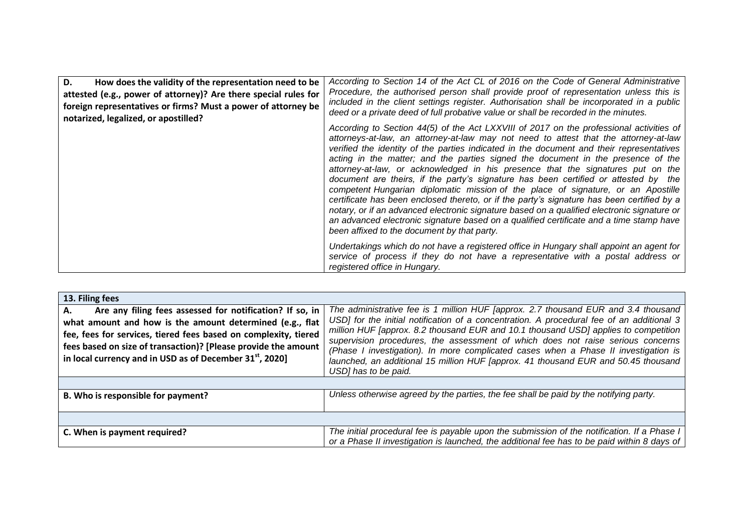| D. How does the validity of the representation need to be attested (e.g., power of attorney)? Are there special rules for foreign representatives or firms? Must a power of attorney be notarized, legalized, or apostilled? | *According to Section 14 of the Act CL of 2016 on the Code of General Administrative Procedure, the authorised person shall provide proof of representation unless this is included in the client settings register. Authorisation shall be incorporated in a public deed or a private deed of full probative value or shall be recorded in the minutes.*<br><br>*According to Section 44(5) of the Act LXXVIII of 2017 on the professional activities of attorneys-at-law, an attorney-at-law may not need to attest that the attorney-at-law verified the identity of the parties indicated in the document and their representatives acting in the matter; and the parties signed the document in the presence of the attorney-at-law, or acknowledged in his presence that the signatures put on the document are theirs, if the party's signature has been certified or attested by the competent Hungarian diplomatic mission of the place of signature, or an Apostille certificate has been enclosed thereto, or if the party's signature has been certified by a notary, or if an advanced electronic signature based on a qualified electronic signature or an advanced electronic signature based on a qualified certificate and a time stamp have been affixed to the document by that party.*<br><br>*Undertakings which do not have a registered office in Hungary shall appoint an agent for service of process if they do not have a representative with a postal address or registered office in Hungary.* |
|---|---|

| 13. Filing fees | |
|---|---|
| A. Are any filing fees assessed for notification? If so, in what amount and how is the amount determined (e.g., flat fee, fees for services, tiered fees based on complexity, tiered fees based on size of transaction)? [Please provide the amount in local currency and in USD as of December 31st, 2020] | *The administrative fee is 1 million HUF [approx. 2.7 thousand EUR and 3.4 thousand USD] for the initial notification of a concentration. A procedural fee of an additional 3 million HUF [approx. 8.2 thousand EUR and 10.1 thousand USD] applies to competition supervision procedures, the assessment of which does not raise serious concerns (Phase I investigation). In more complicated cases when a Phase II investigation is launched, an additional 15 million HUF [approx. 41 thousand EUR and 50.45 thousand USD] has to be paid.* |
| | |
| B. Who is responsible for payment? | *Unless otherwise agreed by the parties, the fee shall be paid by the notifying party.* |
| | |
| C. When is payment required? | *The initial procedural fee is payable upon the submission of the notification. If a Phase I or a Phase II investigation is launched, the additional fee has to be paid within 8 days of* |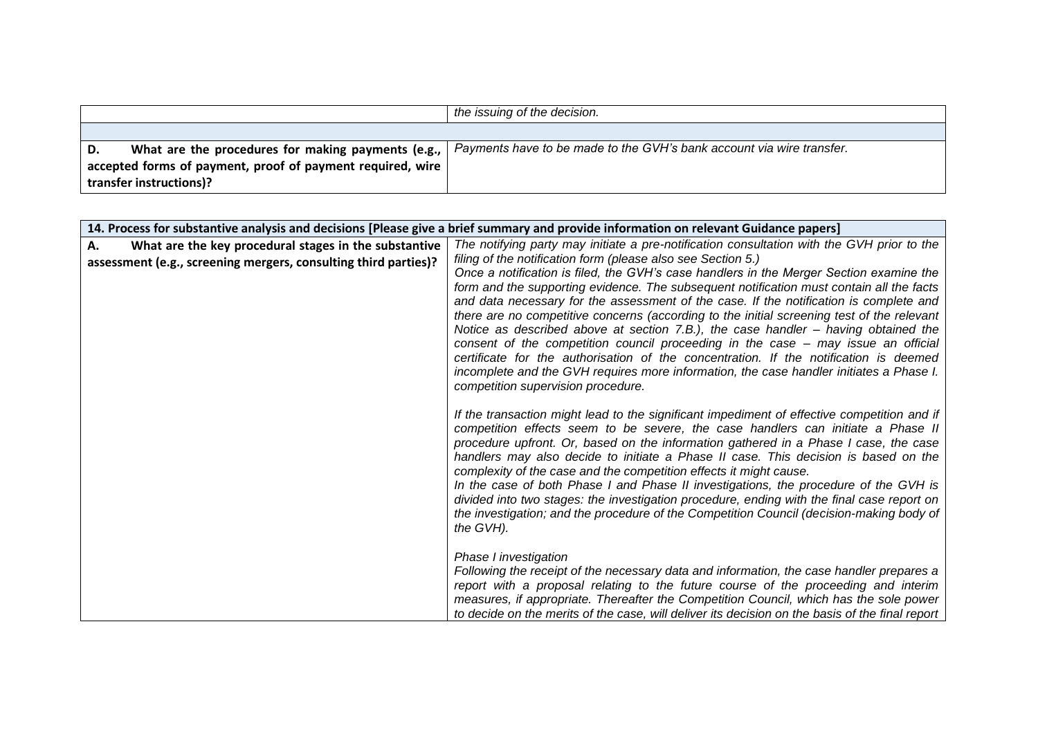| | |
|---|---|
| | *the issuing of the decision.* |
| | |
| **D. What are the procedures for making payments (e.g., accepted forms of payment, proof of payment required, wire transfer instructions)?** | *Payments have to be made to the GVH's bank account via wire transfer.* |

| **14. Process for substantive analysis and decisions [Please give a brief summary and provide information on relevant Guidance papers]** | |
|---|---|
| **A. What are the key procedural stages in the substantive assessment (e.g., screening mergers, consulting third parties)?** | *The notifying party may initiate a pre-notification consultation with the GVH prior to the filing of the notification form (please also see Section 5.)*<br>*Once a notification is filed, the GVH's case handlers in the Merger Section examine the form and the supporting evidence. The subsequent notification must contain all the facts and data necessary for the assessment of the case. If the notification is complete and there are no competitive concerns (according to the initial screening test of the relevant Notice as described above at section 7.B.), the case handler – having obtained the consent of the competition council proceeding in the case – may issue an official certificate for the authorisation of the concentration. If the notification is deemed incomplete and the GVH requires more information, the case handler initiates a Phase I. competition supervision procedure.*<br><br>*If the transaction might lead to the significant impediment of effective competition and if competition effects seem to be severe, the case handlers can initiate a Phase II procedure upfront. Or, based on the information gathered in a Phase I case, the case handlers may also decide to initiate a Phase II case. This decision is based on the complexity of the case and the competition effects it might cause.*<br>*In the case of both Phase I and Phase II investigations, the procedure of the GVH is divided into two stages: the investigation procedure, ending with the final case report on the investigation; and the procedure of the Competition Council (decision-making body of the GVH).*<br><br>*Phase I investigation*<br>*Following the receipt of the necessary data and information, the case handler prepares a report with a proposal relating to the future course of the proceeding and interim measures, if appropriate. Thereafter the Competition Council, which has the sole power to decide on the merits of the case, will deliver its decision on the basis of the final report* |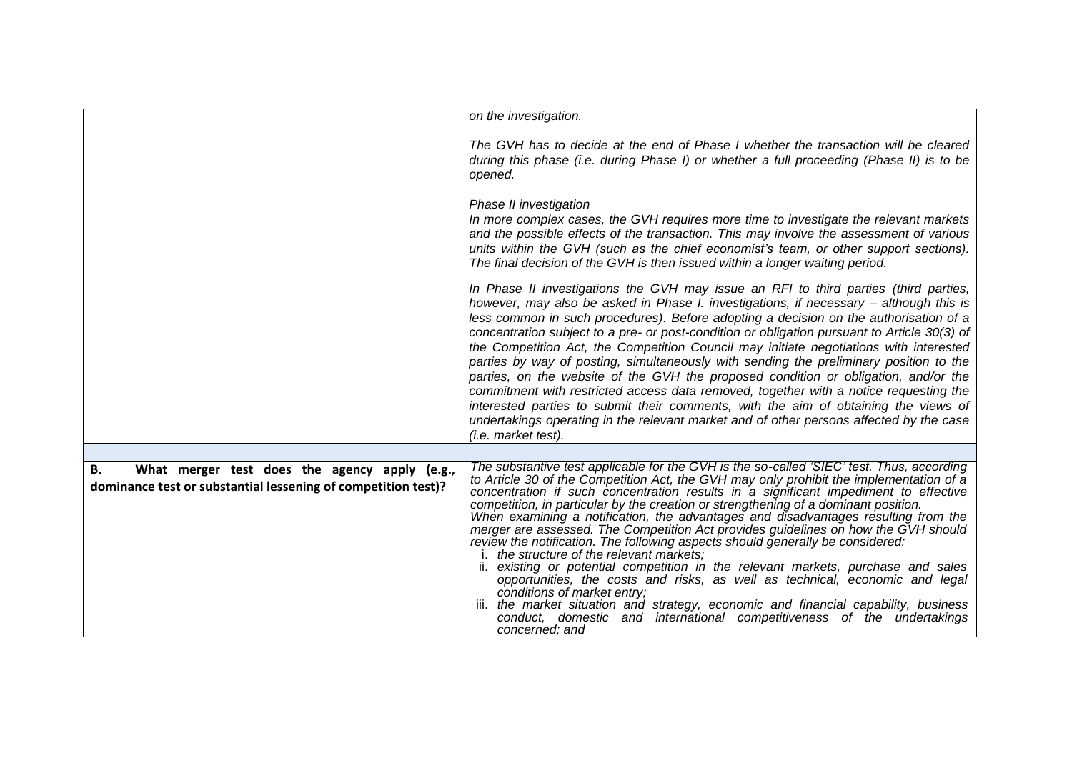| | |
|---|---|
| | *on the investigation.*<br><br>*The GVH has to decide at the end of Phase I whether the transaction will be cleared during this phase (i.e. during Phase I) or whether a full proceeding (Phase II) is to be opened.*<br><br>*Phase II investigation*<br>*In more complex cases, the GVH requires more time to investigate the relevant markets and the possible effects of the transaction. This may involve the assessment of various units within the GVH (such as the chief economist's team, or other support sections). The final decision of the GVH is then issued within a longer waiting period.*<br><br>*In Phase II investigations the GVH may issue an RFI to third parties (third parties, however, may also be asked in Phase I. investigations, if necessary – although this is less common in such procedures). Before adopting a decision on the authorisation of a concentration subject to a pre- or post-condition or obligation pursuant to Article 30(3) of the Competition Act, the Competition Council may initiate negotiations with interested parties by way of posting, simultaneously with sending the preliminary position to the parties, on the website of the GVH the proposed condition or obligation, and/or the commitment with restricted access data removed, together with a notice requesting the interested parties to submit their comments, with the aim of obtaining the views of undertakings operating in the relevant market and of other persons affected by the case (i.e. market test).* |
| | |
| **B. What merger test does the agency apply (e.g., dominance test or substantial lessening of competition test)?** | *The substantive test applicable for the GVH is the so-called 'SIEC' test. Thus, according to Article 30 of the Competition Act, the GVH may only prohibit the implementation of a concentration if such concentration results in a significant impediment to effective competition, in particular by the creation or strengthening of a dominant position.*<br>*When examining a notification, the advantages and disadvantages resulting from the merger are assessed. The Competition Act provides guidelines on how the GVH should review the notification. The following aspects should generally be considered:*<br>*i. the structure of the relevant markets;*<br>*ii. existing or potential competition in the relevant markets, purchase and sales opportunities, the costs and risks, as well as technical, economic and legal conditions of market entry;*<br>*iii. the market situation and strategy, economic and financial capability, business conduct, domestic and international competitiveness of the undertakings concerned; and* |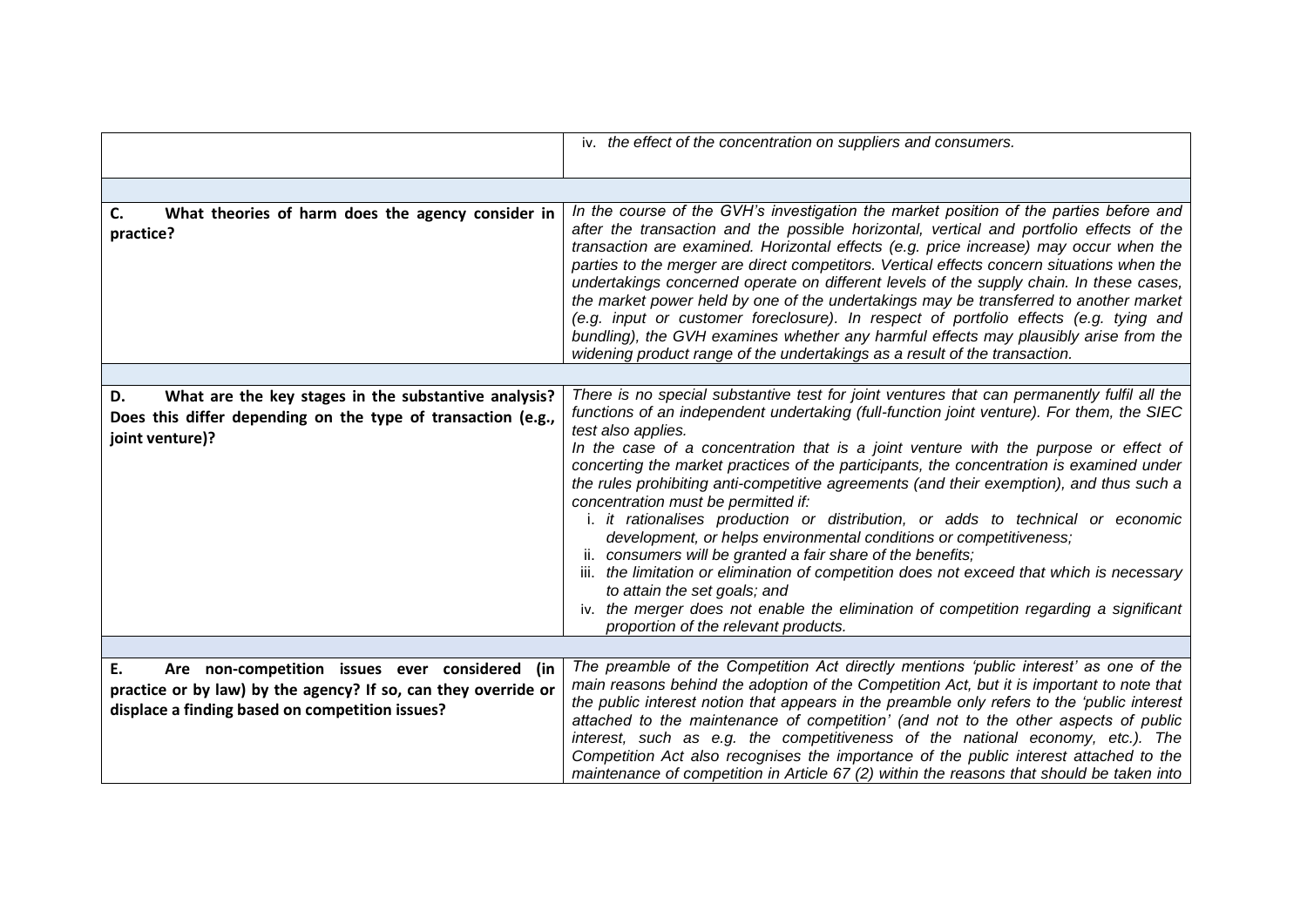| | |
|---|---|
| | iv. *the effect of the concentration on suppliers and consumers.* |
| | |
| **C. What theories of harm does the agency consider in practice?** | *In the course of the GVH's investigation the market position of the parties before and after the transaction and the possible horizontal, vertical and portfolio effects of the transaction are examined. Horizontal effects (e.g. price increase) may occur when the parties to the merger are direct competitors. Vertical effects concern situations when the undertakings concerned operate on different levels of the supply chain. In these cases, the market power held by one of the undertakings may be transferred to another market (e.g. input or customer foreclosure). In respect of portfolio effects (e.g. tying and bundling), the GVH examines whether any harmful effects may plausibly arise from the widening product range of the undertakings as a result of the transaction.* |
| | |
| **D. What are the key stages in the substantive analysis? Does this differ depending on the type of transaction (e.g., joint venture)?** | *There is no special substantive test for joint ventures that can permanently fulfil all the functions of an independent undertaking (full-function joint venture). For them, the SIEC test also applies.*<br>*In the case of a concentration that is a joint venture with the purpose or effect of concerting the market practices of the participants, the concentration is examined under the rules prohibiting anti-competitive agreements (and their exemption), and thus such a concentration must be permitted if:*<br>i. *it rationalises production or distribution, or adds to technical or economic development, or helps environmental conditions or competitiveness;*<br>ii. *consumers will be granted a fair share of the benefits;*<br>iii. *the limitation or elimination of competition does not exceed that which is necessary to attain the set goals; and*<br>iv. *the merger does not enable the elimination of competition regarding a significant proportion of the relevant products.* |
| | |
| **E. Are non-competition issues ever considered (in practice or by law) by the agency? If so, can they override or displace a finding based on competition issues?** | *The preamble of the Competition Act directly mentions 'public interest' as one of the main reasons behind the adoption of the Competition Act, but it is important to note that the public interest notion that appears in the preamble only refers to the 'public interest attached to the maintenance of competition' (and not to the other aspects of public interest, such as e.g. the competitiveness of the national economy, etc.). The Competition Act also recognises the importance of the public interest attached to the maintenance of competition in Article 67 (2) within the reasons that should be taken into* |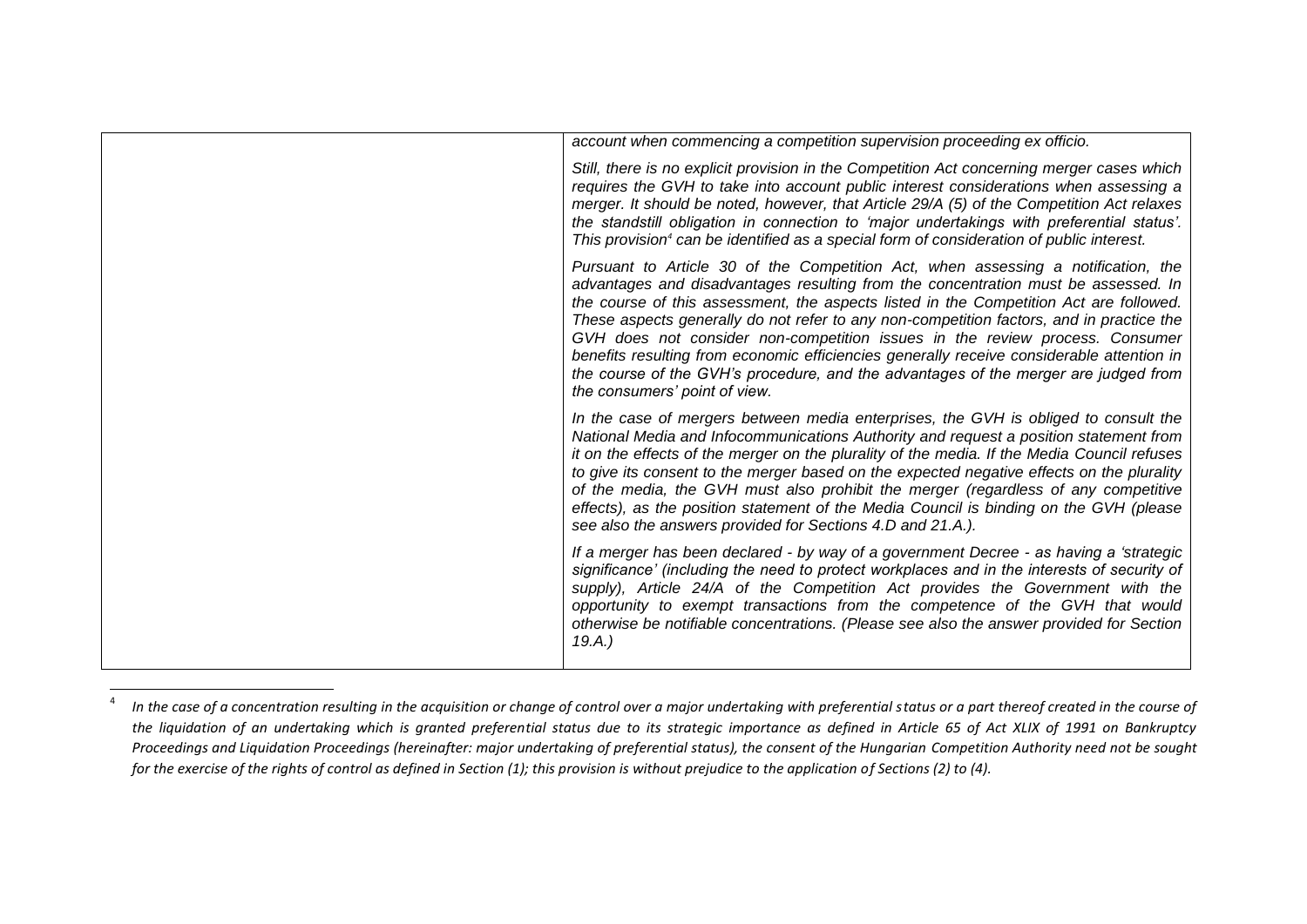| | |
|---|---|
| | *account when commencing a competition supervision proceeding ex officio.*<br><br>*Still, there is no explicit provision in the Competition Act concerning merger cases which requires the GVH to take into account public interest considerations when assessing a merger. It should be noted, however, that Article 29/A (5) of the Competition Act relaxes the standstill obligation in connection to 'major undertakings with preferential status'. This provision[4] can be identified as a special form of consideration of public interest.*<br><br>*Pursuant to Article 30 of the Competition Act, when assessing a notification, the advantages and disadvantages resulting from the concentration must be assessed. In the course of this assessment, the aspects listed in the Competition Act are followed. These aspects generally do not refer to any non-competition factors, and in practice the GVH does not consider non-competition issues in the review process. Consumer benefits resulting from economic efficiencies generally receive considerable attention in the course of the GVH's procedure, and the advantages of the merger are judged from the consumers' point of view.*<br><br>*In the case of mergers between media enterprises, the GVH is obliged to consult the National Media and Infocommunications Authority and request a position statement from it on the effects of the merger on the plurality of the media. If the Media Council refuses to give its consent to the merger based on the expected negative effects on the plurality of the media, the GVH must also prohibit the merger (regardless of any competitive effects), as the position statement of the Media Council is binding on the GVH (please see also the answers provided for Sections 4.D and 21.A.).*<br><br>*If a merger has been declared - by way of a government Decree - as having a 'strategic significance' (including the need to protect workplaces and in the interests of security of supply), Article 24/A of the Competition Act provides the Government with the opportunity to exempt transactions from the competence of the GVH that would otherwise be notifiable concentrations. (Please see also the answer provided for Section 19.A.)* |

[4] *In the case of a concentration resulting in the acquisition or change of control over a major undertaking with preferential status or a part thereof created in the course of the liquidation of an undertaking which is granted preferential status due to its strategic importance as defined in Article 65 of Act XLIX of 1991 on Bankruptcy Proceedings and Liquidation Proceedings (hereinafter: major undertaking of preferential status), the consent of the Hungarian Competition Authority need not be sought for the exercise of the rights of control as defined in Section (1); this provision is without prejudice to the application of Sections (2) to (4).*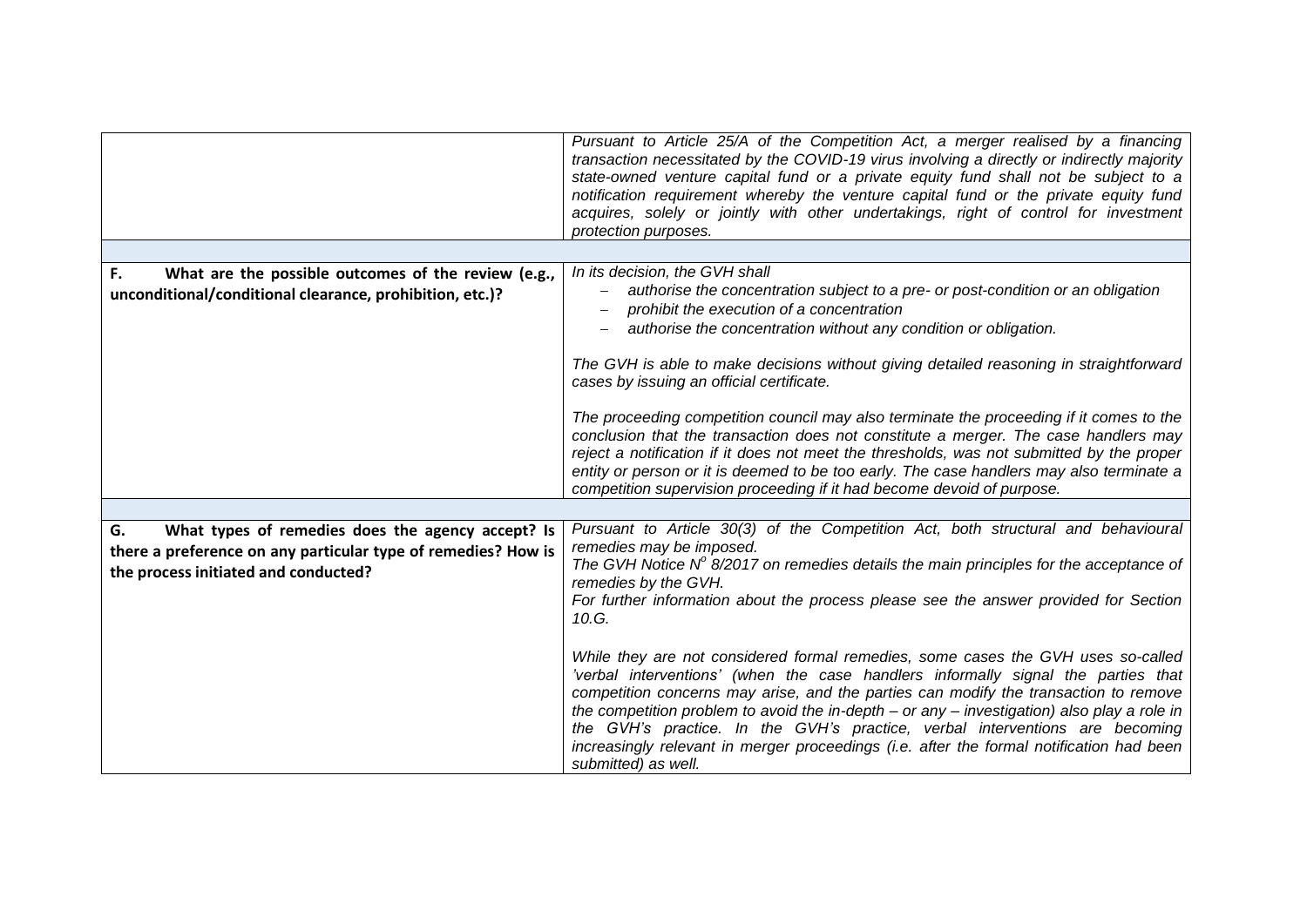| | |
|---|---|
| | *Pursuant to Article 25/A of the Competition Act, a merger realised by a financing transaction necessitated by the COVID-19 virus involving a directly or indirectly majority state-owned venture capital fund or a private equity fund shall not be subject to a notification requirement whereby the venture capital fund or the private equity fund acquires, solely or jointly with other undertakings, right of control for investment protection purposes.* |
| | |
| **F. What are the possible outcomes of the review (e.g., unconditional/conditional clearance, prohibition, etc.)?** | *In its decision, the GVH shall*<br>– *authorise the concentration subject to a pre- or post-condition or an obligation*<br>– *prohibit the execution of a concentration*<br>– *authorise the concentration without any condition or obligation.*<br><br>*The GVH is able to make decisions without giving detailed reasoning in straightforward cases by issuing an official certificate.*<br><br>*The proceeding competition council may also terminate the proceeding if it comes to the conclusion that the transaction does not constitute a merger. The case handlers may reject a notification if it does not meet the thresholds, was not submitted by the proper entity or person or it is deemed to be too early. The case handlers may also terminate a competition supervision proceeding if it had become devoid of purpose.* |
| | |
| **G. What types of remedies does the agency accept? Is there a preference on any particular type of remedies? How is the process initiated and conducted?** | *Pursuant to Article 30(3) of the Competition Act, both structural and behavioural remedies may be imposed.*<br>*The GVH Notice N° 8/2017 on remedies details the main principles for the acceptance of remedies by the GVH.*<br>*For further information about the process please see the answer provided for Section 10.G.*<br><br>*While they are not considered formal remedies, some cases the GVH uses so-called 'verbal interventions' (when the case handlers informally signal the parties that competition concerns may arise, and the parties can modify the transaction to remove the competition problem to avoid the in-depth – or any – investigation) also play a role in the GVH's practice. In the GVH's practice, verbal interventions are becoming increasingly relevant in merger proceedings (i.e. after the formal notification had been submitted) as well.* |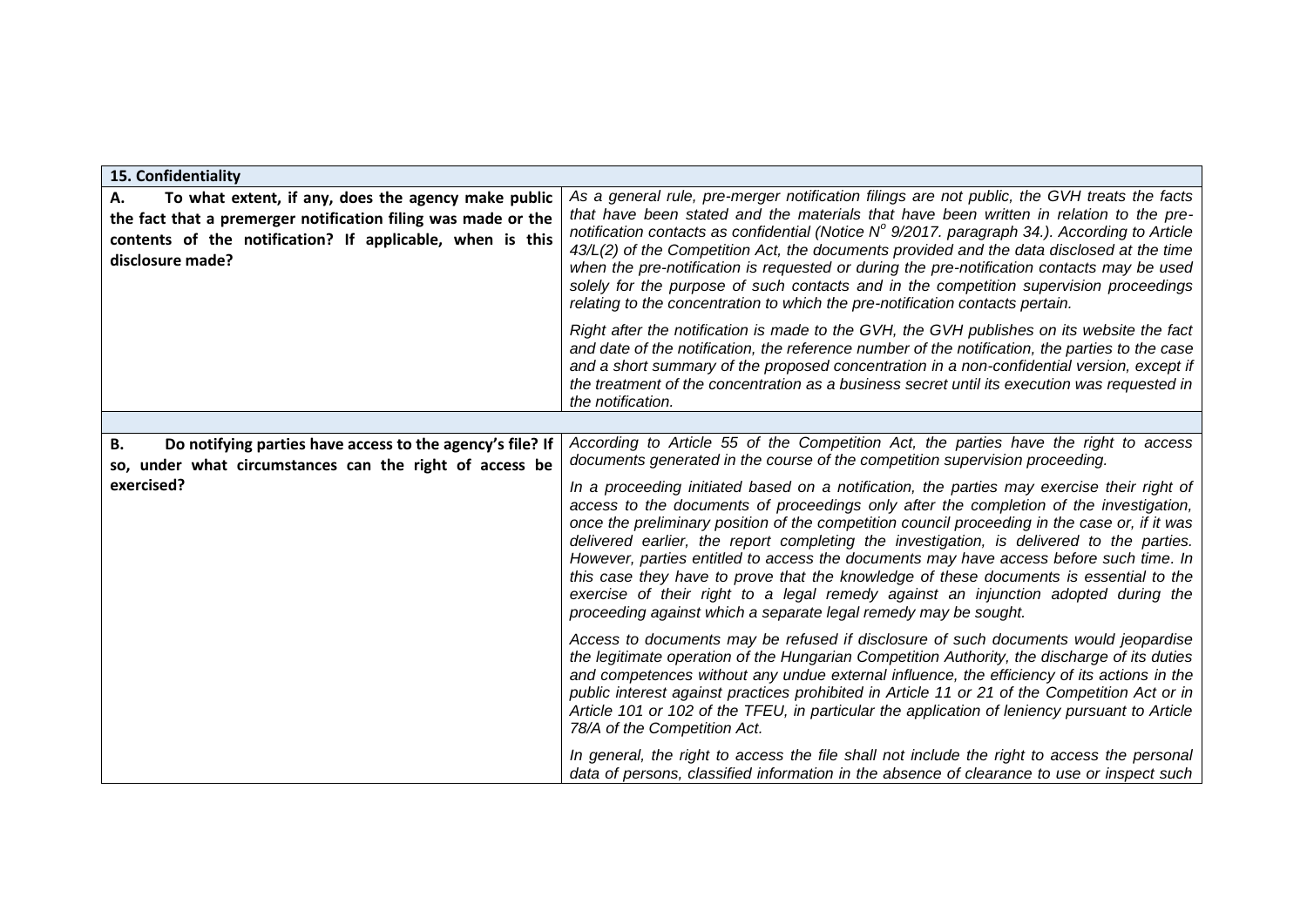| 15. Confidentiality | |
|---|---|
| **A. To what extent, if any, does the agency make public the fact that a premerger notification filing was made or the contents of the notification? If applicable, when is this disclosure made?** | *As a general rule, pre-merger notification filings are not public, the GVH treats the facts that have been stated and the materials that have been written in relation to the pre-notification contacts as confidential (Notice N° 9/2017. paragraph 34.). According to Article 43/L(2) of the Competition Act, the documents provided and the data disclosed at the time when the pre-notification is requested or during the pre-notification contacts may be used solely for the purpose of such contacts and in the competition supervision proceedings relating to the concentration to which the pre-notification contacts pertain.*<br><br>*Right after the notification is made to the GVH, the GVH publishes on its website the fact and date of the notification, the reference number of the notification, the parties to the case and a short summary of the proposed concentration in a non-confidential version, except if the treatment of the concentration as a business secret until its execution was requested in the notification.* |
| | |
| **B. Do notifying parties have access to the agency's file? If so, under what circumstances can the right of access be exercised?** | *According to Article 55 of the Competition Act, the parties have the right to access documents generated in the course of the competition supervision proceeding.*<br><br>*In a proceeding initiated based on a notification, the parties may exercise their right of access to the documents of proceedings only after the completion of the investigation, once the preliminary position of the competition council proceeding in the case or, if it was delivered earlier, the report completing the investigation, is delivered to the parties. However, parties entitled to access the documents may have access before such time. In this case they have to prove that the knowledge of these documents is essential to the exercise of their right to a legal remedy against an injunction adopted during the proceeding against which a separate legal remedy may be sought.*<br><br>*Access to documents may be refused if disclosure of such documents would jeopardise the legitimate operation of the Hungarian Competition Authority, the discharge of its duties and competences without any undue external influence, the efficiency of its actions in the public interest against practices prohibited in Article 11 or 21 of the Competition Act or in Article 101 or 102 of the TFEU, in particular the application of leniency pursuant to Article 78/A of the Competition Act.*<br><br>*In general, the right to access the file shall not include the right to access the personal data of persons, classified information in the absence of clearance to use or inspect such* |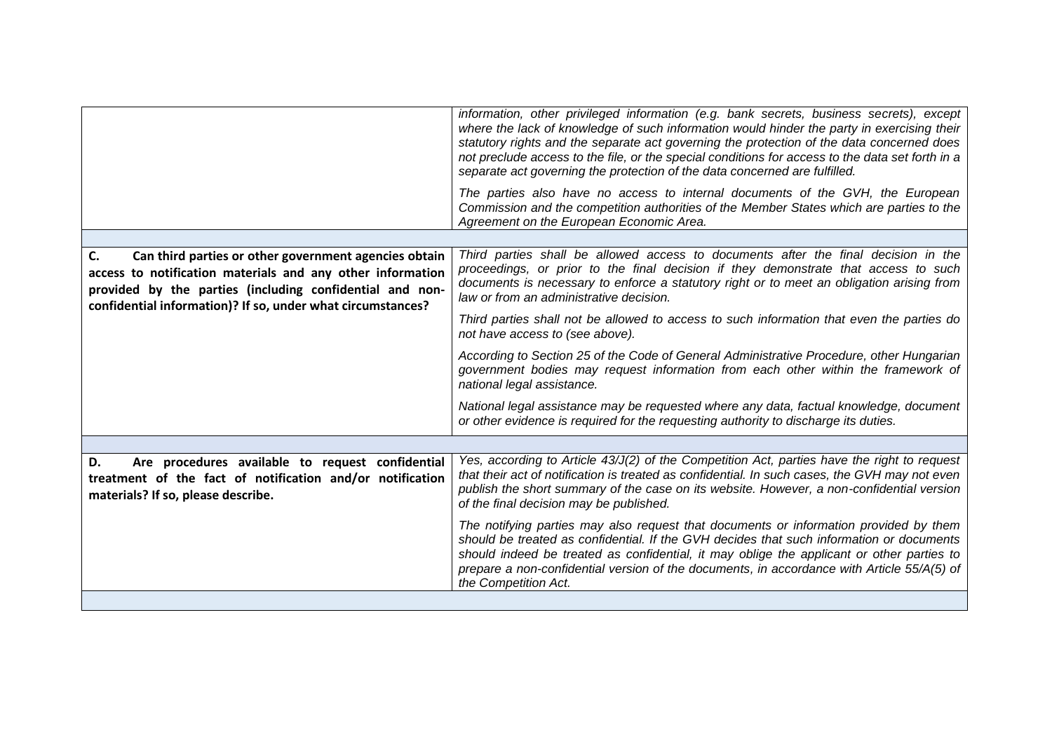| | |
|---|---|
| | *information, other privileged information (e.g. bank secrets, business secrets), except where the lack of knowledge of such information would hinder the party in exercising their statutory rights and the separate act governing the protection of the data concerned does not preclude access to the file, or the special conditions for access to the data set forth in a separate act governing the protection of the data concerned are fulfilled.*<br><br>*The parties also have no access to internal documents of the GVH, the European Commission and the competition authorities of the Member States which are parties to the Agreement on the European Economic Area.* |
| | |
| **C. Can third parties or other government agencies obtain access to notification materials and any other information provided by the parties (including confidential and non-confidential information)? If so, under what circumstances?** | *Third parties shall be allowed access to documents after the final decision in the proceedings, or prior to the final decision if they demonstrate that access to such documents is necessary to enforce a statutory right or to meet an obligation arising from law or from an administrative decision.*<br><br>*Third parties shall not be allowed to access to such information that even the parties do not have access to (see above).*<br><br>*According to Section 25 of the Code of General Administrative Procedure, other Hungarian government bodies may request information from each other within the framework of national legal assistance.*<br><br>*National legal assistance may be requested where any data, factual knowledge, document or other evidence is required for the requesting authority to discharge its duties.* |
| | |
| **D. Are procedures available to request confidential treatment of the fact of notification and/or notification materials? If so, please describe.** | *Yes, according to Article 43/J(2) of the Competition Act, parties have the right to request that their act of notification is treated as confidential. In such cases, the GVH may not even publish the short summary of the case on its website. However, a non-confidential version of the final decision may be published.*<br><br>*The notifying parties may also request that documents or information provided by them should be treated as confidential. If the GVH decides that such information or documents should indeed be treated as confidential, it may oblige the applicant or other parties to prepare a non-confidential version of the documents, in accordance with Article 55/A(5) of the Competition Act.* |
| | |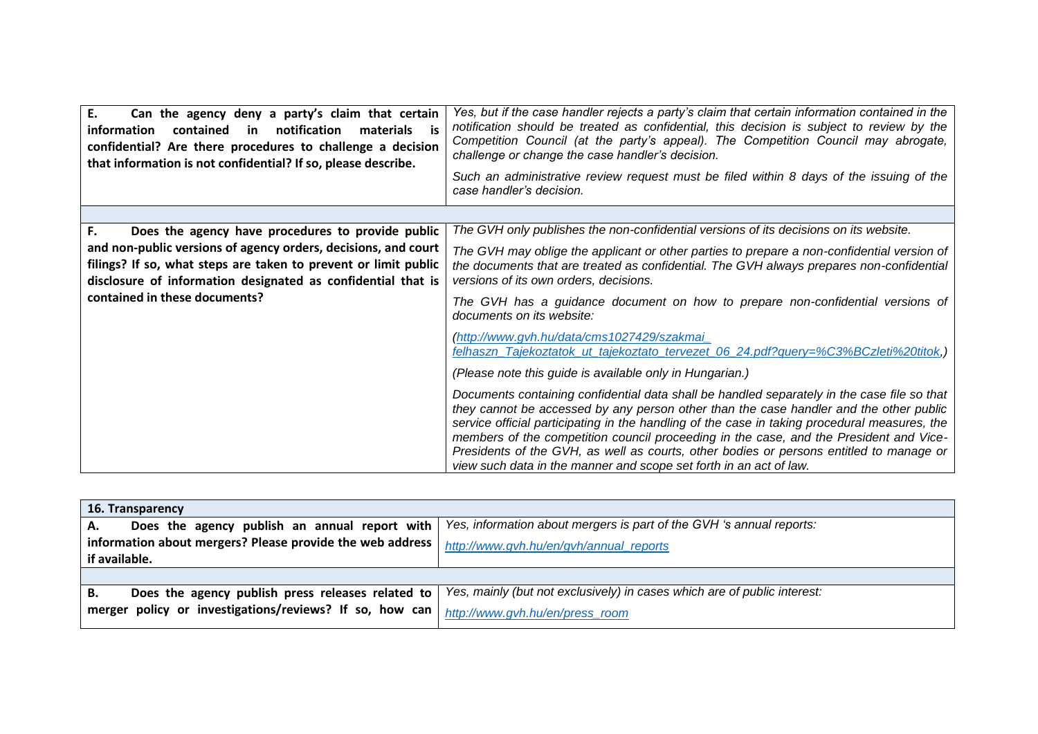| | |
|---|---|
| **E. Can the agency deny a party's claim that certain information contained in notification materials is confidential? Are there procedures to challenge a decision that information is not confidential? If so, please describe.** | *Yes, but if the case handler rejects a party's claim that certain information contained in the notification should be treated as confidential, this decision is subject to review by the Competition Council (at the party's appeal). The Competition Council may abrogate, challenge or change the case handler's decision.*<br><br>*Such an administrative review request must be filed within 8 days of the issuing of the case handler's decision.* |
| | |
| **F. Does the agency have procedures to provide public and non-public versions of agency orders, decisions, and court filings? If so, what steps are taken to prevent or limit public disclosure of information designated as confidential that is contained in these documents?** | *The GVH only publishes the non-confidential versions of its decisions on its website.*<br><br>*The GVH may oblige the applicant or other parties to prepare a non-confidential version of the documents that are treated as confidential. The GVH always prepares non-confidential versions of its own orders, decisions.*<br><br>*The GVH has a guidance document on how to prepare non-confidential versions of documents on its website:*<br><br>*(http://www.gvh.hu/data/cms1027429/szakmai_ felhaszn_Tajekoztatok_ut_tajekoztato_tervezet_06_24.pdf?query=%C3%BCzleti%20titok,)*<br><br>*(Please note this guide is available only in Hungarian.)*<br><br>*Documents containing confidential data shall be handled separately in the case file so that they cannot be accessed by any person other than the case handler and the other public service official participating in the handling of the case in taking procedural measures, the members of the competition council proceeding in the case, and the President and Vice-Presidents of the GVH, as well as courts, other bodies or persons entitled to manage or view such data in the manner and scope set forth in an act of law.* |

| **16. Transparency** | |
|---|---|
| **A. Does the agency publish an annual report with information about mergers? Please provide the web address if available.** | *Yes, information about mergers is part of the GVH 's annual reports:*<br><br>*http://www.gvh.hu/en/gvh/annual_reports* |
| | |
| **B. Does the agency publish press releases related to merger policy or investigations/reviews? If so, how can** | *Yes, mainly (but not exclusively) in cases which are of public interest:*<br><br>*http://www.gvh.hu/en/press_room* |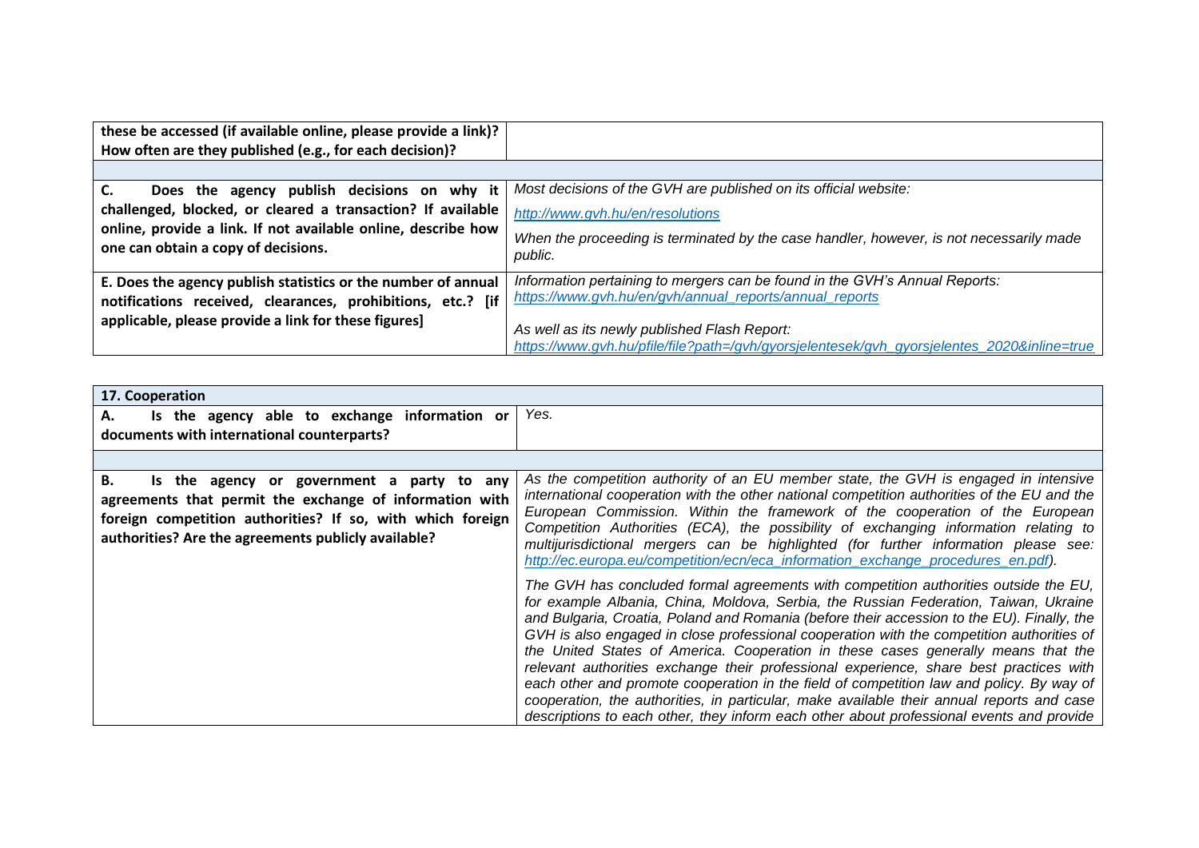| | |
|---|---|
| **these be accessed (if available online, please provide a link)? How often are they published (e.g., for each decision)?** | |
| | |
| **C. Does the agency publish decisions on why it challenged, blocked, or cleared a transaction? If available online, provide a link. If not available online, describe how one can obtain a copy of decisions.** | *Most decisions of the GVH are published on its official website:*<br>*http://www.gvh.hu/en/resolutions*<br>*When the proceeding is terminated by the case handler, however, is not necessarily made public.* |
| **E. Does the agency publish statistics or the number of annual notifications received, clearances, prohibitions, etc.? [if applicable, please provide a link for these figures]** | *Information pertaining to mergers can be found in the GVH's Annual Reports:*<br>*https://www.gvh.hu/en/gvh/annual_reports/annual_reports*<br>*As well as its newly published Flash Report:*<br>*https://www.gvh.hu/pfile/file?path=/gvh/gyorsjelentesek/gvh_gyorsjelentes_2020&inline=true* |

| **17. Cooperation** | |
|---|---|
| **A. Is the agency able to exchange information or documents with international counterparts?** | *Yes.* |
| | |
| **B. Is the agency or government a party to any agreements that permit the exchange of information with foreign competition authorities? If so, with which foreign authorities? Are the agreements publicly available?** | *As the competition authority of an EU member state, the GVH is engaged in intensive international cooperation with the other national competition authorities of the EU and the European Commission. Within the framework of the cooperation of the European Competition Authorities (ECA), the possibility of exchanging information relating to multijurisdictional mergers can be highlighted (for further information please see: http://ec.europa.eu/competition/ecn/eca_information_exchange_procedures_en.pdf).*<br>*The GVH has concluded formal agreements with competition authorities outside the EU, for example Albania, China, Moldova, Serbia, the Russian Federation, Taiwan, Ukraine and Bulgaria, Croatia, Poland and Romania (before their accession to the EU). Finally, the GVH is also engaged in close professional cooperation with the competition authorities of the United States of America. Cooperation in these cases generally means that the relevant authorities exchange their professional experience, share best practices with each other and promote cooperation in the field of competition law and policy. By way of cooperation, the authorities, in particular, make available their annual reports and case descriptions to each other, they inform each other about professional events and provide* |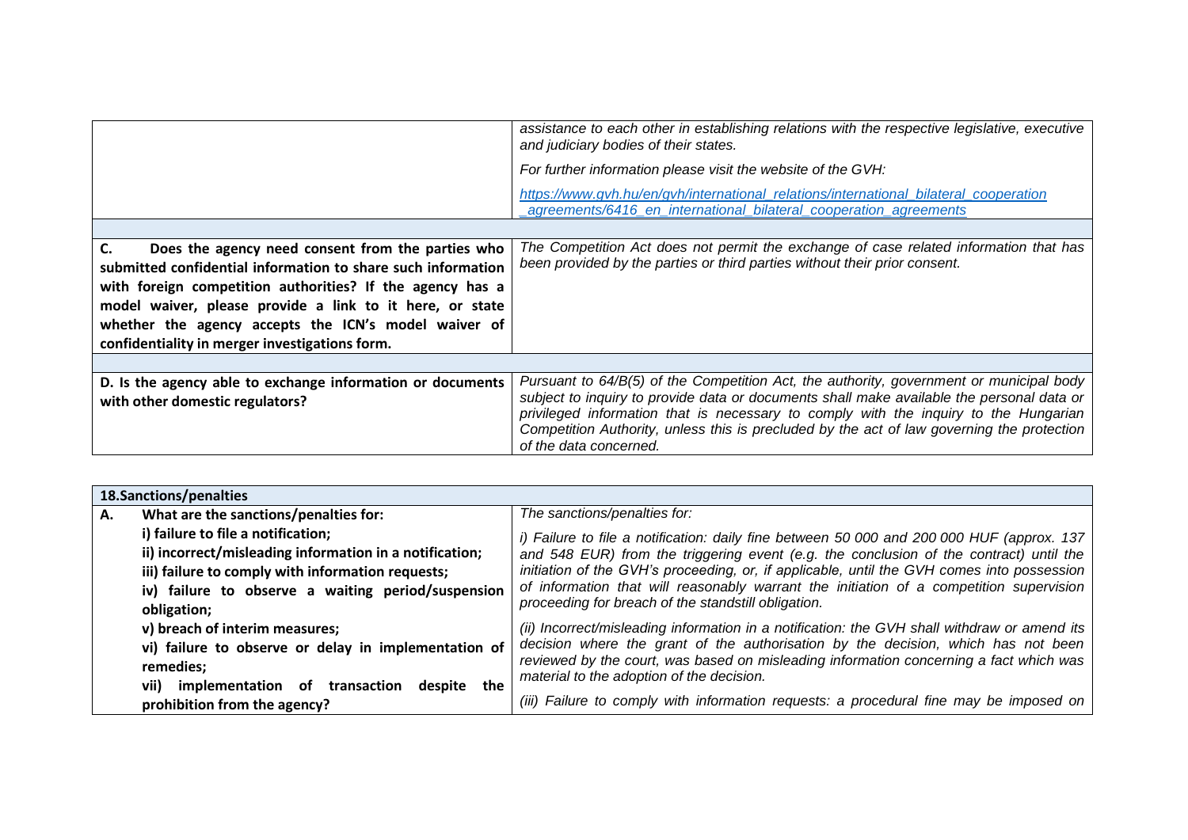| | |
|---|---|
| | *assistance to each other in establishing relations with the respective legislative, executive and judiciary bodies of their states.*<br><br>*For further information please visit the website of the GVH:*<br><br>*[https://www.gvh.hu/en/gvh/international_relations/international_bilateral_cooperation_agreements/6416_en_international_bilateral_cooperation_agreements](https://www.gvh.hu/en/gvh/international_relations/international_bilateral_cooperation_agreements/6416_en_international_bilateral_cooperation_agreements)* |
| **C. Does the agency need consent from the parties who submitted confidential information to share such information with foreign competition authorities? If the agency has a model waiver, please provide a link to it here, or state whether the agency accepts the ICN's model waiver of confidentiality in merger investigations form.** | *The Competition Act does not permit the exchange of case related information that has been provided by the parties or third parties without their prior consent.* |
| **D. Is the agency able to exchange information or documents with other domestic regulators?** | *Pursuant to 64/B(5) of the Competition Act, the authority, government or municipal body subject to inquiry to provide data or documents shall make available the personal data or privileged information that is necessary to comply with the inquiry to the Hungarian Competition Authority, unless this is precluded by the act of law governing the protection of the data concerned.* |

| **18.Sanctions/penalties** | |
|---|---|
| **A. What are the sanctions/penalties for:**<br>**i) failure to file a notification;**<br>**ii) incorrect/misleading information in a notification;**<br>**iii) failure to comply with information requests;**<br>**iv) failure to observe a waiting period/suspension obligation;**<br>**v) breach of interim measures;**<br>**vi) failure to observe or delay in implementation of remedies;**<br>**vii) implementation of transaction despite the prohibition from the agency?** | *The sanctions/penalties for:*<br><br>*i) Failure to file a notification: daily fine between 50 000 and 200 000 HUF (approx. 137 and 548 EUR) from the triggering event (e.g. the conclusion of the contract) until the initiation of the GVH's proceeding, or, if applicable, until the GVH comes into possession of information that will reasonably warrant the initiation of a competition supervision proceeding for breach of the standstill obligation.*<br><br>*(ii) Incorrect/misleading information in a notification: the GVH shall withdraw or amend its decision where the grant of the authorisation by the decision, which has not been reviewed by the court, was based on misleading information concerning a fact which was material to the adoption of the decision.*<br><br>*(iii) Failure to comply with information requests: a procedural fine may be imposed on* |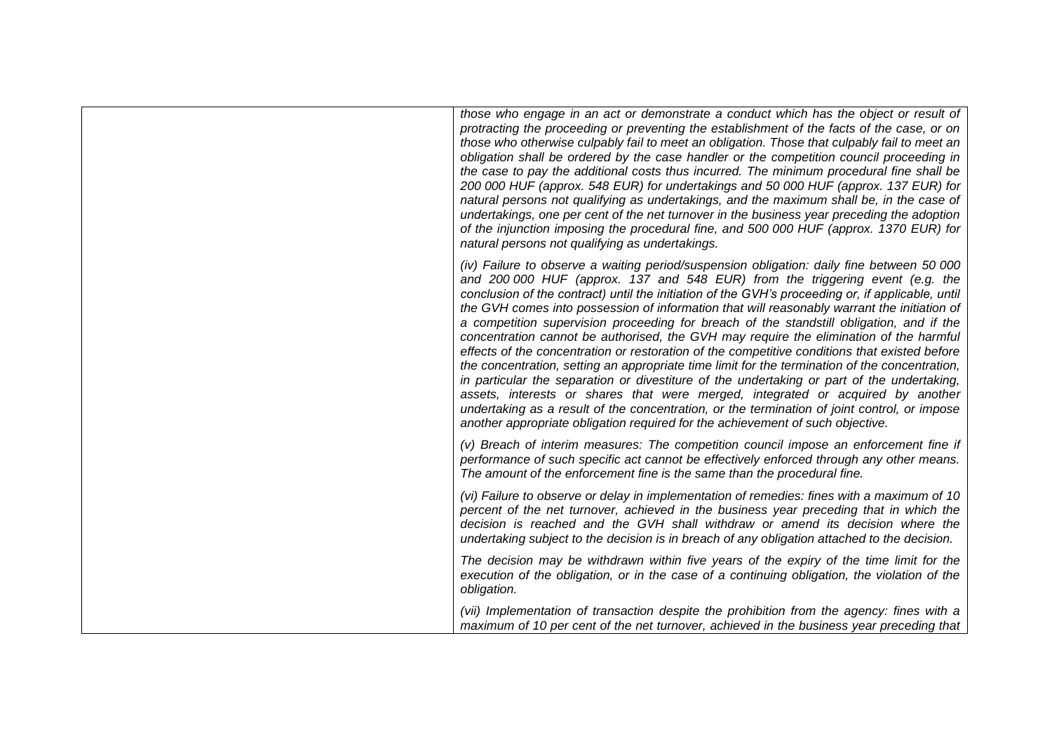| | |
|---|---|
| | *those who engage in an act or demonstrate a conduct which has the object or result of protracting the proceeding or preventing the establishment of the facts of the case, or on those who otherwise culpably fail to meet an obligation. Those that culpably fail to meet an obligation shall be ordered by the case handler or the competition council proceeding in the case to pay the additional costs thus incurred. The minimum procedural fine shall be 200 000 HUF (approx. 548 EUR) for undertakings and 50 000 HUF (approx. 137 EUR) for natural persons not qualifying as undertakings, and the maximum shall be, in the case of undertakings, one per cent of the net turnover in the business year preceding the adoption of the injunction imposing the procedural fine, and 500 000 HUF (approx. 1370 EUR) for natural persons not qualifying as undertakings.*<br><br>*(iv) Failure to observe a waiting period/suspension obligation: daily fine between 50 000 and 200 000 HUF (approx. 137 and 548 EUR) from the triggering event (e.g. the conclusion of the contract) until the initiation of the GVH's proceeding or, if applicable, until the GVH comes into possession of information that will reasonably warrant the initiation of a competition supervision proceeding for breach of the standstill obligation, and if the concentration cannot be authorised, the GVH may require the elimination of the harmful effects of the concentration or restoration of the competitive conditions that existed before the concentration, setting an appropriate time limit for the termination of the concentration, in particular the separation or divestiture of the undertaking or part of the undertaking, assets, interests or shares that were merged, integrated or acquired by another undertaking as a result of the concentration, or the termination of joint control, or impose another appropriate obligation required for the achievement of such objective.*<br><br>*(v) Breach of interim measures: The competition council impose an enforcement fine if performance of such specific act cannot be effectively enforced through any other means. The amount of the enforcement fine is the same than the procedural fine.*<br><br>*(vi) Failure to observe or delay in implementation of remedies: fines with a maximum of 10 percent of the net turnover, achieved in the business year preceding that in which the decision is reached and the GVH shall withdraw or amend its decision where the undertaking subject to the decision is in breach of any obligation attached to the decision.*<br><br>*The decision may be withdrawn within five years of the expiry of the time limit for the execution of the obligation, or in the case of a continuing obligation, the violation of the obligation.*<br><br>*(vii) Implementation of transaction despite the prohibition from the agency: fines with a maximum of 10 per cent of the net turnover, achieved in the business year preceding that* |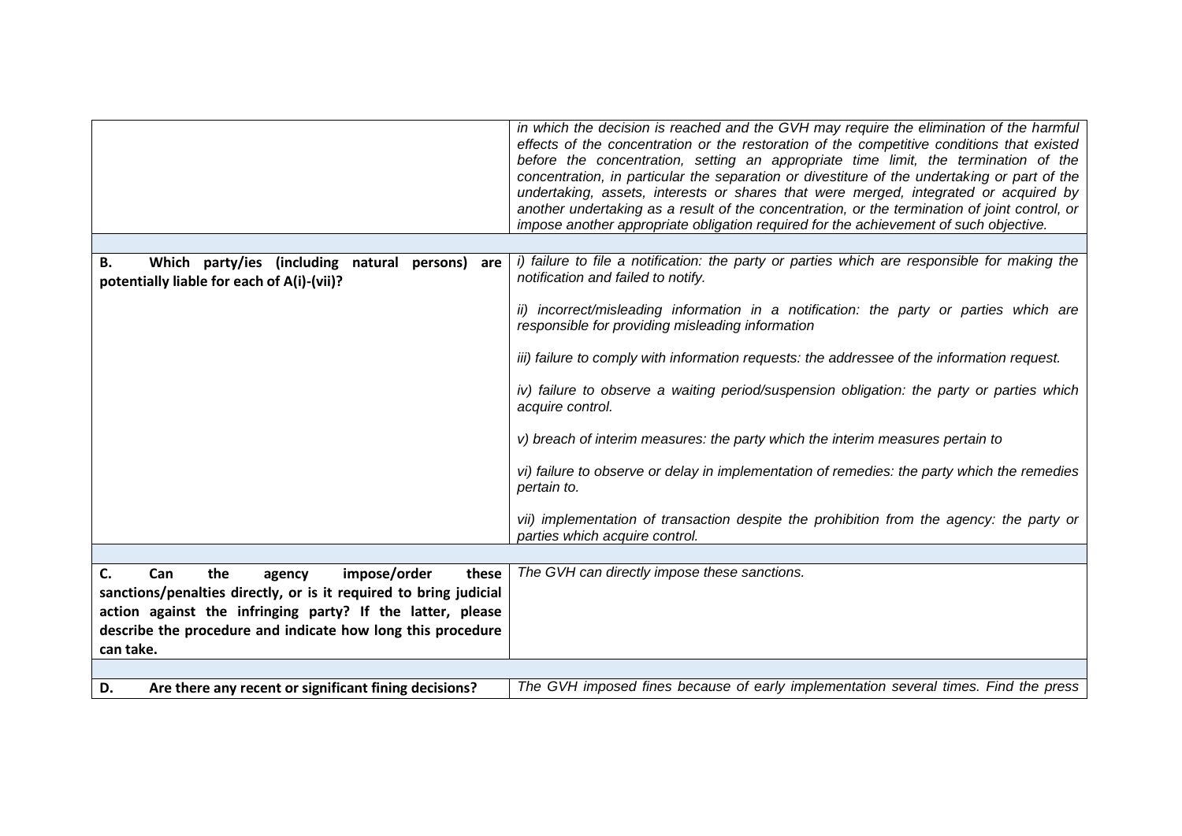| | |
|---|---|
| | *in which the decision is reached and the GVH may require the elimination of the harmful effects of the concentration or the restoration of the competitive conditions that existed before the concentration, setting an appropriate time limit, the termination of the concentration, in particular the separation or divestiture of the undertaking or part of the undertaking, assets, interests or shares that were merged, integrated or acquired by another undertaking as a result of the concentration, or the termination of joint control, or impose another appropriate obligation required for the achievement of such objective.* |
| | |
| **B. Which party/ies (including natural persons) are potentially liable for each of A(i)-(vii)?** | *i) failure to file a notification: the party or parties which are responsible for making the notification and failed to notify.*<br><br>*ii) incorrect/misleading information in a notification: the party or parties which are responsible for providing misleading information*<br><br>*iii) failure to comply with information requests: the addressee of the information request.*<br><br>*iv) failure to observe a waiting period/suspension obligation: the party or parties which acquire control.*<br><br>*v) breach of interim measures: the party which the interim measures pertain to*<br><br>*vi) failure to observe or delay in implementation of remedies: the party which the remedies pertain to.*<br><br>*vii) implementation of transaction despite the prohibition from the agency: the party or parties which acquire control.* |
| | |
| **C. Can the agency impose/order these sanctions/penalties directly, or is it required to bring judicial action against the infringing party? If the latter, please describe the procedure and indicate how long this procedure can take.** | *The GVH can directly impose these sanctions.* |
| | |
| **D. Are there any recent or significant fining decisions?** | *The GVH imposed fines because of early implementation several times. Find the press* |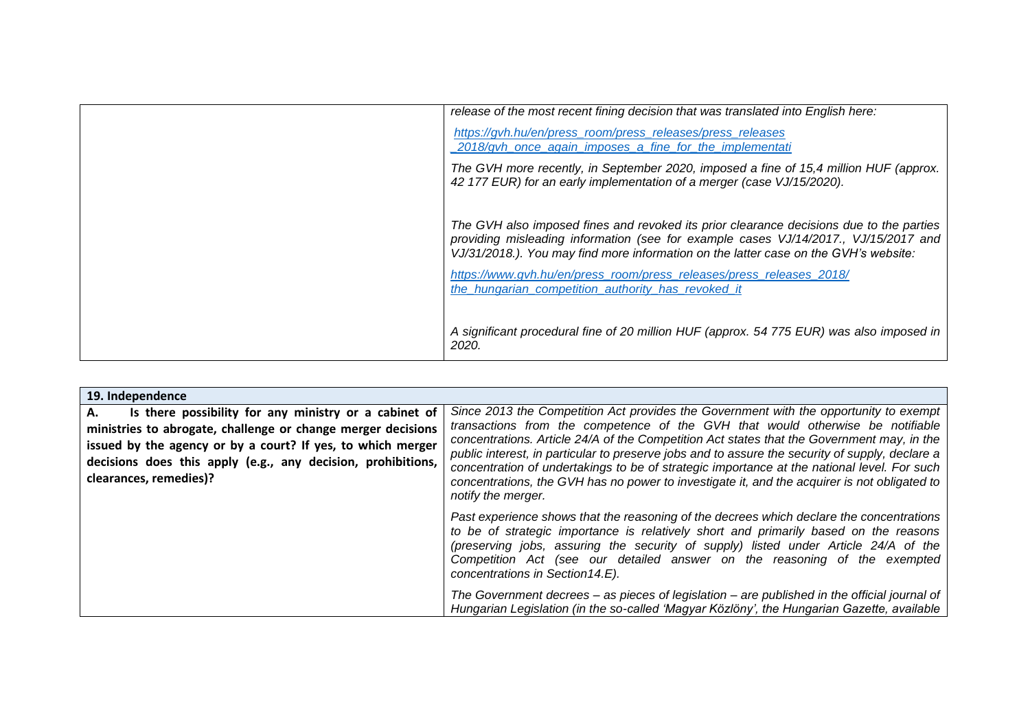| | |
|---|---|
| | *release of the most recent fining decision that was translated into English here:*<br><br>*https://gvh.hu/en/press_room/press_releases/press_releases_2018/gvh_once_again_imposes_a_fine_for_the_implementati*<br><br>*The GVH more recently, in September 2020, imposed a fine of 15,4 million HUF (approx. 42 177 EUR) for an early implementation of a merger (case VJ/15/2020).*<br><br>*The GVH also imposed fines and revoked its prior clearance decisions due to the parties providing misleading information (see for example cases VJ/14/2017., VJ/15/2017 and VJ/31/2018.). You may find more information on the latter case on the GVH's website:*<br><br>*https://www.gvh.hu/en/press_room/press_releases/press_releases_2018/the_hungarian_competition_authority_has_revoked_it*<br><br>*A significant procedural fine of 20 million HUF (approx. 54 775 EUR) was also imposed in 2020.* |

| **19. Independence** | |
|---|---|
| **A. Is there possibility for any ministry or a cabinet of ministries to abrogate, challenge or change merger decisions issued by the agency or by a court? If yes, to which merger decisions does this apply (e.g., any decision, prohibitions, clearances, remedies)?** | *Since 2013 the Competition Act provides the Government with the opportunity to exempt transactions from the competence of the GVH that would otherwise be notifiable concentrations. Article 24/A of the Competition Act states that the Government may, in the public interest, in particular to preserve jobs and to assure the security of supply, declare a concentration of undertakings to be of strategic importance at the national level. For such concentrations, the GVH has no power to investigate it, and the acquirer is not obligated to notify the merger.*<br><br>*Past experience shows that the reasoning of the decrees which declare the concentrations to be of strategic importance is relatively short and primarily based on the reasons (preserving jobs, assuring the security of supply) listed under Article 24/A of the Competition Act (see our detailed answer on the reasoning of the exempted concentrations in Section14.E).*<br><br>*The Government decrees – as pieces of legislation – are published in the official journal of Hungarian Legislation (in the so-called 'Magyar Közlöny', the Hungarian Gazette, available* |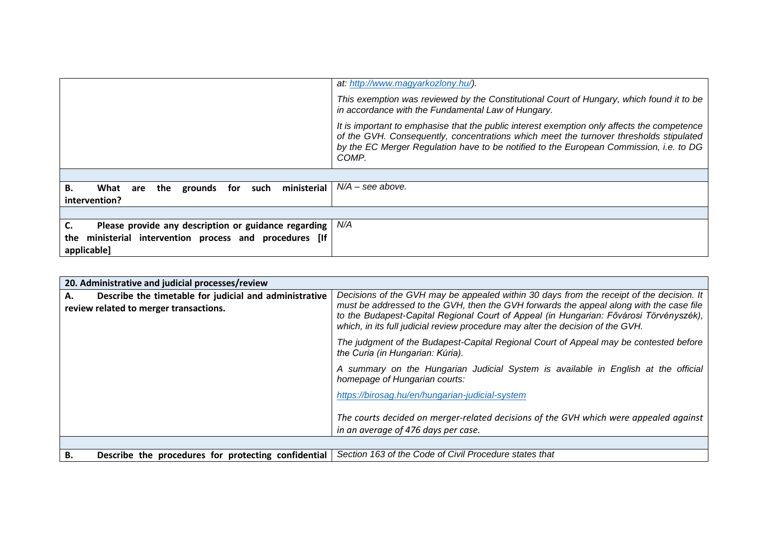| | |
|---|---|
| | *at: [http://www.magyarkozlony.hu/](http://www.magyarkozlony.hu/)).* <br><br> *This exemption was reviewed by the Constitutional Court of Hungary, which found it to be in accordance with the Fundamental Law of Hungary.* <br><br> *It is important to emphasise that the public interest exemption only affects the competence of the GVH. Consequently, concentrations which meet the turnover thresholds stipulated by the EC Merger Regulation have to be notified to the European Commission, i.e. to DG COMP.* |
| | |
| **B. What are the grounds for such ministerial intervention?** | *N/A – see above.* |
| | |
| **C. Please provide any description or guidance regarding the ministerial intervention process and procedures [If applicable]** | *N/A* |

| **20. Administrative and judicial processes/review** | |
|---|---|
| **A. Describe the timetable for judicial and administrative review related to merger transactions.** | *Decisions of the GVH may be appealed within 30 days from the receipt of the decision. It must be addressed to the GVH, then the GVH forwards the appeal along with the case file to the Budapest-Capital Regional Court of Appeal (in Hungarian: Fővárosi Törvényszék), which, in its full judicial review procedure may alter the decision of the GVH.* <br><br> *The judgment of the Budapest-Capital Regional Court of Appeal may be contested before the Curia (in Hungarian: Kúria).* <br><br> *A summary on the Hungarian Judicial System is available in English at the official homepage of Hungarian courts:* <br><br> *[https://birosag.hu/en/hungarian-judicial-system](https://birosag.hu/en/hungarian-judicial-system)* <br><br> *The courts decided on merger-related decisions of the GVH which were appealed against in an average of 476 days per case.* |
| | |
| **B. Describe the procedures for protecting confidential** | *Section 163 of the Code of Civil Procedure states that* |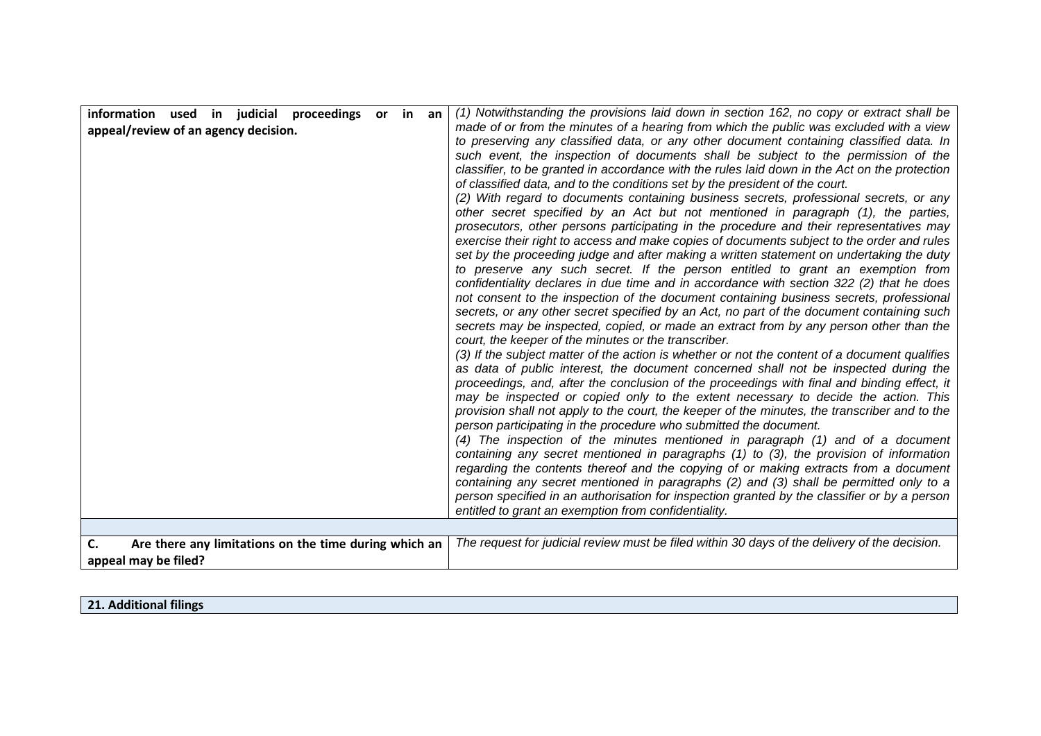| | |
|---|---|
| **information used in judicial proceedings or in an appeal/review of an agency decision.** | *(1) Notwithstanding the provisions laid down in section 162, no copy or extract shall be made of or from the minutes of a hearing from which the public was excluded with a view to preserving any classified data, or any other document containing classified data. In such event, the inspection of documents shall be subject to the permission of the classifier, to be granted in accordance with the rules laid down in the Act on the protection of classified data, and to the conditions set by the president of the court.*<br>*(2) With regard to documents containing business secrets, professional secrets, or any other secret specified by an Act but not mentioned in paragraph (1), the parties, prosecutors, other persons participating in the procedure and their representatives may exercise their right to access and make copies of documents subject to the order and rules set by the proceeding judge and after making a written statement on undertaking the duty to preserve any such secret. If the person entitled to grant an exemption from confidentiality declares in due time and in accordance with section 322 (2) that he does not consent to the inspection of the document containing business secrets, professional secrets, or any other secret specified by an Act, no part of the document containing such secrets may be inspected, copied, or made an extract from by any person other than the court, the keeper of the minutes or the transcriber.*<br>*(3) If the subject matter of the action is whether or not the content of a document qualifies as data of public interest, the document concerned shall not be inspected during the proceedings, and, after the conclusion of the proceedings with final and binding effect, it may be inspected or copied only to the extent necessary to decide the action. This provision shall not apply to the court, the keeper of the minutes, the transcriber and to the person participating in the procedure who submitted the document.*<br>*(4) The inspection of the minutes mentioned in paragraph (1) and of a document containing any secret mentioned in paragraphs (1) to (3), the provision of information regarding the contents thereof and the copying of or making extracts from a document containing any secret mentioned in paragraphs (2) and (3) shall be permitted only to a person specified in an authorisation for inspection granted by the classifier or by a person entitled to grant an exemption from confidentiality.* |
| | |
| **C. Are there any limitations on the time during which an appeal may be filed?** | *The request for judicial review must be filed within 30 days of the delivery of the decision.* |

| **21. Additional filings** |
|---|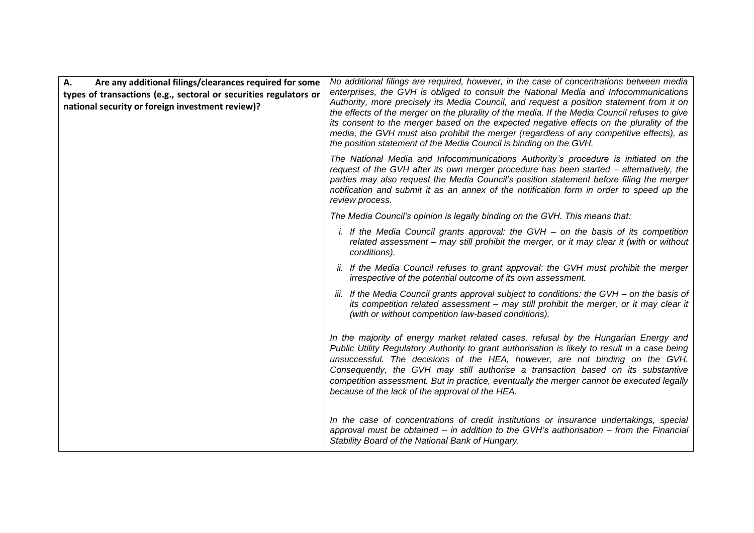| **A. Are any additional filings/clearances required for some types of transactions (e.g., sectoral or securities regulators or national security or foreign investment review)?** | *No additional filings are required, however, in the case of concentrations between media enterprises, the GVH is obliged to consult the National Media and Infocommunications Authority, more precisely its Media Council, and request a position statement from it on the effects of the merger on the plurality of the media. If the Media Council refuses to give its consent to the merger based on the expected negative effects on the plurality of the media, the GVH must also prohibit the merger (regardless of any competitive effects), as the position statement of the Media Council is binding on the GVH.*<br><br>*The National Media and Infocommunications Authority's procedure is initiated on the request of the GVH after its own merger procedure has been started – alternatively, the parties may also request the Media Council's position statement before filing the merger notification and submit it as an annex of the notification form in order to speed up the review process.*<br><br>*The Media Council's opinion is legally binding on the GVH. This means that:*<br><br>*i. If the Media Council grants approval: the GVH – on the basis of its competition related assessment – may still prohibit the merger, or it may clear it (with or without conditions).*<br><br>*ii. If the Media Council refuses to grant approval: the GVH must prohibit the merger irrespective of the potential outcome of its own assessment.*<br><br>*iii. If the Media Council grants approval subject to conditions: the GVH – on the basis of its competition related assessment – may still prohibit the merger, or it may clear it (with or without competition law-based conditions).*<br><br>*In the majority of energy market related cases, refusal by the Hungarian Energy and Public Utility Regulatory Authority to grant authorisation is likely to result in a case being unsuccessful. The decisions of the HEA, however, are not binding on the GVH. Consequently, the GVH may still authorise a transaction based on its substantive competition assessment. But in practice, eventually the merger cannot be executed legally because of the lack of the approval of the HEA.*<br><br>*In the case of concentrations of credit institutions or insurance undertakings, special approval must be obtained – in addition to the GVH's authorisation – from the Financial Stability Board of the National Bank of Hungary.* |
|---|---|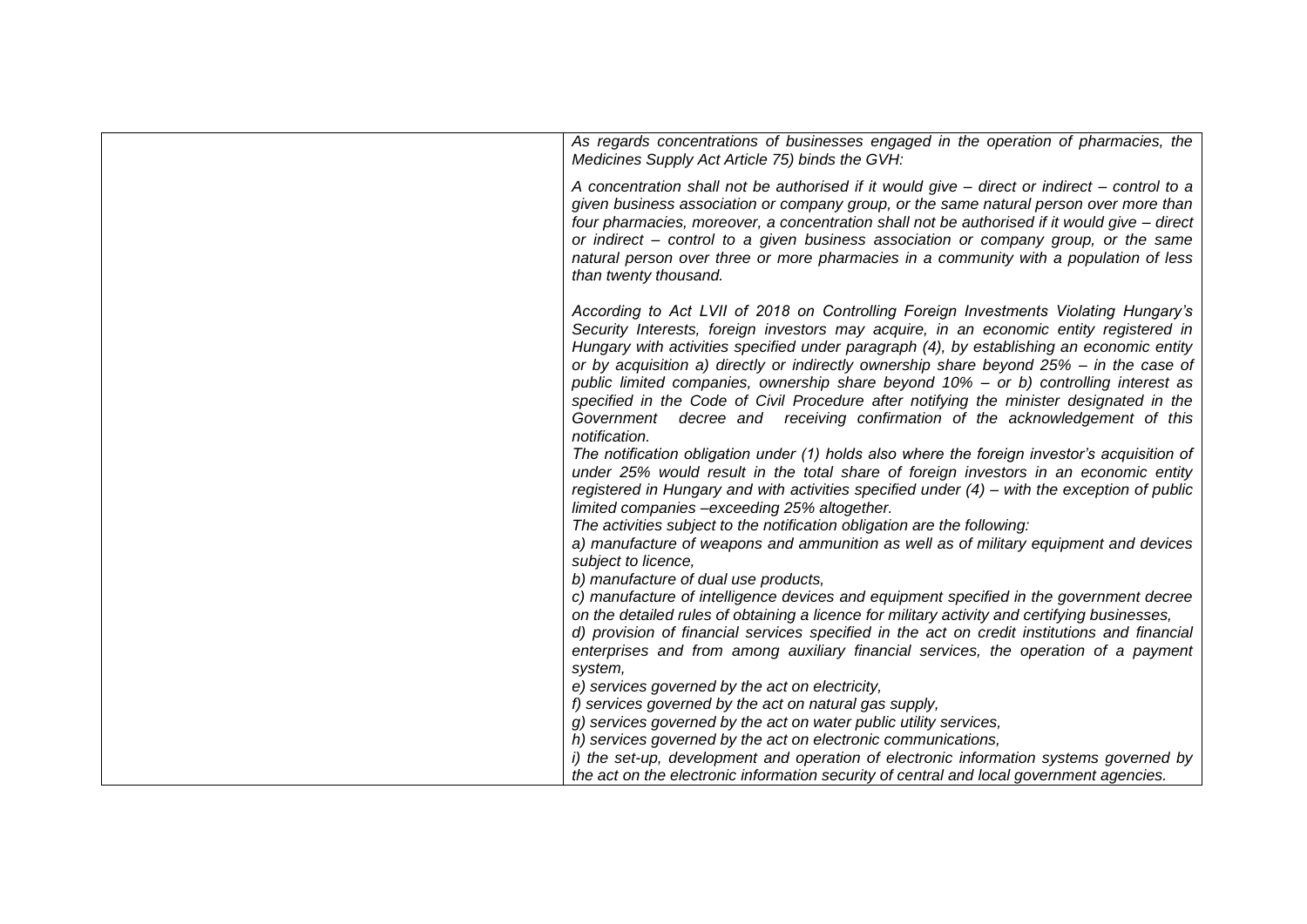| | |
|---|---|
| | *As regards concentrations of businesses engaged in the operation of pharmacies, the Medicines Supply Act Article 75) binds the GVH:*<br><br>*A concentration shall not be authorised if it would give – direct or indirect – control to a given business association or company group, or the same natural person over more than four pharmacies, moreover, a concentration shall not be authorised if it would give – direct or indirect – control to a given business association or company group, or the same natural person over three or more pharmacies in a community with a population of less than twenty thousand.*<br><br>*According to Act LVII of 2018 on Controlling Foreign Investments Violating Hungary's Security Interests, foreign investors may acquire, in an economic entity registered in Hungary with activities specified under paragraph (4), by establishing an economic entity or by acquisition a) directly or indirectly ownership share beyond 25% – in the case of public limited companies, ownership share beyond 10% – or b) controlling interest as specified in the Code of Civil Procedure after notifying the minister designated in the Government decree and receiving confirmation of the acknowledgement of this notification.*<br>*The notification obligation under (1) holds also where the foreign investor's acquisition of under 25% would result in the total share of foreign investors in an economic entity registered in Hungary and with activities specified under (4) – with the exception of public limited companies –exceeding 25% altogether.*<br>*The activities subject to the notification obligation are the following:*<br>*a) manufacture of weapons and ammunition as well as of military equipment and devices subject to licence,*<br>*b) manufacture of dual use products,*<br>*c) manufacture of intelligence devices and equipment specified in the government decree on the detailed rules of obtaining a licence for military activity and certifying businesses,*<br>*d) provision of financial services specified in the act on credit institutions and financial enterprises and from among auxiliary financial services, the operation of a payment system,*<br>*e) services governed by the act on electricity,*<br>*f) services governed by the act on natural gas supply,*<br>*g) services governed by the act on water public utility services,*<br>*h) services governed by the act on electronic communications,*<br>*i) the set-up, development and operation of electronic information systems governed by the act on the electronic information security of central and local government agencies.* |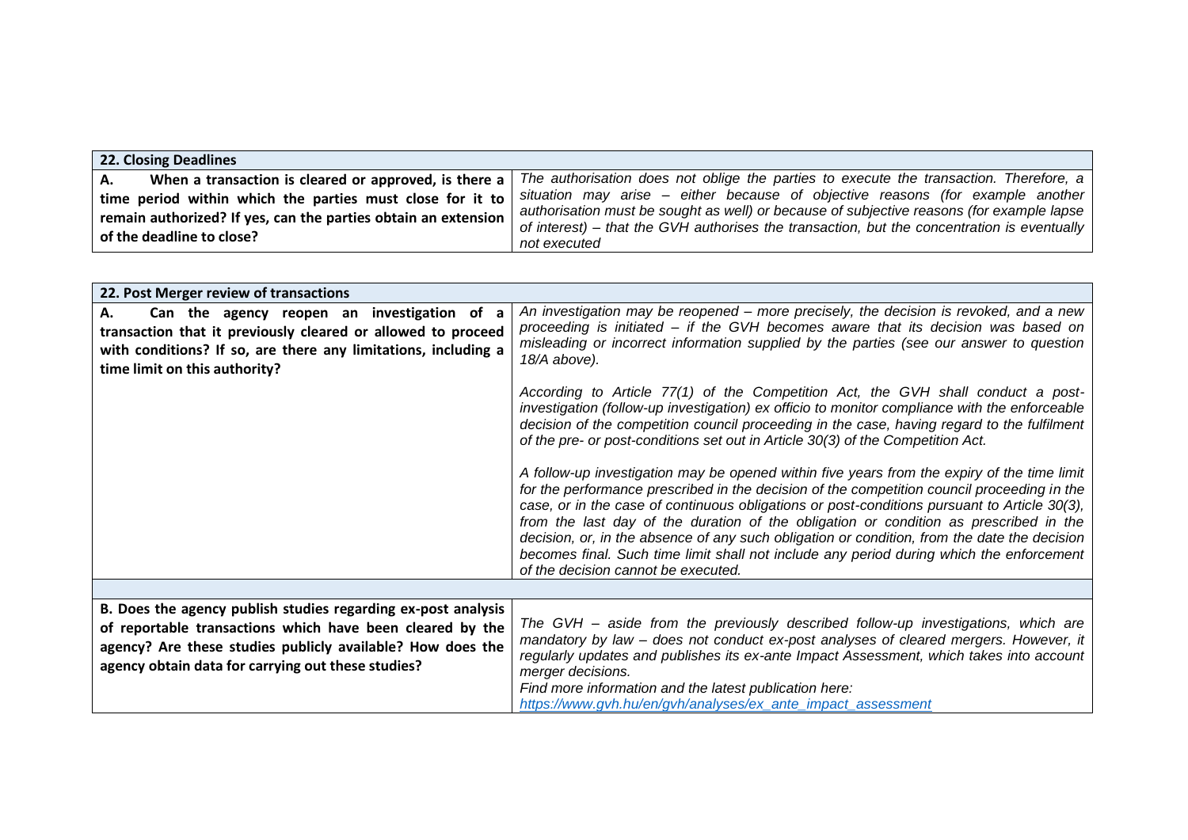| 22. Closing Deadlines | |
|---|---|
| **A. When a transaction is cleared or approved, is there a time period within which the parties must close for it to remain authorized? If yes, can the parties obtain an extension of the deadline to close?** | *The authorisation does not oblige the parties to execute the transaction. Therefore, a situation may arise – either because of objective reasons (for example another authorisation must be sought as well) or because of subjective reasons (for example lapse of interest) – that the GVH authorises the transaction, but the concentration is eventually not executed* |

| 22. Post Merger review of transactions | |
|---|---|
| **A. Can the agency reopen an investigation of a transaction that it previously cleared or allowed to proceed with conditions? If so, are there any limitations, including a time limit on this authority?** | *An investigation may be reopened – more precisely, the decision is revoked, and a new proceeding is initiated – if the GVH becomes aware that its decision was based on misleading or incorrect information supplied by the parties (see our answer to question 18/A above).*<br><br>*According to Article 77(1) of the Competition Act, the GVH shall conduct a post-investigation (follow-up investigation) ex officio to monitor compliance with the enforceable decision of the competition council proceeding in the case, having regard to the fulfilment of the pre- or post-conditions set out in Article 30(3) of the Competition Act.*<br><br>*A follow-up investigation may be opened within five years from the expiry of the time limit for the performance prescribed in the decision of the competition council proceeding in the case, or in the case of continuous obligations or post-conditions pursuant to Article 30(3), from the last day of the duration of the obligation or condition as prescribed in the decision, or, in the absence of any such obligation or condition, from the date the decision becomes final. Such time limit shall not include any period during which the enforcement of the decision cannot be executed.* |
| | |
| **B. Does the agency publish studies regarding ex-post analysis of reportable transactions which have been cleared by the agency? Are these studies publicly available? How does the agency obtain data for carrying out these studies?** | *The GVH – aside from the previously described follow-up investigations, which are mandatory by law – does not conduct ex-post analyses of cleared mergers. However, it regularly updates and publishes its ex-ante Impact Assessment, which takes into account merger decisions.*<br>*Find more information and the latest publication here:*<br>*https://www.gvh.hu/en/gvh/analyses/ex_ante_impact_assessment* |